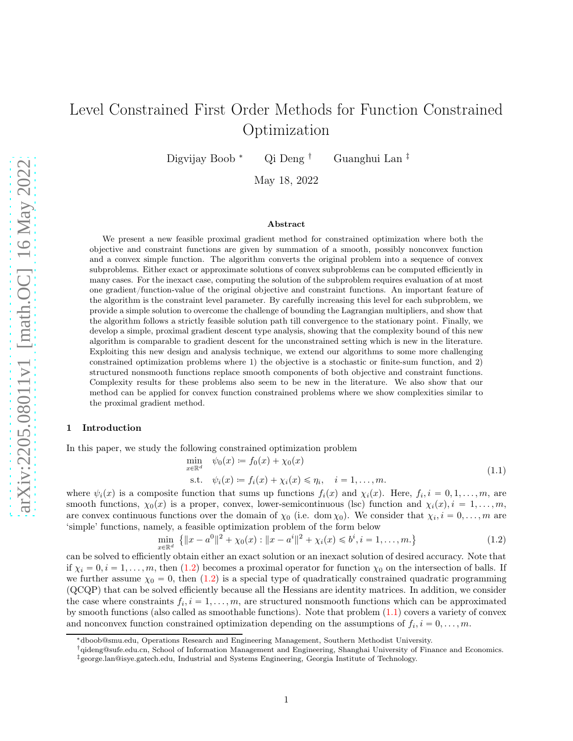# Level Constrained First Order Methods for Function Constrained Optimization

Digvijay Boob [*] Qi Deng [†] Guanghui Lan [‡]

May 18, 2022

## Abstract

We present a new feasible proximal gradient method for constrained optimization where both the objective and constraint functions are given by summation of a smooth, possibly nonconvex function and a convex simple function. The algorithm converts the original problem into a sequence of convex subproblems. Either exact or approximate solutions of convex subproblems can be computed efficiently in many cases. For the inexact case, computing the solution of the subproblem requires evaluation of at most one gradient/function-value of the original objective and constraint functions. An important feature of the algorithm is the constraint level parameter. By carefully increasing this level for each subproblem, we provide a simple solution to overcome the challenge of bounding the Lagrangian multipliers, and show that the algorithm follows a strictly feasible solution path till convergence to the stationary point. Finally, we develop a simple, proximal gradient descent type analysis, showing that the complexity bound of this new algorithm is comparable to gradient descent for the unconstrained setting which is new in the literature. Exploiting this new design and analysis technique, we extend our algorithms to some more challenging constrained optimization problems where 1) the objective is a stochastic or finite-sum function, and 2) structured nonsmooth functions replace smooth components of both objective and constraint functions. Complexity results for these problems also seem to be new in the literature. We also show that our method can be applied for convex function constrained problems where we show complexities similar to the proximal gradient method.

## 1 Introduction

In this paper, we study the following constrained optimization problem

$$
\begin{aligned}
\min_{x \in \mathbb{R}^d} \quad & \psi_0(x) := f_0(x) + \chi_0(x) \\
\text{s.t.} \quad & \psi_i(x) := f_i(x) + \chi_i(x) \leqslant \eta_i, \quad i = 1, \dots, m.
\end{aligned}
\tag{1.1}
$$

where $\psi_i(x)$ is a composite function that sums up functions $f_i(x)$ and $\chi_i(x)$. Here, $f_i, i = 0, 1, \dots, m$, are smooth functions, $\chi_0(x)$ is a proper, convex, lower-semicontinuous (lsc) function and $\chi_i(x), i = 1, \dots, m$, are convex continuous functions over the domain of $\chi_0$ (i.e. $\operatorname{dom} \chi_0$). We consider that $\chi_i, i = 0, \dots, m$ are 'simple' functions, namely, a feasible optimization problem of the form below

$$
\min_{x \in \mathbb{R}^d} \left\{ \|x - a^0\|^2 + \chi_0(x) : \|x - a^i\|^2 + \chi_i(x) \leqslant b^i, i = 1, \dots, m. \right\}
\tag{1.2}
$$

can be solved to efficiently obtain either an exact solution or an inexact solution of desired accuracy. Note that if $\chi_i = 0, i = 1, \dots, m$, then (1.2) becomes a proximal operator for function $\chi_0$ on the intersection of balls. If we further assume $\chi_0 = 0$, then (1.2) is a special type of quadratically constrained quadratic programming (QCQP) that can be solved efficiently because all the Hessians are identity matrices. In addition, we consider the case where constraints $f_i, i = 1, \dots, m$, are structured nonsmooth functions which can be approximated by smooth functions (also called as smoothable functions). Note that problem (1.1) covers a variety of convex and nonconvex function constrained optimization depending on the assumptions of $f_i, i = 0, \dots, m$.

---

[*] dboob@smu.edu, Operations Research and Engineering Management, Southern Methodist University.

[†] qideng@sufe.edu.cn, School of Information Management and Engineering, Shanghai University of Finance and Economics.

[‡] george.lan@isye.gatech.edu, Industrial and Systems Engineering, Georgia Institute of Technology.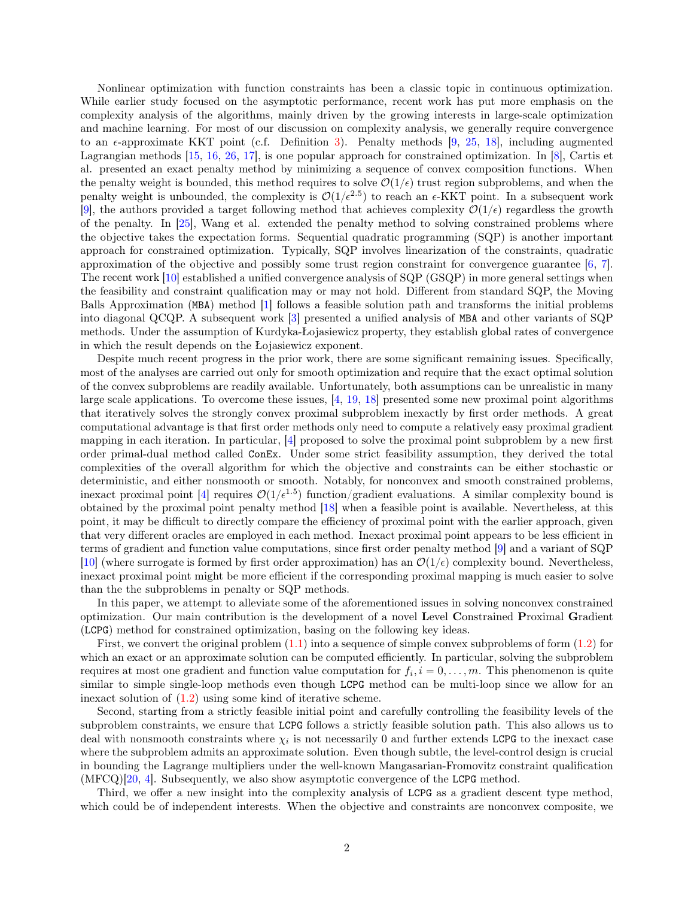Nonlinear optimization with function constraints has been a classic topic in continuous optimization. While earlier study focused on the asymptotic performance, recent work has put more emphasis on the complexity analysis of the algorithms, mainly driven by the growing interests in large-scale optimization and machine learning. For most of our discussion on complexity analysis, we generally require convergence to an $\epsilon$-approximate KKT point (c.f. Definition 3). Penalty methods [9, 25, 18], including augmented Lagrangian methods [15, 16, 26, 17], is one popular approach for constrained optimization. In [8], Cartis et al. presented an exact penalty method by minimizing a sequence of convex composition functions. When the penalty weight is bounded, this method requires to solve $\mathcal{O}(1/\epsilon)$ trust region subproblems, and when the penalty weight is unbounded, the complexity is $\mathcal{O}(1/\epsilon^{2.5})$ to reach an $\epsilon$-KKT point. In a subsequent work [9], the authors provided a target following method that achieves complexity $\mathcal{O}(1/\epsilon)$ regardless the growth of the penalty. In [25], Wang et al. extended the penalty method to solving constrained problems where the objective takes the expectation forms. Sequential quadratic programming (SQP) is another important approach for constrained optimization. Typically, SQP involves linearization of the constraints, quadratic approximation of the objective and possibly some trust region constraint for convergence guarantee [6, 7]. The recent work [10] established a unified convergence analysis of SQP (GSQP) in more general settings when the feasibility and constraint qualification may or may not hold. Different from standard SQP, the Moving Balls Approximation (MBA) method [1] follows a feasible solution path and transforms the initial problems into diagonal QCQP. A subsequent work [3] presented a unified analysis of MBA and other variants of SQP methods. Under the assumption of Kurdyka-Łojasiewicz property, they establish global rates of convergence in which the result depends on the Łojasiewicz exponent.

Despite much recent progress in the prior work, there are some significant remaining issues. Specifically, most of the analyses are carried out only for smooth optimization and require that the exact optimal solution of the convex subproblems are readily available. Unfortunately, both assumptions can be unrealistic in many large scale applications. To overcome these issues, [4, 19, 18] presented some new proximal point algorithms that iteratively solves the strongly convex proximal subproblem inexactly by first order methods. A great computational advantage is that first order methods only need to compute a relatively easy proximal gradient mapping in each iteration. In particular, [4] proposed to solve the proximal point subproblem by a new first order primal-dual method called ConEx. Under some strict feasibility assumption, they derived the total complexities of the overall algorithm for which the objective and constraints can be either stochastic or deterministic, and either nonsmooth or smooth. Notably, for nonconvex and smooth constrained problems, inexact proximal point [4] requires $\mathcal{O}(1/\epsilon^{1.5})$ function/gradient evaluations. A similar complexity bound is obtained by the proximal point penalty method [18] when a feasible point is available. Nevertheless, at this point, it may be difficult to directly compare the efficiency of proximal point with the earlier approach, given that very different oracles are employed in each method. Inexact proximal point appears to be less efficient in terms of gradient and function value computations, since first order penalty method [9] and a variant of SQP [10] (where surrogate is formed by first order approximation) has an $\mathcal{O}(1/\epsilon)$ complexity bound. Nevertheless, inexact proximal point might be more efficient if the corresponding proximal mapping is much easier to solve than the the subproblems in penalty or SQP methods.

In this paper, we attempt to alleviate some of the aforementioned issues in solving nonconvex constrained optimization. Our main contribution is the development of a novel **L**evel **C**onstrained **P**roximal **G**radient (LCPG) method for constrained optimization, basing on the following key ideas.

First, we convert the original problem (1.1) into a sequence of simple convex subproblems of form (1.2) for which an exact or an approximate solution can be computed efficiently. In particular, solving the subproblem requires at most one gradient and function value computation for $f_i, i = 0, \ldots, m$. This phenomenon is quite similar to simple single-loop methods even though LCPG method can be multi-loop since we allow for an inexact solution of (1.2) using some kind of iterative scheme.

Second, starting from a strictly feasible initial point and carefully controlling the feasibility levels of the subproblem constraints, we ensure that LCPG follows a strictly feasible solution path. This also allows us to deal with nonsmooth constraints where $\chi_i$ is not necessarily 0 and further extends LCPG to the inexact case where the subproblem admits an approximate solution. Even though subtle, the level-control design is crucial in bounding the Lagrange multipliers under the well-known Mangasarian-Fromovitz constraint qualification (MFCQ)[20, 4]. Subsequently, we also show asymptotic convergence of the LCPG method.

Third, we offer a new insight into the complexity analysis of LCPG as a gradient descent type method, which could be of independent interests. When the objective and constraints are nonconvex composite, we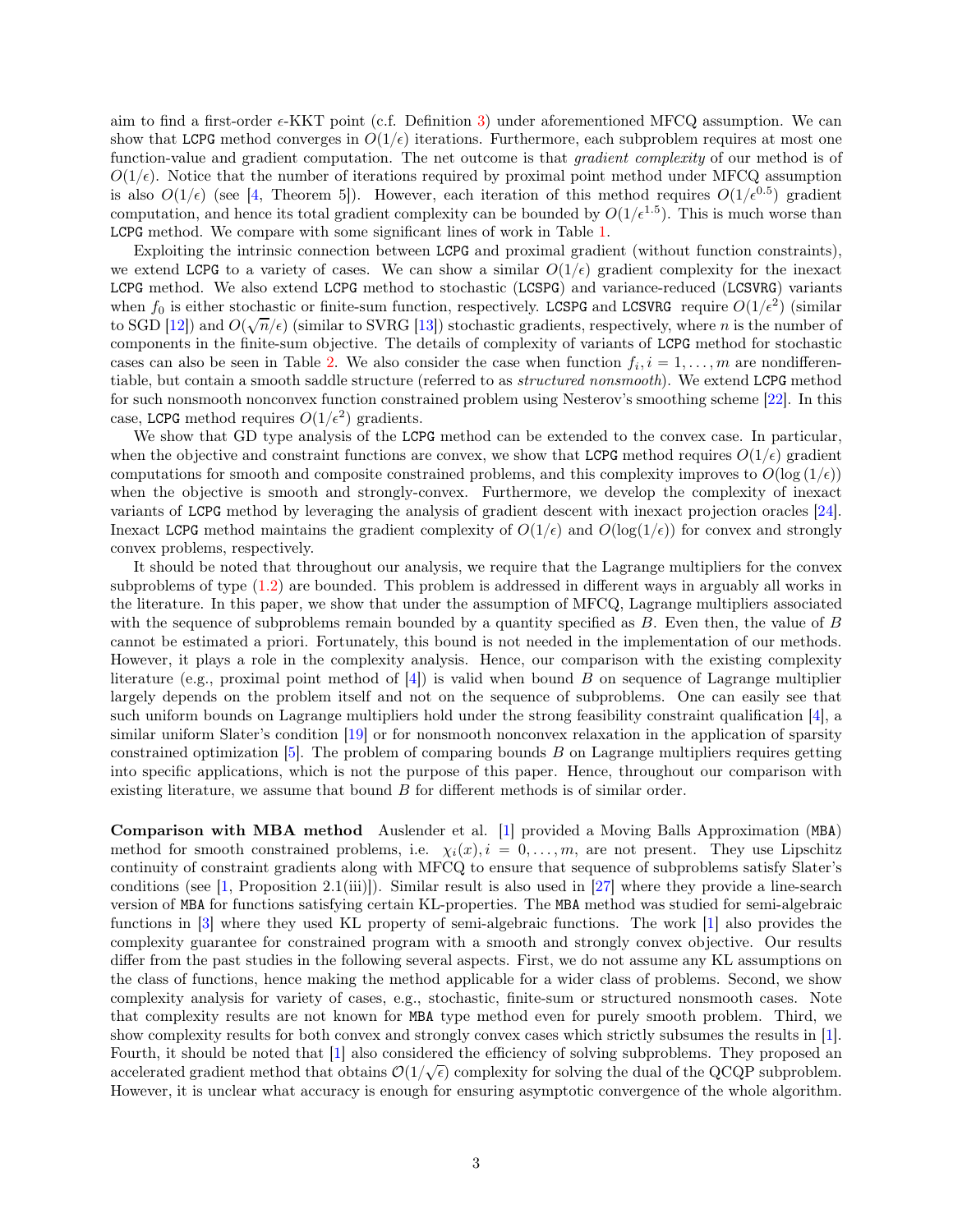aim to find a first-order $\epsilon$-KKT point (c.f. Definition 3) under aforementioned MFCQ assumption. We can show that LCPG method converges in $O(1/\epsilon)$ iterations. Furthermore, each subproblem requires at most one function-value and gradient computation. The net outcome is that *gradient complexity* of our method is of $O(1/\epsilon)$. Notice that the number of iterations required by proximal point method under MFCQ assumption is also $O(1/\epsilon)$ (see [4, Theorem 5]). However, each iteration of this method requires $O(1/\epsilon^{0.5})$ gradient computation, and hence its total gradient complexity can be bounded by $O(1/\epsilon^{1.5})$. This is much worse than LCPG method. We compare with some significant lines of work in Table 1.

Exploiting the intrinsic connection between LCPG and proximal gradient (without function constraints), we extend LCPG to a variety of cases. We can show a similar $O(1/\epsilon)$ gradient complexity for the inexact LCPG method. We also extend LCPG method to stochastic (LCSPG) and variance-reduced (LCSVRG) variants when $f_0$ is either stochastic or finite-sum function, respectively. LCSPG and LCSVRG require $O(1/\epsilon^2)$ (similar to SGD [12]) and $O(\sqrt{n}/\epsilon)$ (similar to SVRG [13]) stochastic gradients, respectively, where $n$ is the number of components in the finite-sum objective. The details of complexity of variants of LCPG method for stochastic cases can also be seen in Table 2. We also consider the case when function $f_i, i = 1, \dots, m$ are nondifferentiable, but contain a smooth saddle structure (referred to as *structured nonsmooth*). We extend LCPG method for such nonsmooth nonconvex function constrained problem using Nesterov's smoothing scheme [22]. In this case, LCPG method requires $O(1/\epsilon^2)$ gradients.

We show that GD type analysis of the LCPG method can be extended to the convex case. In particular, when the objective and constraint functions are convex, we show that LCPG method requires $O(1/\epsilon)$ gradient computations for smooth and composite constrained problems, and this complexity improves to $O(\log(1/\epsilon))$ when the objective is smooth and strongly-convex. Furthermore, we develop the complexity of inexact variants of LCPG method by leveraging the analysis of gradient descent with inexact projection oracles [24]. Inexact LCPG method maintains the gradient complexity of $O(1/\epsilon)$ and $O(\log(1/\epsilon))$ for convex and strongly convex problems, respectively.

It should be noted that throughout our analysis, we require that the Lagrange multipliers for the convex subproblems of type (1.2) are bounded. This problem is addressed in different ways in arguably all works in the literature. In this paper, we show that under the assumption of MFCQ, Lagrange multipliers associated with the sequence of subproblems remain bounded by a quantity specified as $B$. Even then, the value of $B$ cannot be estimated a priori. Fortunately, this bound is not needed in the implementation of our methods. However, it plays a role in the complexity analysis. Hence, our comparison with the existing complexity literature (e.g., proximal point method of [4]) is valid when bound $B$ on sequence of Lagrange multiplier largely depends on the problem itself and not on the sequence of subproblems. One can easily see that such uniform bounds on Lagrange multipliers hold under the strong feasibility constraint qualification [4], a similar uniform Slater's condition [19] or for nonsmooth nonconvex relaxation in the application of sparsity constrained optimization [5]. The problem of comparing bounds $B$ on Lagrange multipliers requires getting into specific applications, which is not the purpose of this paper. Hence, throughout our comparison with existing literature, we assume that bound $B$ for different methods is of similar order.

**Comparison with MBA method** Auslender et al. [1] provided a Moving Balls Approximation (MBA) method for smooth constrained problems, i.e. $\chi_i(x), i = 0, \dots, m$, are not present. They use Lipschitz continuity of constraint gradients along with MFCQ to ensure that sequence of subproblems satisfy Slater's conditions (see [1, Proposition 2.1(iii)]). Similar result is also used in [27] where they provide a line-search version of MBA for functions satisfying certain KL-properties. The MBA method was studied for semi-algebraic functions in [3] where they used KL property of semi-algebraic functions. The work [1] also provides the complexity guarantee for constrained program with a smooth and strongly convex objective. Our results differ from the past studies in the following several aspects. First, we do not assume any KL assumptions on the class of functions, hence making the method applicable for a wider class of problems. Second, we show complexity analysis for variety of cases, e.g., stochastic, finite-sum or structured nonsmooth cases. Note that complexity results are not known for MBA type method even for purely smooth problem. Third, we show complexity results for both convex and strongly convex cases which strictly subsumes the results in [1]. Fourth, it should be noted that [1] also considered the efficiency of solving subproblems. They proposed an accelerated gradient method that obtains $\mathcal{O}(1/\sqrt{\epsilon})$ complexity for solving the dual of the QCQP subproblem. However, it is unclear what accuracy is enough for ensuring asymptotic convergence of the whole algorithm.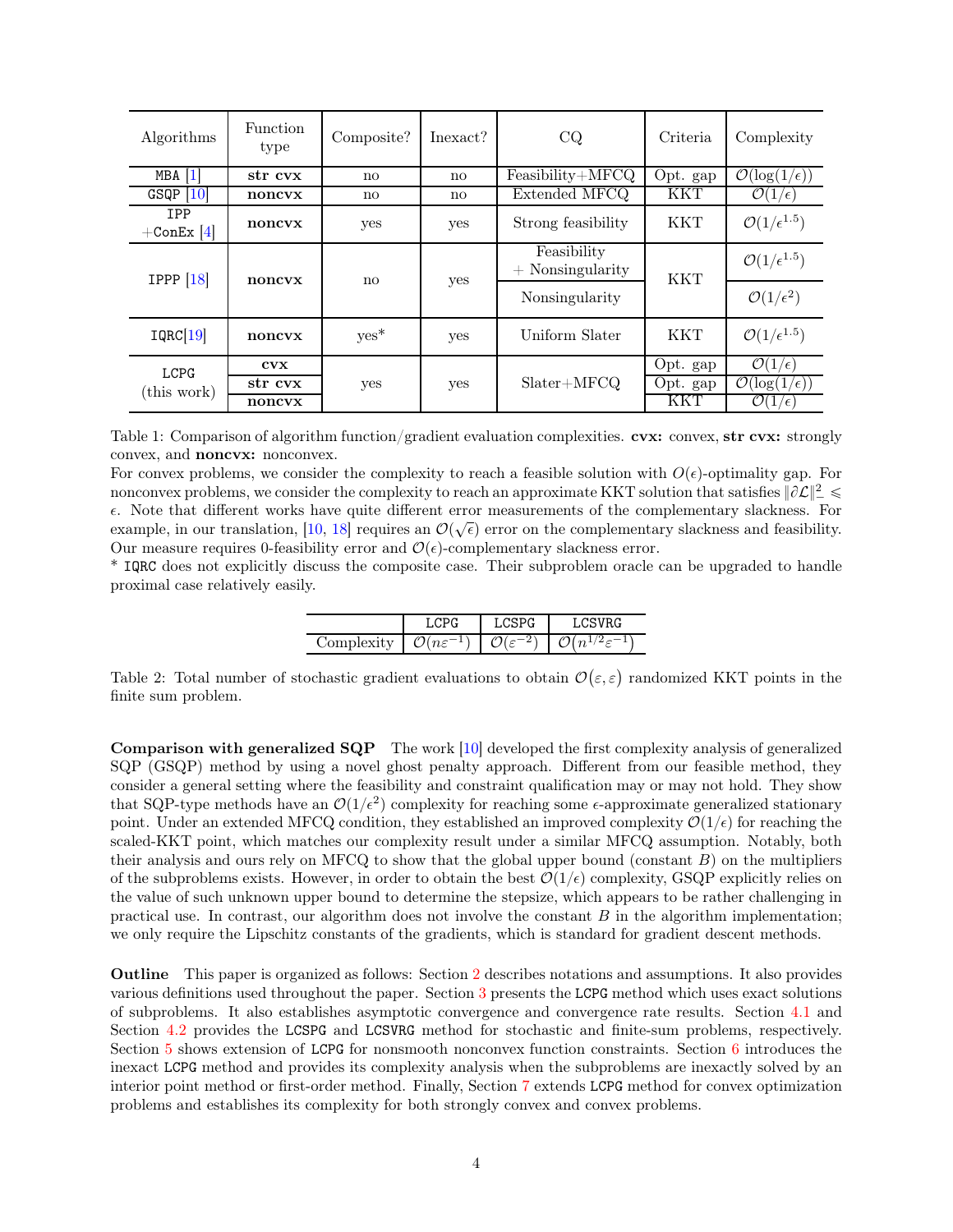| Algorithms | Function type | Composite? | Inexact? | CQ | Criteria | Complexity |
|---|---|---|---|---|---|---|
| MBA [1] | **str cvx** | no | no | Feasibility+MFCQ | Opt. gap | $\mathcal{O}(\log(1/\epsilon))$ |
| GSQP [10] | **noncvx** | no | no | Extended MFCQ | KKT | $\mathcal{O}(1/\epsilon)$ |
| IPP +ConEx [4] | **noncvx** | yes | yes | Strong feasibility | KKT | $\mathcal{O}(1/\epsilon^{1.5})$ |
| IPPP [18] | **noncvx** | no | yes | Feasibility + Nonsingularity | KKT | $\mathcal{O}(1/\epsilon^{1.5})$ |
| | | | | Nonsingularity | | $\mathcal{O}(1/\epsilon^2)$ |
| IQRC[19] | **noncvx** | yes* | yes | Uniform Slater | KKT | $\mathcal{O}(1/\epsilon^{1.5})$ |
| LCPG (this work) | **cvx** | yes | yes | Slater+MFCQ | Opt. gap | $\mathcal{O}(1/\epsilon)$ |
| | **str cvx** | | | | Opt. gap | $\mathcal{O}(\log(1/\epsilon))$ |
| | **noncvx** | | | | KKT | $\mathcal{O}(1/\epsilon)$ |

Table 1: Comparison of algorithm function/gradient evaluation complexities. **cvx:** convex, **str cvx:** strongly convex, and **noncvx:** nonconvex.
For convex problems, we consider the complexity to reach a feasible solution with $O(\epsilon)$-optimality gap. For nonconvex problems, we consider the complexity to reach an approximate KKT solution that satisfies $\|\partial\mathcal{L}\|_-^2 \leqslant \epsilon$. Note that different works have quite different error measurements of the complementary slackness. For example, in our translation, [10, 18] requires an $\mathcal{O}(\sqrt{\epsilon})$ error on the complementary slackness and feasibility. Our measure requires 0-feasibility error and $\mathcal{O}(\epsilon)$-complementary slackness error.
\* IQRC does not explicitly discuss the composite case. Their subproblem oracle can be upgraded to handle proximal case relatively easily.

| | LCPG | LCSPG | LCSVRG |
|---|---|---|---|
| Complexity | $\mathcal{O}(n\varepsilon^{-1})$ | $\mathcal{O}(\varepsilon^{-2})$ | $\mathcal{O}(n^{1/2}\varepsilon^{-1})$ |

Table 2: Total number of stochastic gradient evaluations to obtain $\mathcal{O}(\varepsilon, \varepsilon)$ randomized KKT points in the finite sum problem.

**Comparison with generalized SQP** The work [10] developed the first complexity analysis of generalized SQP (GSQP) method by using a novel ghost penalty approach. Different from our feasible method, they consider a general setting where the feasibility and constraint qualification may or may not hold. They show that SQP-type methods have an $\mathcal{O}(1/\epsilon^2)$ complexity for reaching some $\epsilon$-approximate generalized stationary point. Under an extended MFCQ condition, they established an improved complexity $\mathcal{O}(1/\epsilon)$ for reaching the scaled-KKT point, which matches our complexity result under a similar MFCQ assumption. Notably, both their analysis and ours rely on MFCQ to show that the global upper bound (constant $B$) on the multipliers of the subproblems exists. However, in order to obtain the best $\mathcal{O}(1/\epsilon)$ complexity, GSQP explicitly relies on the value of such unknown upper bound to determine the stepsize, which appears to be rather challenging in practical use. In contrast, our algorithm does not involve the constant $B$ in the algorithm implementation; we only require the Lipschitz constants of the gradients, which is standard for gradient descent methods.

**Outline** This paper is organized as follows: Section 2 describes notations and assumptions. It also provides various definitions used throughout the paper. Section 3 presents the LCPG method which uses exact solutions of subproblems. It also establishes asymptotic convergence and convergence rate results. Section 4.1 and Section 4.2 provides the LCSPG and LCSVRG method for stochastic and finite-sum problems, respectively. Section 5 shows extension of LCPG for nonsmooth nonconvex function constraints. Section 6 introduces the inexact LCPG method and provides its complexity analysis when the subproblems are inexactly solved by an interior point method or first-order method. Finally, Section 7 extends LCPG method for convex optimization problems and establishes its complexity for both strongly convex and convex problems.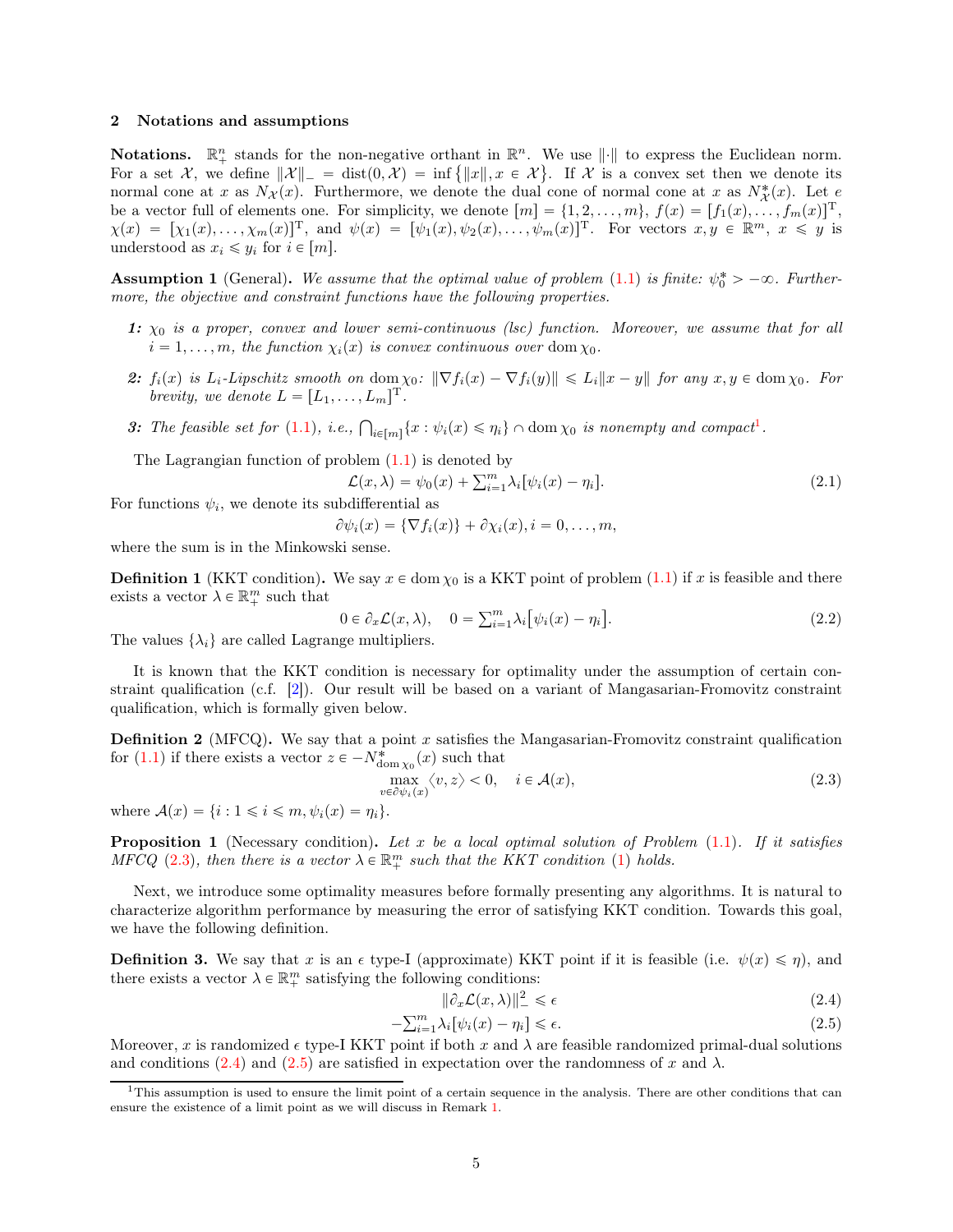## 2 Notations and assumptions

**Notations.** $\mathbb{R}^n_+$ stands for the non-negative orthant in $\mathbb{R}^n$. We use $\|\cdot\|$ to express the Euclidean norm. For a set $\mathcal{X}$, we define $\|\mathcal{X}\|_- = \mathrm{dist}(0, \mathcal{X}) = \inf\{\|x\|, x \in \mathcal{X}\}$. If $\mathcal{X}$ is a convex set then we denote its normal cone at $x$ as $N_{\mathcal{X}}(x)$. Furthermore, we denote the dual cone of normal cone at $x$ as $N^*_{\mathcal{X}}(x)$. Let $e$ be a vector full of elements one. For simplicity, we denote $[m] = \{1, 2, \ldots, m\}$, $f(x) = [f_1(x), \ldots, f_m(x)]^{\mathrm{T}}$, $\chi(x) = [\chi_1(x), \ldots, \chi_m(x)]^{\mathrm{T}}$, and $\psi(x) = [\psi_1(x), \psi_2(x), \ldots, \psi_m(x)]^{\mathrm{T}}$. For vectors $x, y \in \mathbb{R}^m$, $x \leqslant y$ is understood as $x_i \leqslant y_i$ for $i \in [m]$.

**Assumption 1** (General)**.** *We assume that the optimal value of problem (1.1) is finite: $\psi_0^* > -\infty$. Furthermore, the objective and constraint functions have the following properties.*

*1:* *$\chi_0$ is a proper, convex and lower semi-continuous (lsc) function. Moreover, we assume that for all $i = 1, \ldots, m$, the function $\chi_i(x)$ is convex continuous over $\mathrm{dom}\,\chi_0$.*

*2:* *$f_i(x)$ is $L_i$-Lipschitz smooth on $\mathrm{dom}\,\chi_0$: $\|\nabla f_i(x) - \nabla f_i(y)\| \leqslant L_i\|x - y\|$ for any $x, y \in \mathrm{dom}\,\chi_0$. For brevity, we denote $L = [L_1, \ldots, L_m]^{\mathrm{T}}$.*

*3:* *The feasible set for (1.1), i.e., $\bigcap_{i\in[m]}\{x : \psi_i(x) \leqslant \eta_i\} \cap \mathrm{dom}\,\chi_0$ is nonempty and compact*[1].

The Lagrangian function of problem (1.1) is denoted by

$$\mathcal{L}(x, \lambda) = \psi_0(x) + \textstyle\sum_{i=1}^m \lambda_i[\psi_i(x) - \eta_i]. \tag{2.1}$$

For functions $\psi_i$, we denote its subdifferential as

$$\partial\psi_i(x) = \{\nabla f_i(x)\} + \partial\chi_i(x), i = 0, \ldots, m,$$

where the sum is in the Minkowski sense.

**Definition 1** (KKT condition)**.** We say $x \in \mathrm{dom}\,\chi_0$ is a KKT point of problem (1.1) if $x$ is feasible and there exists a vector $\lambda \in \mathbb{R}^m_+$ such that

$$0 \in \partial_x\mathcal{L}(x, \lambda), \quad 0 = \textstyle\sum_{i=1}^m \lambda_i\big[\psi_i(x) - \eta_i\big]. \tag{2.2}$$

The values $\{\lambda_i\}$ are called Lagrange multipliers.

It is known that the KKT condition is necessary for optimality under the assumption of certain constraint qualification (c.f. [2]). Our result will be based on a variant of Mangasarian-Fromovitz constraint qualification, which is formally given below.

**Definition 2** (MFCQ)**.** We say that a point $x$ satisfies the Mangasarian-Fromovitz constraint qualification for (1.1) if there exists a vector $z \in -N^*_{\mathrm{dom}\,\chi_0}(x)$ such that

$$\max_{v\in\partial\psi_i(x)} \langle v, z\rangle < 0, \quad i \in \mathcal{A}(x), \tag{2.3}$$

where $\mathcal{A}(x) = \{i : 1 \leqslant i \leqslant m, \psi_i(x) = \eta_i\}$.

**Proposition 1** (Necessary condition)**.** *Let $x$ be a local optimal solution of Problem (1.1). If it satisfies MFCQ (2.3), then there is a vector $\lambda \in \mathbb{R}^m_+$ such that the KKT condition (1) holds.*

Next, we introduce some optimality measures before formally presenting any algorithms. It is natural to characterize algorithm performance by measuring the error of satisfying KKT condition. Towards this goal, we have the following definition.

**Definition 3.** We say that $x$ is an $\epsilon$ type-I (approximate) KKT point if it is feasible (i.e. $\psi(x) \leqslant \eta$), and there exists a vector $\lambda \in \mathbb{R}^m_+$ satisfying the following conditions:

$$\|\partial_x\mathcal{L}(x, \lambda)\|^2_- \leqslant \epsilon \tag{2.4}$$

$$-\textstyle\sum_{i=1}^m \lambda_i[\psi_i(x) - \eta_i] \leqslant \epsilon. \tag{2.5}$$

Moreover, $x$ is randomized $\epsilon$ type-I KKT point if both $x$ and $\lambda$ are feasible randomized primal-dual solutions and conditions (2.4) and (2.5) are satisfied in expectation over the randomness of $x$ and $\lambda$.

---

[1] This assumption is used to ensure the limit point of a certain sequence in the analysis. There are other conditions that can ensure the existence of a limit point as we will discuss in Remark 1.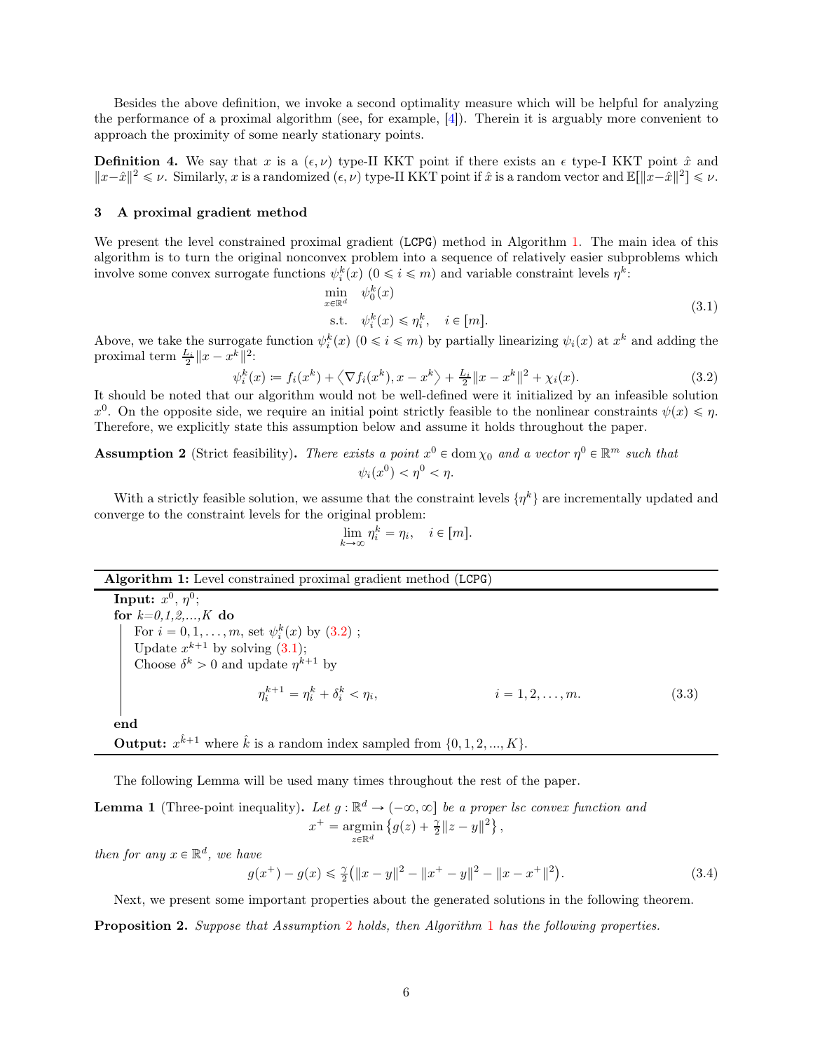Besides the above definition, we invoke a second optimality measure which will be helpful for analyzing the performance of a proximal algorithm (see, for example, [4]). Therein it is arguably more convenient to approach the proximity of some nearly stationary points.

**Definition 4.** We say that $x$ is a $(\epsilon, \nu)$ type-II KKT point if there exists an $\epsilon$ type-I KKT point $\hat{x}$ and $\|x-\hat{x}\|^2 \leqslant \nu$. Similarly, $x$ is a randomized $(\epsilon, \nu)$ type-II KKT point if $\hat{x}$ is a random vector and $\mathbb{E}[\|x-\hat{x}\|^2] \leqslant \nu$.

## 3 A proximal gradient method

We present the level constrained proximal gradient (LCPG) method in Algorithm 1. The main idea of this algorithm is to turn the original nonconvex problem into a sequence of relatively easier subproblems which involve some convex surrogate functions $\psi_i^k(x)$ $(0 \leqslant i \leqslant m)$ and variable constraint levels $\eta^k$:

$$
\begin{aligned}
\min_{x \in \mathbb{R}^d} \quad & \psi_0^k(x) \\
\text{s.t.} \quad & \psi_i^k(x) \leqslant \eta_i^k, \quad i \in [m].
\end{aligned}
\tag{3.1}
$$

Above, we take the surrogate function $\psi_i^k(x)$ $(0 \leqslant i \leqslant m)$ by partially linearizing $\psi_i(x)$ at $x^k$ and adding the proximal term $\frac{L_i}{2}\|x - x^k\|^2$:

$$
\psi_i^k(x) \coloneqq f_i(x^k) + \langle \nabla f_i(x^k), x - x^k \rangle + \tfrac{L_i}{2}\|x - x^k\|^2 + \chi_i(x). \tag{3.2}
$$

It should be noted that our algorithm would not be well-defined were it initialized by an infeasible solution $x^0$. On the opposite side, we require an initial point strictly feasible to the nonlinear constraints $\psi(x) \leqslant \eta$. Therefore, we explicitly state this assumption below and assume it holds throughout the paper.

**Assumption 2** (Strict feasibility)**.** *There exists a point $x^0 \in \operatorname{dom} \chi_0$ and a vector $\eta^0 \in \mathbb{R}^m$ such that*

$$
\psi_i(x^0) < \eta^0 < \eta.
$$

With a strictly feasible solution, we assume that the constraint levels $\{\eta^k\}$ are incrementally updated and converge to the constraint levels for the original problem:

$$
\lim_{k \to \infty} \eta_i^k = \eta_i, \quad i \in [m].
$$

---

**Algorithm 1:** Level constrained proximal gradient method (LCPG)

---

**Input:** $x^0$, $\eta^0$;

**for** $k$=0,1,2,...,$K$ **do**

  For $i = 0, 1, \ldots, m$, set $\psi_i^k(x)$ by (3.2) ;

  Update $x^{k+1}$ by solving (3.1);

  Choose $\delta^k > 0$ and update $\eta^{k+1}$ by

$$
\eta_i^{k+1} = \eta_i^k + \delta_i^k < \eta_i, \qquad i = 1, 2, \ldots, m. \tag{3.3}
$$

**end**

**Output:** $x^{\hat{k}+1}$ where $\hat{k}$ is a random index sampled from $\{0, 1, 2, ..., K\}$.

---

The following Lemma will be used many times throughout the rest of the paper.

**Lemma 1** (Three-point inequality)**.** *Let $g : \mathbb{R}^d \to (-\infty, \infty]$ be a proper lsc convex function and*

$$
x^+ = \operatorname*{argmin}_{z \in \mathbb{R}^d} \left\{ g(z) + \tfrac{\gamma}{2}\|z - y\|^2 \right\},
$$

*then for any $x \in \mathbb{R}^d$, we have*

$$
g(x^+) - g(x) \leqslant \tfrac{\gamma}{2}\big(\|x - y\|^2 - \|x^+ - y\|^2 - \|x - x^+\|^2\big). \tag{3.4}
$$

Next, we present some important properties about the generated solutions in the following theorem.

**Proposition 2.** *Suppose that Assumption 2 holds, then Algorithm 1 has the following properties.*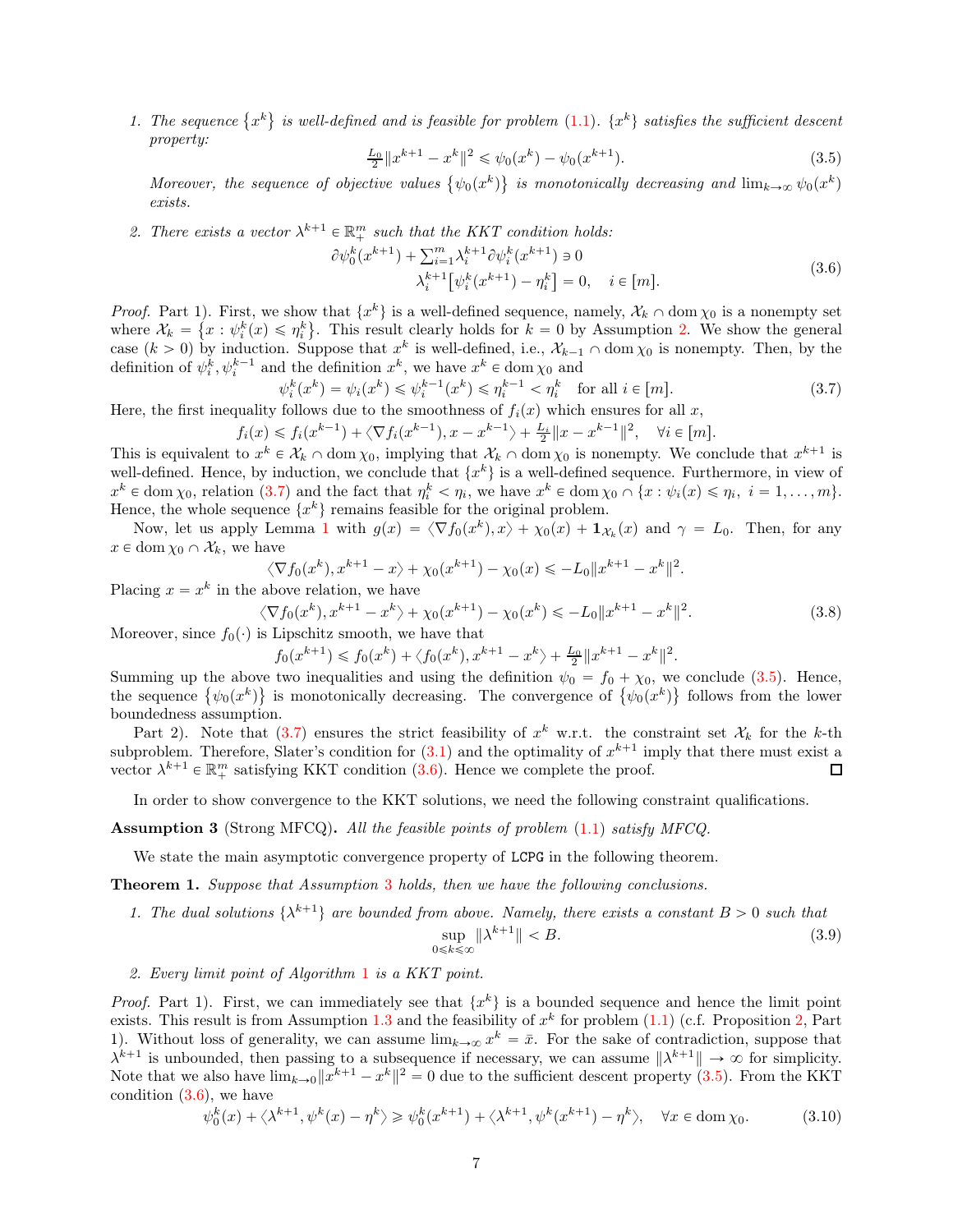1. *The sequence $\{x^k\}$ is well-defined and is feasible for problem (1.1). $\{x^k\}$ satisfies the sufficient descent property:*

$$\tfrac{L_0}{2}\|x^{k+1}-x^k\|^2 \leqslant \psi_0(x^k) - \psi_0(x^{k+1}). \tag{3.5}$$

*Moreover, the sequence of objective values $\{\psi_0(x^k)\}$ is monotonically decreasing and $\lim_{k\to\infty}\psi_0(x^k)$ exists.*

2. *There exists a vector $\lambda^{k+1} \in \mathbb{R}^m_+$ such that the KKT condition holds:*

$$\begin{aligned} \partial\psi_0^k(x^{k+1}) + \textstyle\sum_{i=1}^m \lambda_i^{k+1}\partial\psi_i^k(x^{k+1}) \ni 0 \\ \lambda_i^{k+1}\big[\psi_i^k(x^{k+1}) - \eta_i^k\big] = 0, \quad i \in [m]. \end{aligned} \tag{3.6}$$

*Proof.* Part 1). First, we show that $\{x^k\}$ is a well-defined sequence, namely, $\mathcal{X}_k \cap \operatorname{dom}\chi_0$ is a nonempty set where $\mathcal{X}_k = \{x : \psi_i^k(x) \leqslant \eta_i^k\}$. This result clearly holds for $k=0$ by Assumption 2. We show the general case ($k>0$) by induction. Suppose that $x^k$ is well-defined, i.e., $\mathcal{X}_{k-1} \cap \operatorname{dom}\chi_0$ is nonempty. Then, by the definition of $\psi_i^k, \psi_i^{k-1}$ and the definition $x^k$, we have $x^k \in \operatorname{dom}\chi_0$ and

$$\psi_i^k(x^k) = \psi_i(x^k) \leqslant \psi_i^{k-1}(x^k) \leqslant \eta_i^{k-1} < \eta_i^k \quad \text{for all } i \in [m]. \tag{3.7}$$

Here, the first inequality follows due to the smoothness of $f_i(x)$ which ensures for all $x$,

$$f_i(x) \leqslant f_i(x^{k-1}) + \langle \nabla f_i(x^{k-1}), x - x^{k-1}\rangle + \tfrac{L_i}{2}\|x - x^{k-1}\|^2, \quad \forall i \in [m].$$

This is equivalent to $x^k \in \mathcal{X}_k \cap \operatorname{dom}\chi_0$, implying that $\mathcal{X}_k \cap \operatorname{dom}\chi_0$ is nonempty. We conclude that $x^{k+1}$ is well-defined. Hence, by induction, we conclude that $\{x^k\}$ is a well-defined sequence. Furthermore, in view of $x^k \in \operatorname{dom}\chi_0$, relation (3.7) and the fact that $\eta_i^k < \eta_i$, we have $x^k \in \operatorname{dom}\chi_0 \cap \{x : \psi_i(x) \leqslant \eta_i,\ i = 1,\ldots,m\}$. Hence, the whole sequence $\{x^k\}$ remains feasible for the original problem.

Now, let us apply Lemma 1 with $g(x) = \langle \nabla f_0(x^k), x\rangle + \chi_0(x) + \mathbf{1}_{\mathcal{X}_k}(x)$ and $\gamma = L_0$. Then, for any $x \in \operatorname{dom}\chi_0 \cap \mathcal{X}_k$, we have

$$\langle \nabla f_0(x^k), x^{k+1} - x\rangle + \chi_0(x^{k+1}) - \chi_0(x) \leqslant -L_0\|x^{k+1} - x^k\|^2.$$

Placing $x = x^k$ in the above relation, we have

$$\langle \nabla f_0(x^k), x^{k+1} - x^k\rangle + \chi_0(x^{k+1}) - \chi_0(x^k) \leqslant -L_0\|x^{k+1} - x^k\|^2. \tag{3.8}$$

Moreover, since $f_0(\cdot)$ is Lipschitz smooth, we have that

$$f_0(x^{k+1}) \leqslant f_0(x^k) + \langle f_0(x^k), x^{k+1} - x^k\rangle + \tfrac{L_0}{2}\|x^{k+1} - x^k\|^2.$$

Summing up the above two inequalities and using the definition $\psi_0 = f_0 + \chi_0$, we conclude (3.5). Hence, the sequence $\{\psi_0(x^k)\}$ is monotonically decreasing. The convergence of $\{\psi_0(x^k)\}$ follows from the lower boundedness assumption.

Part 2). Note that (3.7) ensures the strict feasibility of $x^k$ w.r.t. the constraint set $\mathcal{X}_k$ for the $k$-th subproblem. Therefore, Slater's condition for (3.1) and the optimality of $x^{k+1}$ imply that there must exist a vector $\lambda^{k+1} \in \mathbb{R}^m_+$ satisfying KKT condition (3.6). Hence we complete the proof. ∎

In order to show convergence to the KKT solutions, we need the following constraint qualifications.

**Assumption 3** (Strong MFCQ)**.** *All the feasible points of problem (1.1) satisfy MFCQ.*

We state the main asymptotic convergence property of `LCPG` in the following theorem.

**Theorem 1.** *Suppose that Assumption 3 holds, then we have the following conclusions.*

1. *The dual solutions $\{\lambda^{k+1}\}$ are bounded from above. Namely, there exists a constant $B > 0$ such that*

$$\sup_{0\leqslant k\leqslant\infty} \|\lambda^{k+1}\| < B. \tag{3.9}$$

2. *Every limit point of Algorithm 1 is a KKT point.*

*Proof.* Part 1). First, we can immediately see that $\{x^k\}$ is a bounded sequence and hence the limit point exists. This result is from Assumption 1.3 and the feasibility of $x^k$ for problem (1.1) (c.f. Proposition 2, Part 1). Without loss of generality, we can assume $\lim_{k\to\infty} x^k = \bar{x}$. For the sake of contradiction, suppose that $\lambda^{k+1}$ is unbounded, then passing to a subsequence if necessary, we can assume $\|\lambda^{k+1}\| \to \infty$ for simplicity. Note that we also have $\lim_{k\to 0}\|x^{k+1} - x^k\|^2 = 0$ due to the sufficient descent property (3.5). From the KKT condition (3.6), we have

$$\psi_0^k(x) + \langle \lambda^{k+1}, \psi^k(x) - \eta^k\rangle \geqslant \psi_0^k(x^{k+1}) + \langle \lambda^{k+1}, \psi^k(x^{k+1}) - \eta^k\rangle, \quad \forall x \in \operatorname{dom}\chi_0. \tag{3.10}$$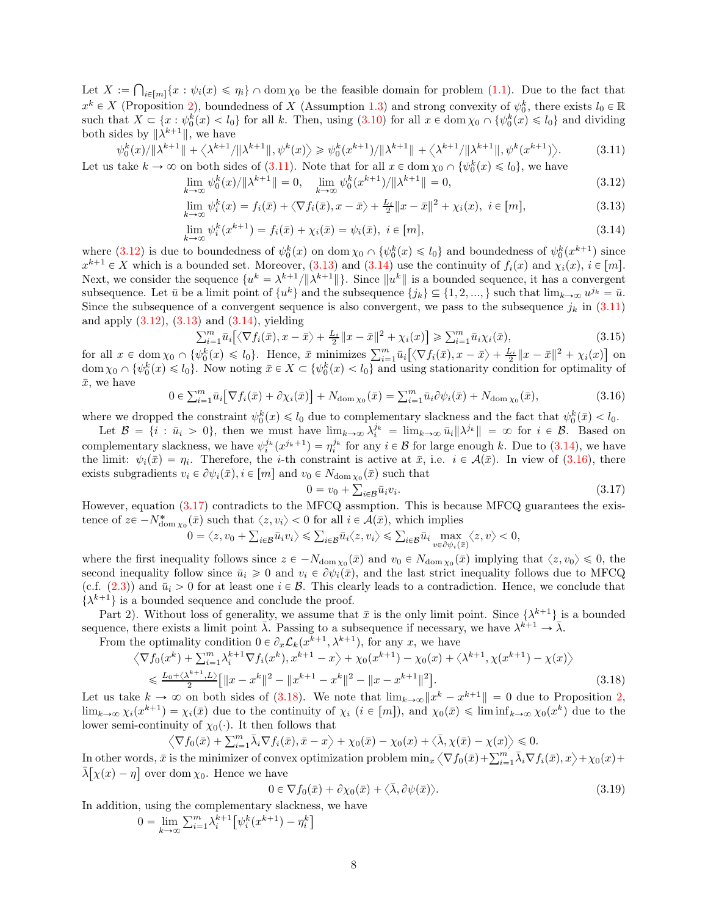Let $X := \bigcap_{i\in[m]}\{x : \psi_i(x) \leqslant \eta_i\} \cap \operatorname{dom}\chi_0$ be the feasible domain for problem (1.1). Due to the fact that $x^k \in X$ (Proposition 2), boundedness of $X$ (Assumption 1.3) and strong convexity of $\psi_0^k$, there exists $l_0 \in \mathbb{R}$ such that $X \subset \{x : \psi_0^k(x) < l_0\}$ for all $k$. Then, using (3.10) for all $x \in \operatorname{dom}\chi_0 \cap \{\psi_0^k(x) \leqslant l_0\}$ and dividing both sides by $\|\lambda^{k+1}\|$, we have

$$\psi_0^k(x)/\|\lambda^{k+1}\| + \langle \lambda^{k+1}/\|\lambda^{k+1}\|, \psi^k(x)\rangle \geqslant \psi_0^k(x^{k+1})/\|\lambda^{k+1}\| + \langle \lambda^{k+1}/\|\lambda^{k+1}\|, \psi^k(x^{k+1})\rangle. \tag{3.11}$$

Let us take $k \to \infty$ on both sides of (3.11). Note that for all $x \in \operatorname{dom}\chi_0 \cap \{\psi_0^k(x) \leqslant l_0\}$, we have

$$\lim_{k\to\infty} \psi_0^k(x)/\|\lambda^{k+1}\| = 0, \quad \lim_{k\to\infty} \psi_0^k(x^{k+1})/\|\lambda^{k+1}\| = 0, \tag{3.12}$$

$$\lim_{k\to\infty} \psi_i^k(x) = f_i(\bar{x}) + \langle \nabla f_i(\bar{x}), x - \bar{x}\rangle + \tfrac{L_i}{2}\|x - \bar{x}\|^2 + \chi_i(x), \; i \in [m], \tag{3.13}$$

$$\lim_{k\to\infty} \psi_i^k(x^{k+1}) = f_i(\bar{x}) + \chi_i(\bar{x}) = \psi_i(\bar{x}), \; i \in [m], \tag{3.14}$$

where (3.12) is due to boundedness of $\psi_0^k(x)$ on $\operatorname{dom}\chi_0 \cap \{\psi_0^k(x) \leqslant l_0\}$ and boundedness of $\psi_0^k(x^{k+1})$ since $x^{k+1} \in X$ which is a bounded set. Moreover, (3.13) and (3.14) use the continuity of $f_i(x)$ and $\chi_i(x)$, $i \in [m]$. Next, we consider the sequence $\{u^k = \lambda^{k+1}/\|\lambda^{k+1}\|\}$. Since $\|u^k\|$ is a bounded sequence, it has a convergent subsequence. Let $\bar{u}$ be a limit point of $\{u^k\}$ and the subsequence $\{j_k\} \subseteq \{1, 2, ...,\}$ such that $\lim_{k\to\infty} u^{j_k} = \bar{u}$. Since the subsequence of a convergent sequence is also convergent, we pass to the subsequence $j_k$ in (3.11) and apply (3.12), (3.13) and (3.14), yielding

$$\textstyle\sum_{i=1}^m \bar{u}_i\big[\langle \nabla f_i(\bar{x}), x - \bar{x}\rangle + \tfrac{L_i}{2}\|x - \bar{x}\|^2 + \chi_i(x)\big] \geqslant \sum_{i=1}^m \bar{u}_i \chi_i(\bar{x}), \tag{3.15}$$

for all $x \in \operatorname{dom}\chi_0 \cap \{\psi_0^k(x) \leqslant l_0\}$. Hence, $\bar{x}$ minimizes $\sum_{i=1}^m \bar{u}_i\big[\langle \nabla f_i(\bar{x}), x - \bar{x}\rangle + \frac{L_i}{2}\|x - \bar{x}\|^2 + \chi_i(x)\big]$ on $\operatorname{dom}\chi_0 \cap \{\psi_0^k(x) \leqslant l_0\}$. Now noting $\bar{x} \in X \subset \{\psi_0^k(x) < l_0\}$ and using stationarity condition for optimality of $\bar{x}$, we have

$$0 \in \textstyle\sum_{i=1}^m \bar{u}_i\big[\nabla f_i(\bar{x}) + \partial\chi_i(\bar{x})\big] + N_{\operatorname{dom}\chi_0}(\bar{x}) = \sum_{i=1}^m \bar{u}_i \partial\psi_i(\bar{x}) + N_{\operatorname{dom}\chi_0}(\bar{x}), \tag{3.16}$$

where we dropped the constraint $\psi_0^k(x) \leqslant l_0$ due to complementary slackness and the fact that $\psi_0^k(\bar{x}) < l_0$.

Let $\mathcal{B} = \{i : \bar{u}_i > 0\}$, then we must have $\lim_{k\to\infty} \lambda_i^{j_k} = \lim_{k\to\infty} \bar{u}_i\|\lambda^{j_k}\| = \infty$ for $i \in \mathcal{B}$. Based on complementary slackness, we have $\psi_i^{j_k}(x^{j_k+1}) = \eta_i^{j_k}$ for any $i \in \mathcal{B}$ for large enough $k$. Due to (3.14), we have the limit: $\psi_i(\bar{x}) = \eta_i$. Therefore, the $i$-th constraint is active at $\bar{x}$, i.e. $i \in \mathcal{A}(\bar{x})$. In view of (3.16), there exists subgradients $v_i \in \partial\psi_i(\bar{x}), i \in [m]$ and $v_0 \in N_{\operatorname{dom}\chi_0}(\bar{x})$ such that

$$0 = v_0 + \textstyle\sum_{i\in\mathcal{B}} \bar{u}_i v_i. \tag{3.17}$$

However, equation (3.17) contradicts to the MFCQ assmption. This is because MFCQ guarantees the existence of $z \in -N^*_{\operatorname{dom}\chi_0}(\bar{x})$ such that $\langle z, v_i\rangle < 0$ for all $i \in \mathcal{A}(\bar{x})$, which implies

$$0 = \langle z, v_0 + \textstyle\sum_{i\in\mathcal{B}} \bar{u}_i v_i\rangle \leqslant \sum_{i\in\mathcal{B}} \bar{u}_i\langle z, v_i\rangle \leqslant \sum_{i\in\mathcal{B}} \bar{u}_i \max_{v\in\partial\psi_i(\bar{x})}\langle z, v\rangle < 0,$$

where the first inequality follows since $z \in -N_{\operatorname{dom}\chi_0}(\bar{x})$ and $v_0 \in N_{\operatorname{dom}\chi_0}(\bar{x})$ implying that $\langle z, v_0\rangle \leqslant 0$, the second inequality follow since $\bar{u}_i \geqslant 0$ and $v_i \in \partial\psi_i(\bar{x})$, and the last strict inequality follows due to MFCQ (c.f. (2.3)) and $\bar{u}_i > 0$ for at least one $i \in \mathcal{B}$. This clearly leads to a contradiction. Hence, we conclude that $\{\lambda^{k+1}\}$ is a bounded sequence and conclude the proof.

Part 2). Without loss of generality, we assume that $\bar{x}$ is the only limit point. Since $\{\lambda^{k+1}\}$ is a bounded sequence, there exists a limit point $\bar{\lambda}$. Passing to a subsequence if necessary, we have $\lambda^{k+1} \to \bar{\lambda}$.

From the optimality condition $0 \in \partial_x \mathcal{L}_k(x^{k+1}, \lambda^{k+1})$, for any $x$, we have

$$\begin{aligned}
&\big\langle \nabla f_0(x^k) + \textstyle\sum_{i=1}^m \lambda_i^{k+1}\nabla f_i(x^k), x^{k+1} - x\big\rangle + \chi_0(x^{k+1}) - \chi_0(x) + \big\langle \lambda^{k+1}, \chi(x^{k+1}) - \chi(x)\big\rangle \\
&\leqslant \tfrac{L_0 + \langle \lambda^{k+1}, L\rangle}{2}\big[\|x - x^k\|^2 - \|x^{k+1} - x^k\|^2 - \|x - x^{k+1}\|^2\big].
\end{aligned} \tag{3.18}$$

Let us take $k \to \infty$ on both sides of (3.18). We note that $\lim_{k\to\infty}\|x^k - x^{k+1}\| = 0$ due to Proposition 2, $\lim_{k\to\infty}\chi_i(x^{k+1}) = \chi_i(\bar{x})$ due to the continuity of $\chi_i$ ($i \in [m]$), and $\chi_0(\bar{x}) \leqslant \liminf_{k\to\infty}\chi_0(x^k)$ due to the lower semi-continuity of $\chi_0(\cdot)$. It then follows that

$$\big\langle \nabla f_0(\bar{x}) + \textstyle\sum_{i=1}^m \bar{\lambda}_i \nabla f_i(\bar{x}), \bar{x} - x\big\rangle + \chi_0(\bar{x}) - \chi_0(x) + \big\langle \bar{\lambda}, \chi(\bar{x}) - \chi(x)\big\rangle \leqslant 0.$$

In other words, $\bar{x}$ is the minimizer of convex optimization problem $\min_x \langle \nabla f_0(\bar{x}) + \sum_{i=1}^m \bar{\lambda}_i \nabla f_i(\bar{x}), x\rangle + \chi_0(x) + \bar{\lambda}\big[\chi(x) - \eta\big]$ over $\operatorname{dom}\chi_0$. Hence we have

$$0 \in \nabla f_0(\bar{x}) + \partial\chi_0(\bar{x}) + \langle \bar{\lambda}, \partial\psi(\bar{x})\rangle. \tag{3.19}$$

In addition, using the complementary slackness, we have

$$0 = \lim_{k\to\infty} \textstyle\sum_{i=1}^m \lambda_i^{k+1}\big[\psi_i^k(x^{k+1}) - \eta_i^k\big]$$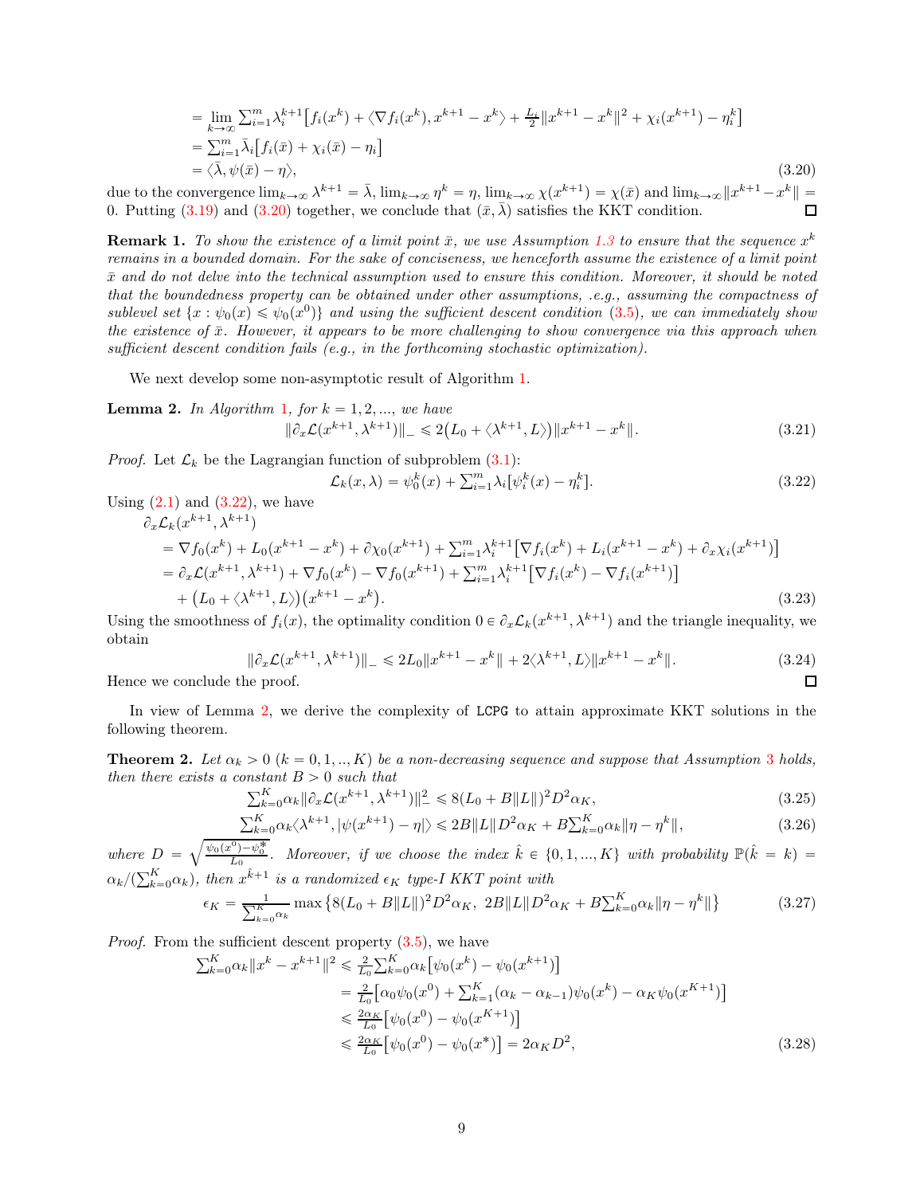$$
\begin{aligned}
&= \lim_{k\to\infty} \textstyle\sum_{i=1}^m \lambda_i^{k+1}\big[f_i(x^k) + \langle \nabla f_i(x^k), x^{k+1}-x^k\rangle + \frac{L_i}{2}\|x^{k+1}-x^k\|^2 + \chi_i(x^{k+1}) - \eta_i^k\big] \\
&= \textstyle\sum_{i=1}^m \bar{\lambda}_i\big[f_i(\bar{x}) + \chi_i(\bar{x}) - \eta_i\big] \\
&= \langle \bar{\lambda}, \psi(\bar{x}) - \eta\rangle, \qquad (3.20)
\end{aligned}
$$

due to the convergence $\lim_{k\to\infty}\lambda^{k+1} = \bar{\lambda}$, $\lim_{k\to\infty}\eta^k = \eta$, $\lim_{k\to\infty}\chi(x^{k+1}) = \chi(\bar{x})$ and $\lim_{k\to\infty}\|x^{k+1}-x^k\| = 0$. Putting (3.19) and (3.20) together, we conclude that $(\bar{x}, \bar{\lambda})$ satisfies the KKT condition. □

**Remark 1.** *To show the existence of a limit point $\bar{x}$, we use Assumption 1.3 to ensure that the sequence $x^k$ remains in a bounded domain. For the sake of conciseness, we henceforth assume the existence of a limit point $\bar{x}$ and do not delve into the technical assumption used to ensure this condition. Moreover, it should be noted that the boundedness property can be obtained under other assumptions, .e.g., assuming the compactness of sublevel set $\{x : \psi_0(x) \leqslant \psi_0(x^0)\}$ and using the sufficient descent condition (3.5), we can immediately show the existence of $\bar{x}$. However, it appears to be more challenging to show convergence via this approach when sufficient descent condition fails (e.g., in the forthcoming stochastic optimization).*

We next develop some non-asymptotic result of Algorithm 1.

**Lemma 2.** *In Algorithm 1, for $k = 1, 2, ...,$ we have*

$$
\|\partial_x \mathcal{L}(x^{k+1}, \lambda^{k+1})\|_- \leqslant 2\big(L_0 + \langle \lambda^{k+1}, L\rangle\big)\|x^{k+1} - x^k\|. \qquad (3.21)
$$

*Proof.* Let $\mathcal{L}_k$ be the Lagrangian function of subproblem (3.1):

$$
\mathcal{L}_k(x, \lambda) = \psi_0^k(x) + \textstyle\sum_{i=1}^m \lambda_i[\psi_i^k(x) - \eta_i^k]. \qquad (3.22)
$$

Using (2.1) and (3.22), we have

$$
\begin{aligned}
&\partial_x \mathcal{L}_k(x^{k+1}, \lambda^{k+1}) \\
&\quad = \nabla f_0(x^k) + L_0(x^{k+1}-x^k) + \partial\chi_0(x^{k+1}) + \textstyle\sum_{i=1}^m \lambda_i^{k+1}\big[\nabla f_i(x^k) + L_i(x^{k+1}-x^k) + \partial_x\chi_i(x^{k+1})\big] \\
&\quad = \partial_x \mathcal{L}(x^{k+1}, \lambda^{k+1}) + \nabla f_0(x^k) - \nabla f_0(x^{k+1}) + \textstyle\sum_{i=1}^m \lambda_i^{k+1}\big[\nabla f_i(x^k) - \nabla f_i(x^{k+1})\big] \\
&\qquad + \big(L_0 + \langle \lambda^{k+1}, L\rangle\big)\big(x^{k+1} - x^k\big). \qquad (3.23)
\end{aligned}
$$

Using the smoothness of $f_i(x)$, the optimality condition $0 \in \partial_x \mathcal{L}_k(x^{k+1}, \lambda^{k+1})$ and the triangle inequality, we obtain

$$
\|\partial_x \mathcal{L}(x^{k+1}, \lambda^{k+1})\|_- \leqslant 2L_0\|x^{k+1} - x^k\| + 2\langle \lambda^{k+1}, L\rangle\|x^{k+1} - x^k\|. \qquad (3.24)
$$

Hence we conclude the proof. □

In view of Lemma 2, we derive the complexity of `LCPG` to attain approximate KKT solutions in the following theorem.

**Theorem 2.** *Let $\alpha_k > 0$ $(k = 0, 1, .., K)$ be a non-decreasing sequence and suppose that Assumption 3 holds, then there exists a constant $B > 0$ such that*

$$
\textstyle\sum_{k=0}^K \alpha_k \|\partial_x \mathcal{L}(x^{k+1}, \lambda^{k+1})\|_-^2 \leqslant 8(L_0 + B\|L\|)^2 D^2 \alpha_K, \qquad (3.25)
$$

$$
\textstyle\sum_{k=0}^K \alpha_k \langle \lambda^{k+1}, |\psi(x^{k+1}) - \eta|\rangle \leqslant 2B\|L\|D^2\alpha_K + B\textstyle\sum_{k=0}^K \alpha_k\|\eta - \eta^k\|, \qquad (3.26)
$$

*where $D = \sqrt{\frac{\psi_0(x^0) - \psi_0^*}{L_0}}$. Moreover, if we choose the index $\hat{k} \in \{0, 1, ..., K\}$ with probability $\mathbb{P}(\hat{k} = k) = \alpha_k/(\sum_{k=0}^K \alpha_k)$, then $x^{\hat{k}+1}$ is a randomized $\epsilon_K$ type-I KKT point with*

$$
\epsilon_K = \frac{1}{\sum_{k=0}^K \alpha_k} \max\big\{8(L_0 + B\|L\|)^2 D^2 \alpha_K,\ 2B\|L\|D^2\alpha_K + B\textstyle\sum_{k=0}^K \alpha_k\|\eta - \eta^k\|\big\} \qquad (3.27)
$$

*Proof.* From the sufficient descent property (3.5), we have

$$
\begin{aligned}
\textstyle\sum_{k=0}^K \alpha_k\|x^k - x^{k+1}\|^2 &\leqslant \tfrac{2}{L_0}\textstyle\sum_{k=0}^K \alpha_k\big[\psi_0(x^k) - \psi_0(x^{k+1})\big] \\
&= \tfrac{2}{L_0}\big[\alpha_0\psi_0(x^0) + \textstyle\sum_{k=1}^K (\alpha_k - \alpha_{k-1})\psi_0(x^k) - \alpha_K\psi_0(x^{K+1})\big] \\
&\leqslant \tfrac{2\alpha_K}{L_0}\big[\psi_0(x^0) - \psi_0(x^{K+1})\big] \\
&\leqslant \tfrac{2\alpha_K}{L_0}\big[\psi_0(x^0) - \psi_0(x^*)\big] = 2\alpha_K D^2, \qquad (3.28)
\end{aligned}
$$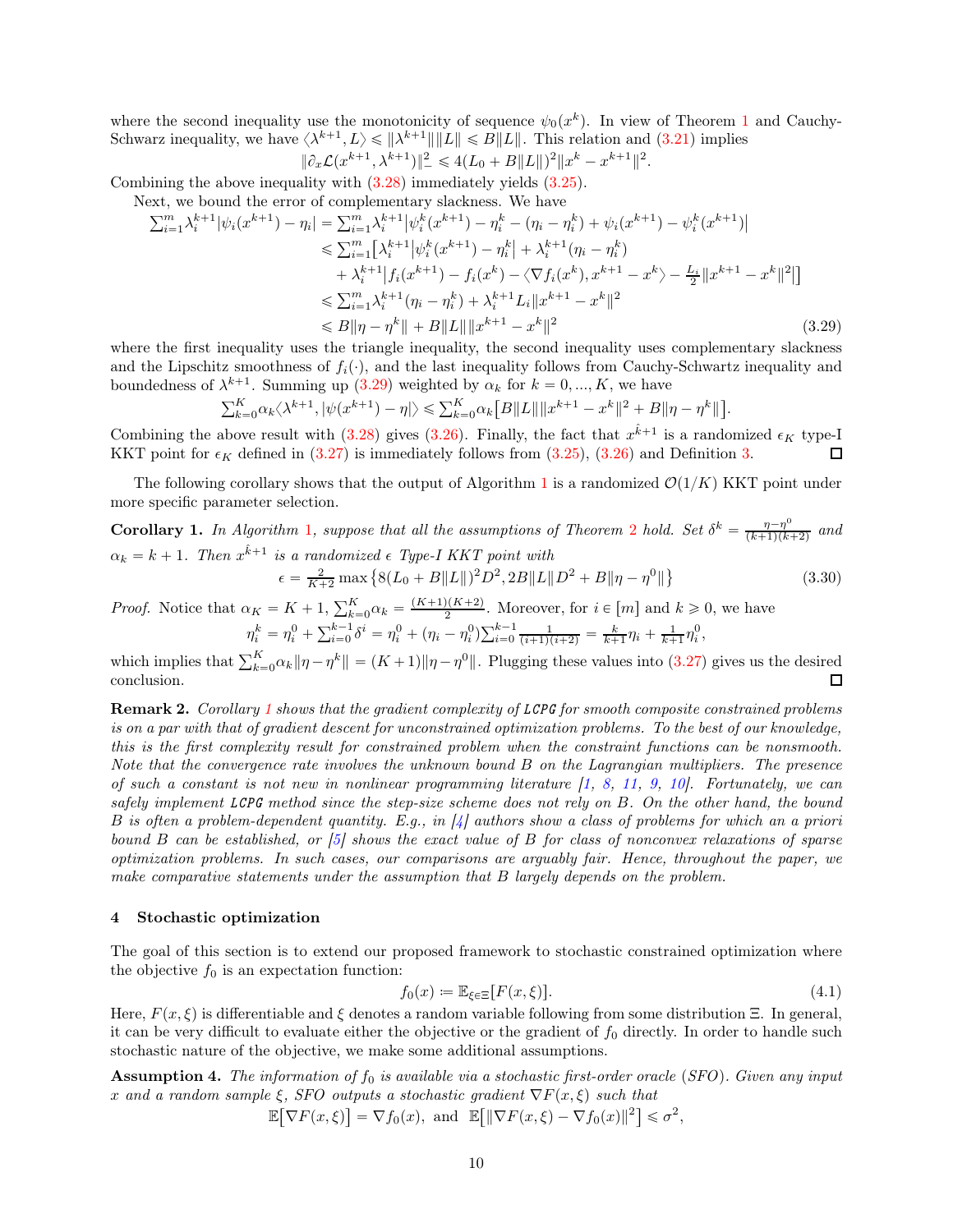where the second inequality use the monotonicity of sequence $\psi_0(x^k)$. In view of Theorem 1 and Cauchy-Schwarz inequality, we have $\langle \lambda^{k+1}, L\rangle \leqslant \|\lambda^{k+1}\|\|L\| \leqslant B\|L\|$. This relation and (3.21) implies

$$\|\partial_x \mathcal{L}(x^{k+1}, \lambda^{k+1})\|_-^2 \leqslant 4(L_0 + B\|L\|)^2 \|x^k - x^{k+1}\|^2.$$

Combining the above inequality with (3.28) immediately yields (3.25).

Next, we bound the error of complementary slackness. We have

$$\begin{aligned}
\textstyle\sum_{i=1}^m \lambda_i^{k+1} |\psi_i(x^{k+1}) - \eta_i| &= \textstyle\sum_{i=1}^m \lambda_i^{k+1} |\psi_i^k(x^{k+1}) - \eta_i^k - (\eta_i - \eta_i^k) + \psi_i(x^{k+1}) - \psi_i^k(x^{k+1})| \\
&\leqslant \textstyle\sum_{i=1}^m \big[\lambda_i^{k+1} |\psi_i^k(x^{k+1}) - \eta_i^k| + \lambda_i^{k+1}(\eta_i - \eta_i^k) \\
&\quad + \lambda_i^{k+1} |f_i(x^{k+1}) - f_i(x^k) - \langle \nabla f_i(x^k), x^{k+1} - x^k\rangle - \tfrac{L_i}{2}\|x^{k+1} - x^k\|^2|\big] \\
&\leqslant \textstyle\sum_{i=1}^m \lambda_i^{k+1}(\eta_i - \eta_i^k) + \lambda_i^{k+1} L_i \|x^{k+1} - x^k\|^2 \\
&\leqslant B\|\eta - \eta^k\| + B\|L\|\|x^{k+1} - x^k\|^2 \qquad (3.29)
\end{aligned}$$

where the first inequality uses the triangle inequality, the second inequality uses complementary slackness and the Lipschitz smoothness of $f_i(\cdot)$, and the last inequality follows from Cauchy-Schwartz inequality and boundedness of $\lambda^{k+1}$. Summing up (3.29) weighted by $\alpha_k$ for $k = 0, ..., K$, we have

$$\textstyle\sum_{k=0}^K \alpha_k \langle \lambda^{k+1}, |\psi(x^{k+1}) - \eta|\rangle \leqslant \sum_{k=0}^K \alpha_k \big[B\|L\|\|x^{k+1} - x^k\|^2 + B\|\eta - \eta^k\|\big].$$

Combining the above result with (3.28) gives (3.26). Finally, the fact that $x^{\hat{k}+1}$ is a randomized $\epsilon_K$ type-I KKT point for $\epsilon_K$ defined in (3.27) is immediately follows from (3.25), (3.26) and Definition 3. ◻

The following corollary shows that the output of Algorithm 1 is a randomized $\mathcal{O}(1/K)$ KKT point under more specific parameter selection.

**Corollary 1.** *In Algorithm 1, suppose that all the assumptions of Theorem 2 hold. Set* $\delta^k = \frac{\eta - \eta^0}{(k+1)(k+2)}$ *and* $\alpha_k = k + 1$. *Then* $x^{\hat{k}+1}$ *is a randomized* $\epsilon$ *Type-I KKT point with*

$$\epsilon = \tfrac{2}{K+2} \max\big\{8(L_0 + B\|L\|)^2 D^2, 2B\|L\|D^2 + B\|\eta - \eta^0\|\big\} \qquad (3.30)$$

*Proof.* Notice that $\alpha_K = K + 1$, $\sum_{k=0}^K \alpha_k = \frac{(K+1)(K+2)}{2}$. Moreover, for $i \in [m]$ and $k \geqslant 0$, we have

$$\eta_i^k = \eta_i^0 + \textstyle\sum_{i=0}^{k-1} \delta^i = \eta_i^0 + (\eta_i - \eta_i^0) \sum_{i=0}^{k-1} \frac{1}{(i+1)(i+2)} = \frac{k}{k+1}\eta_i + \frac{1}{k+1}\eta_i^0,$$

which implies that $\sum_{k=0}^K \alpha_k \|\eta - \eta^k\| = (K+1)\|\eta - \eta^0\|$. Plugging these values into (3.27) gives us the desired conclusion. ◻

**Remark 2.** *Corollary 1 shows that the gradient complexity of* `LCPG` *for smooth composite constrained problems is on a par with that of gradient descent for unconstrained optimization problems. To the best of our knowledge, this is the first complexity result for constrained problem when the constraint functions can be nonsmooth. Note that the convergence rate involves the unknown bound B on the Lagrangian multipliers. The presence of such a constant is not new in nonlinear programming literature [1, 8, 11, 9, 10]. Fortunately, we can safely implement* `LCPG` *method since the step-size scheme does not rely on B. On the other hand, the bound B is often a problem-dependent quantity. E.g., in [4] authors show a class of problems for which an a priori bound B can be established, or [5] shows the exact value of B for class of nonconvex relaxations of sparse optimization problems. In such cases, our comparisons are arguably fair. Hence, throughout the paper, we make comparative statements under the assumption that B largely depends on the problem.*

## 4 Stochastic optimization

The goal of this section is to extend our proposed framework to stochastic constrained optimization where the objective $f_0$ is an expectation function:

$$f_0(x) := \mathbb{E}_{\xi \in \Xi}[F(x, \xi)]. \qquad (4.1)$$

Here, $F(x, \xi)$ is differentiable and $\xi$ denotes a random variable following from some distribution $\Xi$. In general, it can be very difficult to evaluate either the objective or the gradient of $f_0$ directly. In order to handle such stochastic nature of the objective, we make some additional assumptions.

**Assumption 4.** *The information of* $f_0$ *is available via a stochastic first-order oracle (SFO). Given any input* $x$ *and a random sample* $\xi$, *SFO outputs a stochastic gradient* $\nabla F(x, \xi)$ *such that*

$$\mathbb{E}\big[\nabla F(x, \xi)\big] = \nabla f_0(x), \text{ and } \mathbb{E}\big[\|\nabla F(x, \xi) - \nabla f_0(x)\|^2\big] \leqslant \sigma^2,$$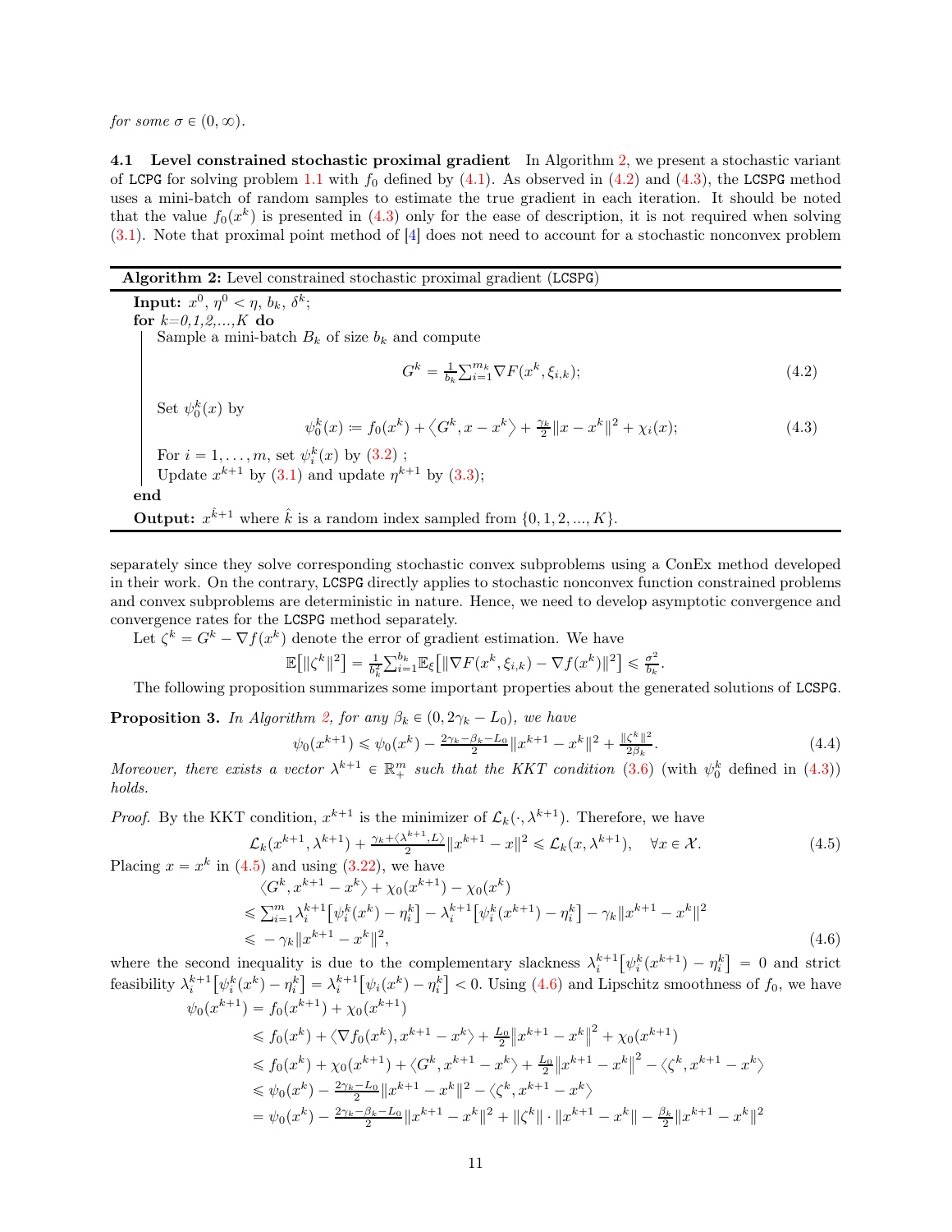*for some* $\sigma \in (0, \infty)$.

**4.1 Level constrained stochastic proximal gradient** In Algorithm 2, we present a stochastic variant of LCPG for solving problem 1.1 with $f_0$ defined by (4.1). As observed in (4.2) and (4.3), the LCSPG method uses a mini-batch of random samples to estimate the true gradient in each iteration. It should be noted that the value $f_0(x^k)$ is presented in (4.3) only for the ease of description, it is not required when solving (3.1). Note that proximal point method of [4] does not need to account for a stochastic nonconvex problem

---

**Algorithm 2:** Level constrained stochastic proximal gradient (LCSPG)

---

**Input:** $x^0$, $\eta^0 < \eta$, $b_k$, $\delta^k$;

**for** $k$=0,1,2,...,K **do**

Sample a mini-batch $B_k$ of size $b_k$ and compute

$$G^k = \tfrac{1}{b_k}\textstyle\sum_{i=1}^{m_k} \nabla F(x^k, \xi_{i,k}); \tag{4.2}$$

Set $\psi_0^k(x)$ by

$$\psi_0^k(x) \coloneqq f_0(x^k) + \langle G^k, x - x^k\rangle + \tfrac{\gamma_k}{2}\|x - x^k\|^2 + \chi_i(x); \tag{4.3}$$

For $i = 1, \dots, m$, set $\psi_i^k(x)$ by (3.2) ;

Update $x^{k+1}$ by (3.1) and update $\eta^{k+1}$ by (3.3);

**end**

**Output:** $x^{\hat{k}+1}$ where $\hat{k}$ is a random index sampled from $\{0, 1, 2, ..., K\}$.

---

separately since they solve corresponding stochastic convex subproblems using a ConEx method developed in their work. On the contrary, LCSPG directly applies to stochastic nonconvex function constrained problems and convex subproblems are deterministic in nature. Hence, we need to develop asymptotic convergence and convergence rates for the LCSPG method separately.

Let $\zeta^k = G^k - \nabla f(x^k)$ denote the error of gradient estimation. We have

$$\mathbb{E}\big[\|\zeta^k\|^2\big] = \tfrac{1}{b_k^2}\textstyle\sum_{i=1}^{b_k}\mathbb{E}_\xi\big[\|\nabla F(x^k, \xi_{i,k}) - \nabla f(x^k)\|^2\big] \leqslant \tfrac{\sigma^2}{b_k}.$$

The following proposition summarizes some important properties about the generated solutions of LCSPG.

**Proposition 3.** *In Algorithm 2, for any* $\beta_k \in (0, 2\gamma_k - L_0)$*, we have*

$$\psi_0(x^{k+1}) \leqslant \psi_0(x^k) - \tfrac{2\gamma_k - \beta_k - L_0}{2}\|x^{k+1} - x^k\|^2 + \tfrac{\|\zeta^k\|^2}{2\beta_k}. \tag{4.4}$$

*Moreover, there exists a vector* $\lambda^{k+1} \in \mathbb{R}_+^m$ *such that the KKT condition* (3.6) *(with* $\psi_0^k$ *defined in* (4.3)*) holds.*

*Proof.* By the KKT condition, $x^{k+1}$ is the minimizer of $\mathcal{L}_k(\cdot, \lambda^{k+1})$. Therefore, we have

$$\mathcal{L}_k(x^{k+1}, \lambda^{k+1}) + \tfrac{\gamma_k + \langle \lambda^{k+1}, L\rangle}{2}\|x^{k+1} - x\|^2 \leqslant \mathcal{L}_k(x, \lambda^{k+1}), \quad \forall x \in \mathcal{X}. \tag{4.5}$$

Placing $x = x^k$ in (4.5) and using (3.22), we have

$$\begin{aligned}
&\langle G^k, x^{k+1} - x^k\rangle + \chi_0(x^{k+1}) - \chi_0(x^k) \\
&\leqslant \textstyle\sum_{i=1}^m \lambda_i^{k+1}\big[\psi_i^k(x^k) - \eta_i^k\big] - \lambda_i^{k+1}\big[\psi_i^k(x^{k+1}) - \eta_i^k\big] - \gamma_k\|x^{k+1} - x^k\|^2 \\
&\leqslant -\gamma_k\|x^{k+1} - x^k\|^2,
\end{aligned} \tag{4.6}$$

where the second inequality is due to the complementary slackness $\lambda_i^{k+1}\big[\psi_i^k(x^{k+1}) - \eta_i^k\big] = 0$ and strict feasibility $\lambda_i^{k+1}\big[\psi_i^k(x^k) - \eta_i^k\big] = \lambda_i^{k+1}\big[\psi_i(x^k) - \eta_i^k\big] < 0$. Using (4.6) and Lipschitz smoothness of $f_0$, we have

$$\begin{aligned}
\psi_0(x^{k+1}) &= f_0(x^{k+1}) + \chi_0(x^{k+1}) \\
&\leqslant f_0(x^k) + \langle \nabla f_0(x^k), x^{k+1} - x^k\rangle + \tfrac{L_0}{2}\big\|x^{k+1} - x^k\big\|^2 + \chi_0(x^{k+1}) \\
&\leqslant f_0(x^k) + \chi_0(x^{k+1}) + \langle G^k, x^{k+1} - x^k\rangle + \tfrac{L_0}{2}\big\|x^{k+1} - x^k\big\|^2 - \langle \zeta^k, x^{k+1} - x^k\rangle \\
&\leqslant \psi_0(x^k) - \tfrac{2\gamma_k - L_0}{2}\|x^{k+1} - x^k\|^2 - \langle \zeta^k, x^{k+1} - x^k\rangle \\
&= \psi_0(x^k) - \tfrac{2\gamma_k - \beta_k - L_0}{2}\|x^{k+1} - x^k\|^2 + \|\zeta^k\| \cdot \|x^{k+1} - x^k\| - \tfrac{\beta_k}{2}\|x^{k+1} - x^k\|^2
\end{aligned}$$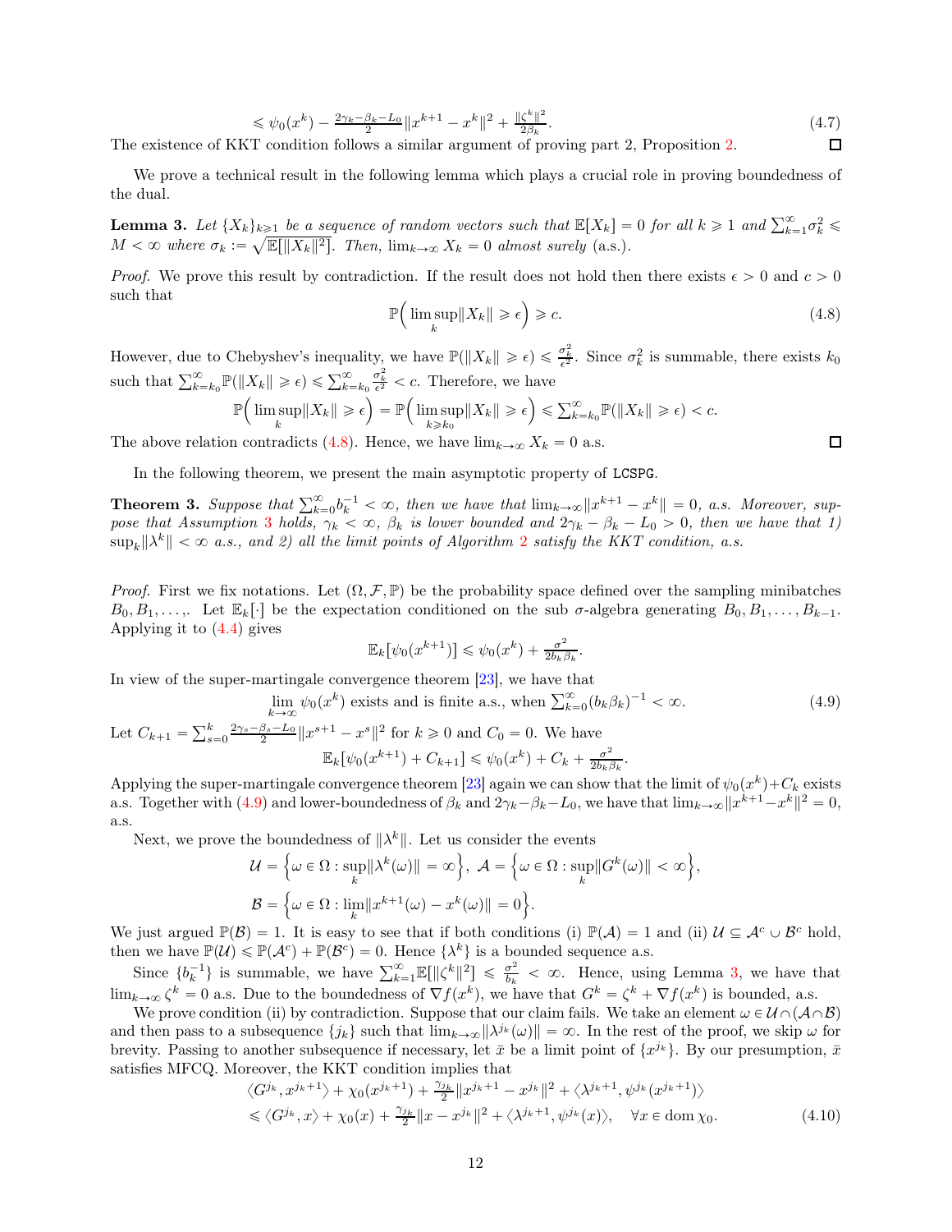$$\leqslant \psi_0(x^k) - \tfrac{2\gamma_k - \beta_k - L_0}{2}\|x^{k+1} - x^k\|^2 + \tfrac{\|\zeta^k\|^2}{2\beta_k}. \tag{4.7}$$

The existence of KKT condition follows a similar argument of proving part 2, Proposition 2. ∎

We prove a technical result in the following lemma which plays a crucial role in proving boundedness of the dual.

**Lemma 3.** *Let $\{X_k\}_{k\geqslant 1}$ be a sequence of random vectors such that $\mathbb{E}[X_k] = 0$ for all $k \geqslant 1$ and $\sum_{k=1}^{\infty}\sigma_k^2 \leqslant M < \infty$ where $\sigma_k := \sqrt{\mathbb{E}[\|X_k\|^2]}$. Then, $\lim_{k\to\infty} X_k = 0$ almost surely (a.s.).*

*Proof.* We prove this result by contradiction. If the result does not hold then there exists $\epsilon > 0$ and $c > 0$ such that

$$\mathbb{P}\Big(\limsup_k \|X_k\| \geqslant \epsilon\Big) \geqslant c. \tag{4.8}$$

However, due to Chebyshev's inequality, we have $\mathbb{P}(\|X_k\| \geqslant \epsilon) \leqslant \frac{\sigma_k^2}{\epsilon^2}$. Since $\sigma_k^2$ is summable, there exists $k_0$ such that $\sum_{k=k_0}^{\infty}\mathbb{P}(\|X_k\| \geqslant \epsilon) \leqslant \sum_{k=k_0}^{\infty}\frac{\sigma_k^2}{\epsilon^2} < c$. Therefore, we have

$$\mathbb{P}\Big(\limsup_k \|X_k\| \geqslant \epsilon\Big) = \mathbb{P}\Big(\limsup_{k\geqslant k_0}\|X_k\| \geqslant \epsilon\Big) \leqslant \textstyle\sum_{k=k_0}^{\infty}\mathbb{P}(\|X_k\| \geqslant \epsilon) < c.$$

The above relation contradicts (4.8). Hence, we have $\lim_{k\to\infty} X_k = 0$ a.s. ∎

In the following theorem, we present the main asymptotic property of `LCSPG`.

**Theorem 3.** *Suppose that $\sum_{k=0}^{\infty} b_k^{-1} < \infty$, then we have that $\lim_{k\to\infty}\|x^{k+1} - x^k\| = 0$, a.s. Moreover, suppose that Assumption 3 holds, $\gamma_k < \infty$, $\beta_k$ is lower bounded and $2\gamma_k - \beta_k - L_0 > 0$, then we have that 1) $\sup_k\|\lambda^k\| < \infty$ a.s., and 2) all the limit points of Algorithm 2 satisfy the KKT condition, a.s.*

*Proof.* First we fix notations. Let $(\Omega, \mathcal{F}, \mathbb{P})$ be the probability space defined over the sampling minibatches $B_0, B_1, \ldots,$. Let $\mathbb{E}_k[\cdot]$ be the expectation conditioned on the sub $\sigma$-algebra generating $B_0, B_1, \ldots, B_{k-1}$. Applying it to (4.4) gives

$$\mathbb{E}_k[\psi_0(x^{k+1})] \leqslant \psi_0(x^k) + \tfrac{\sigma^2}{2b_k\beta_k}.$$

In view of the super-martingale convergence theorem [23], we have that

$$\lim_{k\to\infty}\psi_0(x^k) \text{ exists and is finite a.s., when } \textstyle\sum_{k=0}^{\infty}(b_k\beta_k)^{-1} < \infty. \tag{4.9}$$

Let $C_{k+1} = \sum_{s=0}^{k}\frac{2\gamma_s - \beta_s - L_0}{2}\|x^{s+1} - x^s\|^2$ for $k \geqslant 0$ and $C_0 = 0$. We have

$$\mathbb{E}_k[\psi_0(x^{k+1}) + C_{k+1}] \leqslant \psi_0(x^k) + C_k + \tfrac{\sigma^2}{2b_k\beta_k}.$$

Applying the super-martingale convergence theorem [23] again we can show that the limit of $\psi_0(x^k) + C_k$ exists a.s. Together with (4.9) and lower-boundedness of $\beta_k$ and $2\gamma_k - \beta_k - L_0$, we have that $\lim_{k\to\infty}\|x^{k+1} - x^k\|^2 = 0$, a.s.

Next, we prove the boundedness of $\|\lambda^k\|$. Let us consider the events

$$\mathcal{U} = \Big\{\omega \in \Omega : \sup_k\|\lambda^k(\omega)\| = \infty\Big\},\ \mathcal{A} = \Big\{\omega \in \Omega : \sup_k\|G^k(\omega)\| < \infty\Big\},$$
$$\mathcal{B} = \Big\{\omega \in \Omega : \lim_k\|x^{k+1}(\omega) - x^k(\omega)\| = 0\Big\}.$$

We just argued $\mathbb{P}(\mathcal{B}) = 1$. It is easy to see that if both conditions (i) $\mathbb{P}(\mathcal{A}) = 1$ and (ii) $\mathcal{U} \subseteq \mathcal{A}^c \cup \mathcal{B}^c$ hold, then we have $\mathbb{P}(\mathcal{U}) \leqslant \mathbb{P}(\mathcal{A}^c) + \mathbb{P}(\mathcal{B}^c) = 0$. Hence $\{\lambda^k\}$ is a bounded sequence a.s.

Since $\{b_k^{-1}\}$ is summable, we have $\sum_{k=1}^{\infty}\mathbb{E}[\|\zeta^k\|^2] \leqslant \frac{\sigma^2}{b_k} < \infty$. Hence, using Lemma 3, we have that $\lim_{k\to\infty}\zeta^k = 0$ a.s. Due to the boundedness of $\nabla f(x^k)$, we have that $G^k = \zeta^k + \nabla f(x^k)$ is bounded, a.s.

We prove condition (ii) by contradiction. Suppose that our claim fails. We take an element $\omega \in \mathcal{U} \cap (\mathcal{A} \cap \mathcal{B})$ and then pass to a subsequence $\{j_k\}$ such that $\lim_{k\to\infty}\|\lambda^{j_k}(\omega)\| = \infty$. In the rest of the proof, we skip $\omega$ for brevity. Passing to another subsequence if necessary, let $\bar{x}$ be a limit point of $\{x^{j_k}\}$. By our presumption, $\bar{x}$ satisfies MFCQ. Moreover, the KKT condition implies that

$$\begin{aligned}
&\langle G^{j_k}, x^{j_k+1}\rangle + \chi_0(x^{j_k+1}) + \tfrac{\gamma_{j_k}}{2}\|x^{j_k+1} - x^{j_k}\|^2 + \langle \lambda^{j_k+1}, \psi^{j_k}(x^{j_k+1})\rangle \\
&\leqslant \langle G^{j_k}, x\rangle + \chi_0(x) + \tfrac{\gamma_{j_k}}{2}\|x - x^{j_k}\|^2 + \langle \lambda^{j_k+1}, \psi^{j_k}(x)\rangle, \quad \forall x \in \operatorname{dom}\chi_0.
\end{aligned} \tag{4.10}$$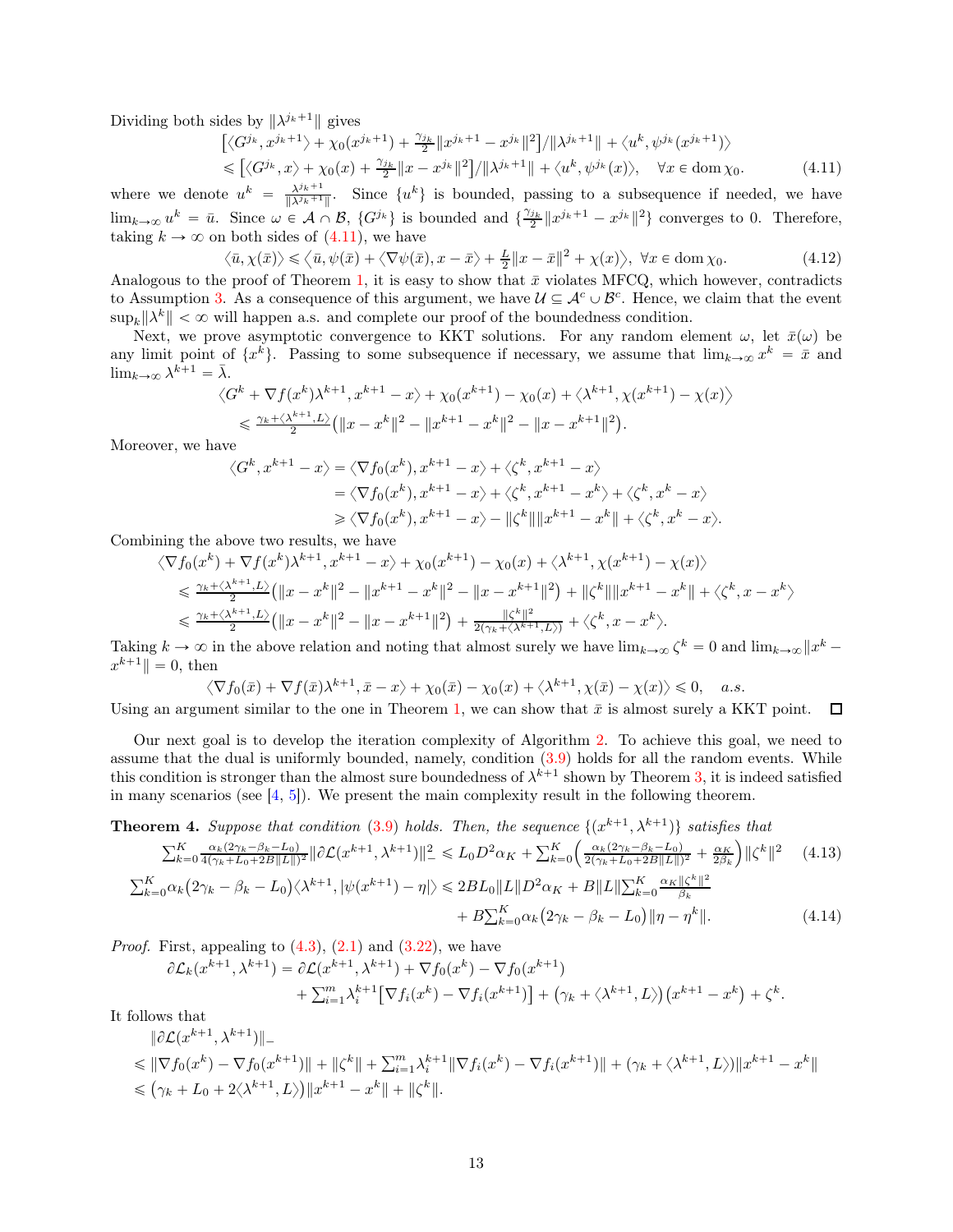Dividing both sides by $\|\lambda^{j_k+1}\|$ gives

$$
\begin{aligned}
&\big[\langle G^{j_k}, x^{j_k+1}\rangle + \chi_0(x^{j_k+1}) + \tfrac{\gamma_{j_k}}{2}\|x^{j_k+1} - x^{j_k}\|^2\big]/\|\lambda^{j_k+1}\| + \langle u^k, \psi^{j_k}(x^{j_k+1})\rangle \\
&\leqslant \big[\langle G^{j_k}, x\rangle + \chi_0(x) + \tfrac{\gamma_{j_k}}{2}\|x - x^{j_k}\|^2\big]/\|\lambda^{j_k+1}\| + \langle u^k, \psi^{j_k}(x)\rangle, \quad \forall x \in \operatorname{dom}\chi_0. \qquad (4.11)
\end{aligned}
$$

where we denote $u^k = \frac{\lambda^{j_k+1}}{\|\lambda^{j_k+1}\|}$. Since $\{u^k\}$ is bounded, passing to a subsequence if needed, we have $\lim_{k\to\infty} u^k = \bar{u}$. Since $\omega \in \mathcal{A} \cap \mathcal{B}$, $\{G^{j_k}\}$ is bounded and $\{\frac{\gamma_{j_k}}{2}\|x^{j_k+1} - x^{j_k}\|^2\}$ converges to 0. Therefore, taking $k \to \infty$ on both sides of (4.11), we have

$$
\langle \bar{u}, \chi(\bar{x})\rangle \leqslant \big\langle \bar{u}, \psi(\bar{x}) + \langle \nabla\psi(\bar{x}), x - \bar{x}\rangle + \tfrac{L}{2}\|x - \bar{x}\|^2 + \chi(x)\big\rangle, \ \forall x \in \operatorname{dom}\chi_0. \qquad (4.12)
$$

Analogous to the proof of Theorem 1, it is easy to show that $\bar{x}$ violates MFCQ, which however, contradicts to Assumption 3. As a consequence of this argument, we have $\mathcal{U} \subseteq \mathcal{A}^c \cup \mathcal{B}^c$. Hence, we claim that the event $\sup_k\|\lambda^k\| < \infty$ will happen a.s. and complete our proof of the boundedness condition.

Next, we prove asymptotic convergence to KKT solutions. For any random element $\omega$, let $\bar{x}(\omega)$ be any limit point of $\{x^k\}$. Passing to some subsequence if necessary, we assume that $\lim_{k\to\infty} x^k = \bar{x}$ and $\lim_{k\to\infty} \lambda^{k+1} = \bar{\lambda}$.

$$
\begin{aligned}
&\langle G^k + \nabla f(x^k)\lambda^{k+1}, x^{k+1} - x\rangle + \chi_0(x^{k+1}) - \chi_0(x) + \langle \lambda^{k+1}, \chi(x^{k+1}) - \chi(x)\rangle \\
&\quad \leqslant \tfrac{\gamma_k + \langle \lambda^{k+1}, L\rangle}{2}\big(\|x - x^k\|^2 - \|x^{k+1} - x^k\|^2 - \|x - x^{k+1}\|^2\big).
\end{aligned}
$$

Moreover, we have

$$
\begin{aligned}
\langle G^k, x^{k+1} - x\rangle &= \langle \nabla f_0(x^k), x^{k+1} - x\rangle + \langle \zeta^k, x^{k+1} - x\rangle \\
&= \langle \nabla f_0(x^k), x^{k+1} - x\rangle + \langle \zeta^k, x^{k+1} - x^k\rangle + \langle \zeta^k, x^k - x\rangle \\
&\geqslant \langle \nabla f_0(x^k), x^{k+1} - x\rangle - \|\zeta^k\|\|x^{k+1} - x^k\| + \langle \zeta^k, x^k - x\rangle.
\end{aligned}
$$

Combining the above two results, we have

$$
\begin{aligned}
&\langle \nabla f_0(x^k) + \nabla f(x^k)\lambda^{k+1}, x^{k+1} - x\rangle + \chi_0(x^{k+1}) - \chi_0(x) + \langle \lambda^{k+1}, \chi(x^{k+1}) - \chi(x)\rangle \\
&\leqslant \tfrac{\gamma_k + \langle \lambda^{k+1}, L\rangle}{2}\big(\|x - x^k\|^2 - \|x^{k+1} - x^k\|^2 - \|x - x^{k+1}\|^2\big) + \|\zeta^k\|\|x^{k+1} - x^k\| + \langle \zeta^k, x - x^k\rangle \\
&\leqslant \tfrac{\gamma_k + \langle \lambda^{k+1}, L\rangle}{2}\big(\|x - x^k\|^2 - \|x - x^{k+1}\|^2\big) + \tfrac{\|\zeta^k\|^2}{2(\gamma_k + \langle \lambda^{k+1}, L\rangle)} + \langle \zeta^k, x - x^k\rangle.
\end{aligned}
$$

Taking $k \to \infty$ in the above relation and noting that almost surely we have $\lim_{k\to\infty} \zeta^k = 0$ and $\lim_{k\to\infty}\|x^k - x^{k+1}\| = 0$, then

$$
\langle \nabla f_0(\bar{x}) + \nabla f(\bar{x})\lambda^{k+1}, \bar{x} - x\rangle + \chi_0(\bar{x}) - \chi_0(x) + \langle \lambda^{k+1}, \chi(\bar{x}) - \chi(x)\rangle \leqslant 0, \quad a.s.
$$

Using an argument similar to the one in Theorem 1, we can show that $\bar{x}$ is almost surely a KKT point. □

Our next goal is to develop the iteration complexity of Algorithm 2. To achieve this goal, we need to assume that the dual is uniformly bounded, namely, condition (3.9) holds for all the random events. While this condition is stronger than the almost sure boundedness of $\lambda^{k+1}$ shown by Theorem 3, it is indeed satisfied in many scenarios (see [4, 5]). We present the main complexity result in the following theorem.

**Theorem 4.** *Suppose that condition (3.9) holds. Then, the sequence $\{(x^{k+1}, \lambda^{k+1})\}$ satisfies that*

$$
\textstyle\sum_{k=0}^K \frac{\alpha_k(2\gamma_k - \beta_k - L_0)}{4(\gamma_k + L_0 + 2B\|L\|)^2}\|\partial\mathcal{L}(x^{k+1}, \lambda^{k+1})\|_-^2 \leqslant L_0 D^2 \alpha_K + \sum_{k=0}^K\Big(\frac{\alpha_k(2\gamma_k - \beta_k - L_0)}{2(\gamma_k + L_0 + 2B\|L\|)^2} + \frac{\alpha_K}{2\beta_k}\Big)\|\zeta^k\|^2 \qquad (4.13)
$$

$$
\begin{aligned}
\textstyle\sum_{k=0}^K \alpha_k\big(2\gamma_k - \beta_k - L_0\big)\langle \lambda^{k+1}, |\psi(x^{k+1}) - \eta|\rangle &\leqslant 2BL_0\|L\|D^2\alpha_K + B\|L\|\textstyle\sum_{k=0}^K \frac{\alpha_K\|\zeta^k\|^2}{\beta_k} \\
&\quad + B\textstyle\sum_{k=0}^K \alpha_k\big(2\gamma_k - \beta_k - L_0\big)\|\eta - \eta^k\|. \qquad (4.14)
\end{aligned}
$$

*Proof.* First, appealing to (4.3), (2.1) and (3.22), we have

$$
\begin{aligned}
\partial\mathcal{L}_k(x^{k+1}, \lambda^{k+1}) &= \partial\mathcal{L}(x^{k+1}, \lambda^{k+1}) + \nabla f_0(x^k) - \nabla f_0(x^{k+1}) \\
&\quad + \textstyle\sum_{i=1}^m \lambda_i^{k+1}\big[\nabla f_i(x^k) - \nabla f_i(x^{k+1})\big] + \big(\gamma_k + \langle \lambda^{k+1}, L\rangle\big)\big(x^{k+1} - x^k\big) + \zeta^k.
\end{aligned}
$$

It follows that

$$
\begin{aligned}
&\|\partial\mathcal{L}(x^{k+1}, \lambda^{k+1})\|_- \\
&\leqslant \|\nabla f_0(x^k) - \nabla f_0(x^{k+1})\| + \|\zeta^k\| + \textstyle\sum_{i=1}^m \lambda_i^{k+1}\|\nabla f_i(x^k) - \nabla f_i(x^{k+1})\| + (\gamma_k + \langle \lambda^{k+1}, L\rangle)\|x^{k+1} - x^k\| \\
&\leqslant \big(\gamma_k + L_0 + 2\langle \lambda^{k+1}, L\rangle\big)\|x^{k+1} - x^k\| + \|\zeta^k\|.
\end{aligned}
$$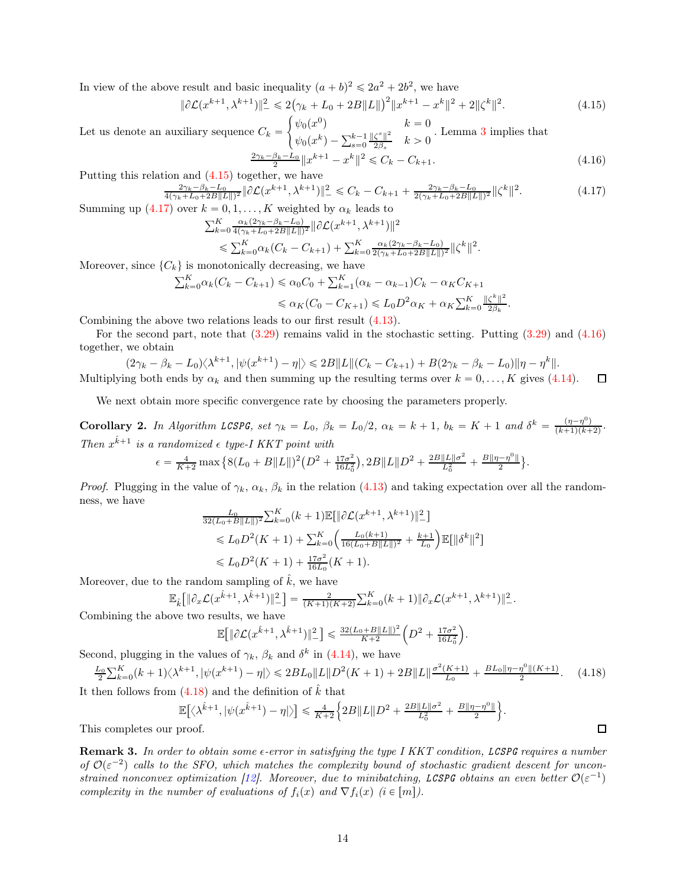In view of the above result and basic inequality $(a+b)^2 \leqslant 2a^2 + 2b^2$, we have

$$\|\partial \mathcal{L}(x^{k+1}, \lambda^{k+1})\|_-^2 \leqslant 2\big(\gamma_k + L_0 + 2B\|L\|\big)^2 \|x^{k+1} - x^k\|^2 + 2\|\zeta^k\|^2. \tag{4.15}$$

Let us denote an auxiliary sequence $C_k = \begin{cases} \psi_0(x^0) & k=0 \\ \psi_0(x^k) - \sum_{s=0}^{k-1} \frac{\|\zeta^s\|^2}{2\beta_s} & k>0 \end{cases}$. Lemma 3 implies that

$$\tfrac{2\gamma_k - \beta_k - L_0}{2}\|x^{k+1} - x^k\|^2 \leqslant C_k - C_{k+1}. \tag{4.16}$$

Putting this relation and (4.15) together, we have

$$\tfrac{2\gamma_k - \beta_k - L_0}{4(\gamma_k + L_0 + 2B\|L\|)^2}\|\partial \mathcal{L}(x^{k+1}, \lambda^{k+1})\|_-^2 \leqslant C_k - C_{k+1} + \tfrac{2\gamma_k - \beta_k - L_0}{2(\gamma_k + L_0 + 2B\|L\|)^2}\|\zeta^k\|^2. \tag{4.17}$$

Summing up (4.17) over $k = 0, 1, \ldots, K$ weighted by $\alpha_k$ leads to

$$\begin{aligned} &\textstyle\sum_{k=0}^K \frac{\alpha_k(2\gamma_k - \beta_k - L_0)}{4(\gamma_k + L_0 + 2B\|L\|)^2}\|\partial \mathcal{L}(x^{k+1}, \lambda^{k+1})\|^2 \\ &\quad\leqslant \textstyle\sum_{k=0}^K \alpha_k (C_k - C_{k+1}) + \sum_{k=0}^K \frac{\alpha_k(2\gamma_k - \beta_k - L_0)}{2(\gamma_k + L_0 + 2B\|L\|)^2}\|\zeta^k\|^2. \end{aligned}$$

Moreover, since $\{C_k\}$ is monotonically decreasing, we have

$$\begin{aligned} \textstyle\sum_{k=0}^K \alpha_k(C_k - C_{k+1}) &\leqslant \alpha_0 C_0 + \textstyle\sum_{k=1}^K (\alpha_k - \alpha_{k-1}) C_k - \alpha_K C_{K+1} \\ &\leqslant \alpha_K (C_0 - C_{K+1}) \leqslant L_0 D^2 \alpha_K + \alpha_K \textstyle\sum_{k=0}^K \frac{\|\zeta^k\|^2}{2\beta_k}. \end{aligned}$$

Combining the above two relations leads to our first result (4.13).

For the second part, note that (3.29) remains valid in the stochastic setting. Putting (3.29) and (4.16) together, we obtain

$$(2\gamma_k - \beta_k - L_0)\langle \lambda^{k+1}, |\psi(x^{k+1}) - \eta|\rangle \leqslant 2B\|L\|(C_k - C_{k+1}) + B(2\gamma_k - \beta_k - L_0)\|\eta - \eta^k\|.$$

Multiplying both ends by $\alpha_k$ and then summing up the resulting terms over $k = 0, \ldots, K$ gives (4.14). $\square$

We next obtain more specific convergence rate by choosing the parameters properly.

**Corollary 2.** *In Algorithm* ***LCSPG****, set $\gamma_k = L_0$, $\beta_k = L_0/2$, $\alpha_k = k+1$, $b_k = K+1$ and $\delta^k = \frac{(\eta - \eta^0)}{(k+1)(k+2)}$. Then $x^{\hat{k}+1}$ is a randomized $\epsilon$ type-I KKT point with*

$$\epsilon = \tfrac{4}{K+2}\max\big\{8(L_0 + B\|L\|)^2\big(D^2 + \tfrac{17\sigma^2}{16L_0^2}\big), 2B\|L\|D^2 + \tfrac{2B\|L\|\sigma^2}{L_0^2} + \tfrac{B\|\eta - \eta^0\|}{2}\big\}.$$

*Proof.* Plugging in the value of $\gamma_k$, $\alpha_k$, $\beta_k$ in the relation (4.13) and taking expectation over all the randomness, we have

$$\begin{aligned} &\tfrac{L_0}{32(L_0 + B\|L\|)^2}\textstyle\sum_{k=0}^K (k+1)\mathbb{E}\big[\|\partial \mathcal{L}(x^{k+1}, \lambda^{k+1})\|_-^2\big] \\ &\quad\leqslant L_0 D^2 (K+1) + \textstyle\sum_{k=0}^K \Big(\frac{L_0(k+1)}{16(L_0 + B\|L\|)^2} + \frac{k+1}{L_0}\Big)\mathbb{E}[\|\delta^k\|^2] \\ &\quad\leqslant L_0 D^2(K+1) + \tfrac{17\sigma^2}{16L_0}(K+1). \end{aligned}$$

Moreover, due to the random sampling of $\hat{k}$, we have

$$\mathbb{E}_{\hat{k}}\big[\|\partial_x \mathcal{L}(x^{\hat{k}+1}, \lambda^{\hat{k}+1})\|_-^2\big] = \tfrac{2}{(K+1)(K+2)}\textstyle\sum_{k=0}^K (k+1)\|\partial_x \mathcal{L}(x^{k+1}, \lambda^{k+1})\|_-^2.$$

Combining the above two results, we have

$$\mathbb{E}\big[\|\partial \mathcal{L}(x^{\hat{k}+1}, \lambda^{\hat{k}+1})\|_-^2\big] \leqslant \tfrac{32(L_0 + B\|L\|)^2}{K+2}\Big(D^2 + \tfrac{17\sigma^2}{16L_0^2}\Big).$$

Second, plugging in the values of $\gamma_k$, $\beta_k$ and $\delta^k$ in (4.14), we have

$$\tfrac{L_0}{2}\textstyle\sum_{k=0}^K (k+1)\langle \lambda^{k+1}, |\psi(x^{k+1}) - \eta|\rangle \leqslant 2BL_0\|L\|D^2(K+1) + 2B\|L\|\frac{\sigma^2(K+1)}{L_0} + \frac{BL_0\|\eta - \eta^0\|(K+1)}{2}. \tag{4.18}$$

It then follows from (4.18) and the definition of $\hat{k}$ that

$$\mathbb{E}\big[\langle \lambda^{\hat{k}+1}, |\psi(x^{\hat{k}+1}) - \eta|\rangle\big] \leqslant \tfrac{4}{K+2}\Big\{2B\|L\|D^2 + \tfrac{2B\|L\|\sigma^2}{L_0^2} + \tfrac{B\|\eta - \eta^0\|}{2}\Big\}.$$

This completes our proof. $\square$

**Remark 3.** *In order to obtain some $\epsilon$-error in satisfying the type I KKT condition,* ***LCSPG*** *requires a number of $\mathcal{O}(\varepsilon^{-2})$ calls to the SFO, which matches the complexity bound of stochastic gradient descent for unconstrained nonconvex optimization [12]. Moreover, due to minibatching,* ***LCSPG*** *obtains an even better $\mathcal{O}(\varepsilon^{-1})$ complexity in the number of evaluations of $f_i(x)$ and $\nabla f_i(x)$ $(i \in [m])$.*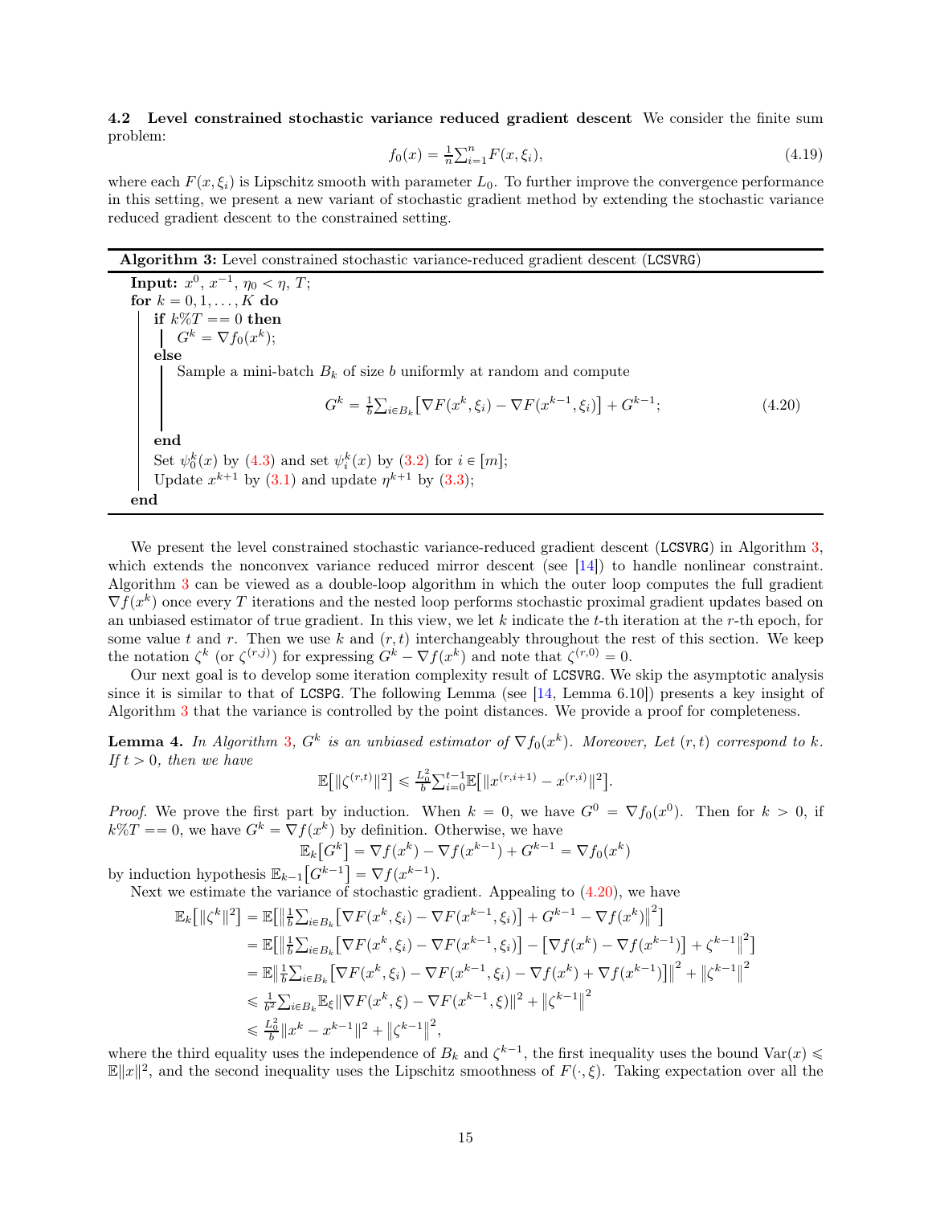**4.2 Level constrained stochastic variance reduced gradient descent** We consider the finite sum problem:

$$f_0(x) = \tfrac{1}{n}\textstyle\sum_{i=1}^n F(x, \xi_i), \tag{4.19}$$

where each $F(x, \xi_i)$ is Lipschitz smooth with parameter $L_0$. To further improve the convergence performance in this setting, we present a new variant of stochastic gradient method by extending the stochastic variance reduced gradient descent to the constrained setting.

---

**Algorithm 3:** Level constrained stochastic variance-reduced gradient descent (LCSVRG)

---

```
Input: x^0, x^{-1}, η_0 < η, T;
for k = 0, 1, ..., K do
    if k%T == 0 then
        G^k = ∇f_0(x^k);
    else
        Sample a mini-batch B_k of size b uniformly at random and compute
            G^k = (1/b) Σ_{i∈B_k} [∇F(x^k, ξ_i) − ∇F(x^{k−1}, ξ_i)] + G^{k−1};      (4.20)
    end
    Set ψ_0^k(x) by (4.3) and set ψ_i^k(x) by (3.2) for i ∈ [m];
    Update x^{k+1} by (3.1) and update η^{k+1} by (3.3);
end
```

where (4.20) reads

$$G^k = \tfrac{1}{b}\textstyle\sum_{i\in B_k}\big[\nabla F(x^k, \xi_i) - \nabla F(x^{k-1}, \xi_i)\big] + G^{k-1}; \tag{4.20}$$

---

We present the level constrained stochastic variance-reduced gradient descent (LCSVRG) in Algorithm 3, which extends the nonconvex variance reduced mirror descent (see [14]) to handle nonlinear constraint. Algorithm 3 can be viewed as a double-loop algorithm in which the outer loop computes the full gradient $\nabla f(x^k)$ once every $T$ iterations and the nested loop performs stochastic proximal gradient updates based on an unbiased estimator of true gradient. In this view, we let $k$ indicate the $t$-th iteration at the $r$-th epoch, for some value $t$ and $r$. Then we use $k$ and $(r, t)$ interchangeably throughout the rest of this section. We keep the notation $\zeta^k$ (or $\zeta^{(r,j)}$) for expressing $G^k - \nabla f(x^k)$ and note that $\zeta^{(r,0)} = 0$.

Our next goal is to develop some iteration complexity result of LCSVRG. We skip the asymptotic analysis since it is similar to that of LCSPG. The following Lemma (see [14, Lemma 6.10]) presents a key insight of Algorithm 3 that the variance is controlled by the point distances. We provide a proof for completeness.

**Lemma 4.** *In Algorithm 3, $G^k$ is an unbiased estimator of $\nabla f_0(x^k)$. Moreover, Let $(r, t)$ correspond to $k$. If $t > 0$, then we have*

$$\mathbb{E}\big[\|\zeta^{(r,t)}\|^2\big] \leqslant \tfrac{L_0^2}{b}\textstyle\sum_{i=0}^{t-1}\mathbb{E}\big[\|x^{(r,i+1)} - x^{(r,i)}\|^2\big].$$

*Proof.* We prove the first part by induction. When $k = 0$, we have $G^0 = \nabla f_0(x^0)$. Then for $k > 0$, if $k\%T == 0$, we have $G^k = \nabla f(x^k)$ by definition. Otherwise, we have

$$\mathbb{E}_k\big[G^k\big] = \nabla f(x^k) - \nabla f(x^{k-1}) + G^{k-1} = \nabla f_0(x^k)$$

by induction hypothesis $\mathbb{E}_{k-1}\big[G^{k-1}\big] = \nabla f(x^{k-1})$.

Next we estimate the variance of stochastic gradient. Appealing to (4.20), we have

$$\begin{aligned}
\mathbb{E}_k\big[\|\zeta^k\|^2\big] &= \mathbb{E}\big[\big\|\tfrac{1}{b}\textstyle\sum_{i\in B_k}\big[\nabla F(x^k, \xi_i) - \nabla F(x^{k-1}, \xi_i)\big] + G^{k-1} - \nabla f(x^k)\big\|^2\big] \\
&= \mathbb{E}\big[\big\|\tfrac{1}{b}\textstyle\sum_{i\in B_k}\big[\nabla F(x^k, \xi_i) - \nabla F(x^{k-1}, \xi_i)\big] - \big[\nabla f(x^k) - \nabla f(x^{k-1})\big] + \zeta^{k-1}\big\|^2\big] \\
&= \mathbb{E}\big\|\tfrac{1}{b}\textstyle\sum_{i\in B_k}\big[\nabla F(x^k, \xi_i) - \nabla F(x^{k-1}, \xi_i) - \nabla f(x^k) + \nabla f(x^{k-1})\big]\big\|^2 + \big\|\zeta^{k-1}\big\|^2 \\
&\leqslant \tfrac{1}{b^2}\textstyle\sum_{i\in B_k}\mathbb{E}_\xi\|\nabla F(x^k, \xi) - \nabla F(x^{k-1}, \xi)\|^2 + \big\|\zeta^{k-1}\big\|^2 \\
&\leqslant \tfrac{L_0^2}{b}\|x^k - x^{k-1}\|^2 + \big\|\zeta^{k-1}\big\|^2,
\end{aligned}$$

where the third equality uses the independence of $B_k$ and $\zeta^{k-1}$, the first inequality uses the bound $\mathrm{Var}(x) \leqslant \mathbb{E}\|x\|^2$, and the second inequality uses the Lipschitz smoothness of $F(\cdot, \xi)$. Taking expectation over all the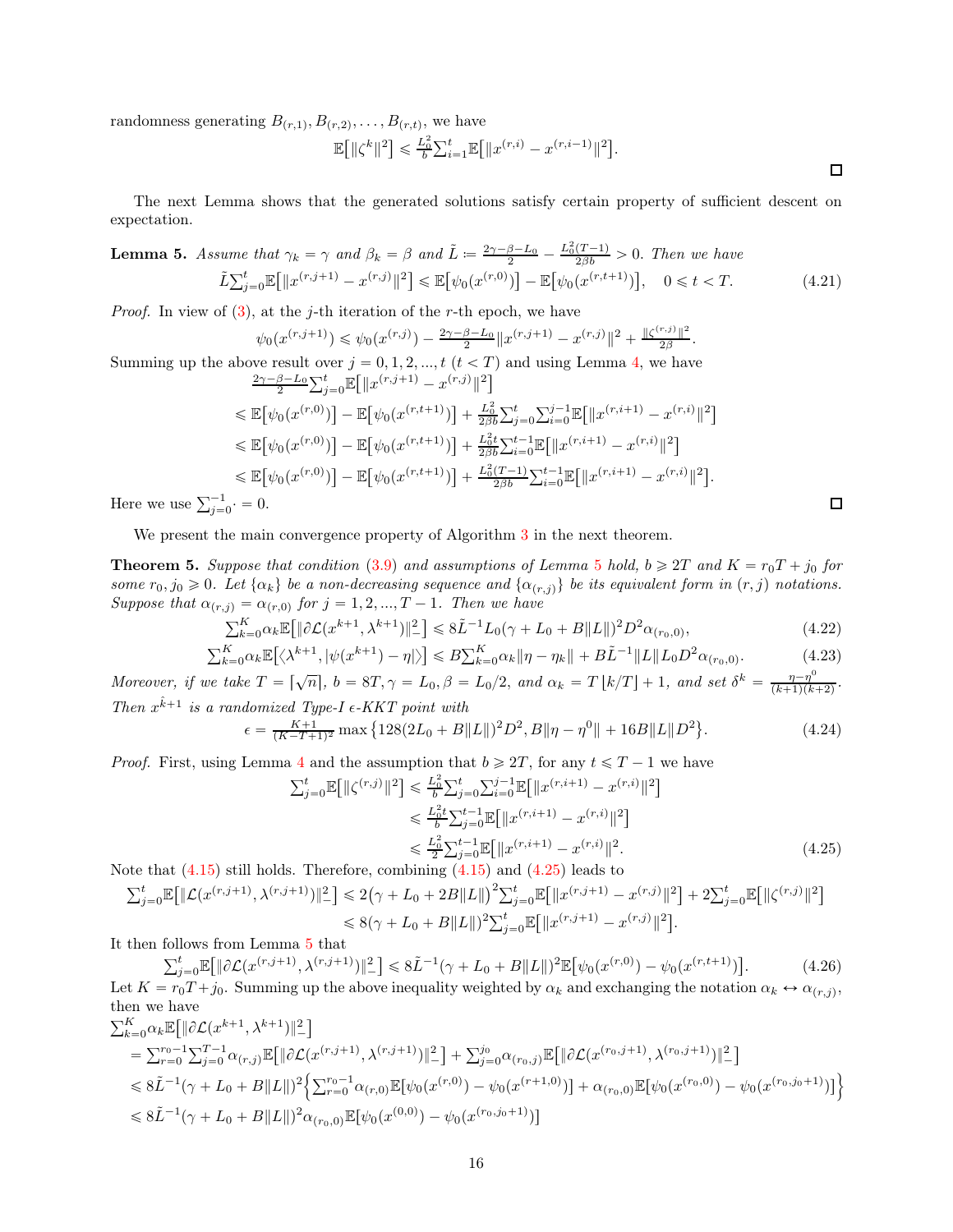randomness generating $B_{(r,1)}, B_{(r,2)}, \ldots, B_{(r,t)}$, we have

$$\mathbb{E}\big[\|\zeta^k\|^2\big] \leqslant \tfrac{L_0^2}{b}\textstyle\sum_{i=1}^t \mathbb{E}\big[\|x^{(r,i)} - x^{(r,i-1)}\|^2\big].$$

□

The next Lemma shows that the generated solutions satisfy certain property of sufficient descent on expectation.

**Lemma 5.** *Assume that $\gamma_k = \gamma$ and $\beta_k = \beta$ and $\tilde{L} \coloneqq \frac{2\gamma - \beta - L_0}{2} - \frac{L_0^2(T-1)}{2\beta b} > 0$. Then we have*

$$\tilde{L}\textstyle\sum_{j=0}^t \mathbb{E}\big[\|x^{(r,j+1)} - x^{(r,j)}\|^2\big] \leqslant \mathbb{E}\big[\psi_0(x^{(r,0)})\big] - \mathbb{E}\big[\psi_0(x^{(r,t+1)})\big], \quad 0 \leqslant t < T. \tag{4.21}$$

*Proof.* In view of (3), at the $j$-th iteration of the $r$-th epoch, we have

$$\psi_0(x^{(r,j+1)}) \leqslant \psi_0(x^{(r,j)}) - \tfrac{2\gamma - \beta - L_0}{2}\|x^{(r,j+1)} - x^{(r,j)}\|^2 + \tfrac{\|\zeta^{(r,j)}\|^2}{2\beta}.$$

Summing up the above result over $j = 0, 1, 2, ..., t$ ($t < T$) and using Lemma 4, we have

$$\begin{aligned}
&\tfrac{2\gamma - \beta - L_0}{2}\textstyle\sum_{j=0}^t \mathbb{E}\big[\|x^{(r,j+1)} - x^{(r,j)}\|^2\big] \\
&\leqslant \mathbb{E}\big[\psi_0(x^{(r,0)})\big] - \mathbb{E}\big[\psi_0(x^{(r,t+1)})\big] + \tfrac{L_0^2}{2\beta b}\textstyle\sum_{j=0}^t \sum_{i=0}^{j-1} \mathbb{E}\big[\|x^{(r,i+1)} - x^{(r,i)}\|^2\big] \\
&\leqslant \mathbb{E}\big[\psi_0(x^{(r,0)})\big] - \mathbb{E}\big[\psi_0(x^{(r,t+1)})\big] + \tfrac{L_0^2 t}{2\beta b}\textstyle\sum_{i=0}^{t-1} \mathbb{E}\big[\|x^{(r,i+1)} - x^{(r,i)}\|^2\big] \\
&\leqslant \mathbb{E}\big[\psi_0(x^{(r,0)})\big] - \mathbb{E}\big[\psi_0(x^{(r,t+1)})\big] + \tfrac{L_0^2(T-1)}{2\beta b}\textstyle\sum_{i=0}^{t-1} \mathbb{E}\big[\|x^{(r,i+1)} - x^{(r,i)}\|^2\big].
\end{aligned}$$

Here we use $\sum_{j=0}^{-1} \cdot = 0$. □

We present the main convergence property of Algorithm 3 in the next theorem.

**Theorem 5.** *Suppose that condition (3.9) and assumptions of Lemma 5 hold, $b \geqslant 2T$ and $K = r_0 T + j_0$ for some $r_0, j_0 \geqslant 0$. Let $\{\alpha_k\}$ be a non-decreasing sequence and $\{\alpha_{(r,j)}\}$ be its equivalent form in $(r, j)$ notations. Suppose that $\alpha_{(r,j)} = \alpha_{(r,0)}$ for $j = 1, 2, ..., T-1$. Then we have*

$$\textstyle\sum_{k=0}^K \alpha_k \mathbb{E}\big[\|\partial\mathcal{L}(x^{k+1}, \lambda^{k+1})\|_-^2\big] \leqslant 8\tilde{L}^{-1} L_0 (\gamma + L_0 + B\|L\|)^2 D^2 \alpha_{(r_0,0)}, \tag{4.22}$$

$$\textstyle\sum_{k=0}^K \alpha_k \mathbb{E}\big[\langle \lambda^{k+1}, |\psi(x^{k+1}) - \eta|\rangle\big] \leqslant B\sum_{k=0}^K \alpha_k \|\eta - \eta_k\| + B\tilde{L}^{-1}\|L\| L_0 D^2 \alpha_{(r_0,0)}. \tag{4.23}$$

*Moreover, if we take $T = \lceil \sqrt{n} \rceil$, $b = 8T, \gamma = L_0, \beta = L_0/2$, and $\alpha_k = T\lfloor k/T \rfloor + 1$, and set $\delta^k = \frac{\eta - \eta^0}{(k+1)(k+2)}$. Then $x^{\hat{k}+1}$ is a randomized Type-I $\epsilon$-KKT point with*

$$\epsilon = \tfrac{K+1}{(K-T+1)^2} \max\big\{128(2L_0 + B\|L\|)^2 D^2, B\|\eta - \eta^0\| + 16B\|L\| D^2\big\}. \tag{4.24}$$

*Proof.* First, using Lemma 4 and the assumption that $b \geqslant 2T$, for any $t \leqslant T-1$ we have

$$\begin{aligned}
\textstyle\sum_{j=0}^t \mathbb{E}\big[\|\zeta^{(r,j)}\|^2\big] &\leqslant \tfrac{L_0^2}{b}\textstyle\sum_{j=0}^t \sum_{i=0}^{j-1} \mathbb{E}\big[\|x^{(r,i+1)} - x^{(r,i)}\|^2\big] \\
&\leqslant \tfrac{L_0^2 t}{b}\textstyle\sum_{j=0}^{t-1} \mathbb{E}\big[\|x^{(r,i+1)} - x^{(r,i)}\|^2\big] \\
&\leqslant \tfrac{L_0^2}{2}\textstyle\sum_{j=0}^{t-1} \mathbb{E}\big[\|x^{(r,i+1)} - x^{(r,i)}\|^2.
\end{aligned} \tag{4.25}$$

Note that (4.15) still holds. Therefore, combining (4.15) and (4.25) leads to

$$\begin{aligned}
\textstyle\sum_{j=0}^t \mathbb{E}\big[\|\mathcal{L}(x^{(r,j+1)}, \lambda^{(r,j+1)})\|_-^2\big] &\leqslant 2\big(\gamma + L_0 + 2B\|L\|\big)^2 \textstyle\sum_{j=0}^t \mathbb{E}\big[\|x^{(r,j+1)} - x^{(r,j)}\|^2\big] + 2\sum_{j=0}^t \mathbb{E}\big[\|\zeta^{(r,j)}\|^2\big] \\
&\leqslant 8(\gamma + L_0 + B\|L\|)^2 \textstyle\sum_{j=0}^t \mathbb{E}\big[\|x^{(r,j+1)} - x^{(r,j)}\|^2\big].
\end{aligned}$$

It then follows from Lemma 5 that

$$\textstyle\sum_{j=0}^t \mathbb{E}\big[\|\partial\mathcal{L}(x^{(r,j+1)}, \lambda^{(r,j+1)})\|_-^2\big] \leqslant 8\tilde{L}^{-1}(\gamma + L_0 + B\|L\|)^2 \mathbb{E}\big[\psi_0(x^{(r,0)}) - \psi_0(x^{(r,t+1)})\big]. \tag{4.26}$$

Let $K = r_0 T + j_0$. Summing up the above inequality weighted by $\alpha_k$ and exchanging the notation $\alpha_k \leftrightarrow \alpha_{(r,j)}$, then we have

$$\begin{aligned}
&\textstyle\sum_{k=0}^K \alpha_k \mathbb{E}\big[\|\partial\mathcal{L}(x^{k+1}, \lambda^{k+1})\|_-^2\big] \\
&= \textstyle\sum_{r=0}^{r_0-1}\sum_{j=0}^{T-1} \alpha_{(r,j)} \mathbb{E}\big[\|\partial\mathcal{L}(x^{(r,j+1)}, \lambda^{(r,j+1)})\|_-^2\big] + \sum_{j=0}^{j_0} \alpha_{(r_0,j)} \mathbb{E}\big[\|\partial\mathcal{L}(x^{(r_0,j+1)}, \lambda^{(r_0,j+1)})\|_-^2\big] \\
&\leqslant 8\tilde{L}^{-1}(\gamma + L_0 + B\|L\|)^2 \Big\{\textstyle\sum_{r=0}^{r_0-1} \alpha_{(r,0)} \mathbb{E}[\psi_0(x^{(r,0)}) - \psi_0(x^{(r+1,0)})] + \alpha_{(r_0,0)} \mathbb{E}[\psi_0(x^{(r_0,0)}) - \psi_0(x^{(r_0,j_0+1)})]\Big\} \\
&\leqslant 8\tilde{L}^{-1}(\gamma + L_0 + B\|L\|)^2 \alpha_{(r_0,0)} \mathbb{E}[\psi_0(x^{(0,0)}) - \psi_0(x^{(r_0,j_0+1)})]
\end{aligned}$$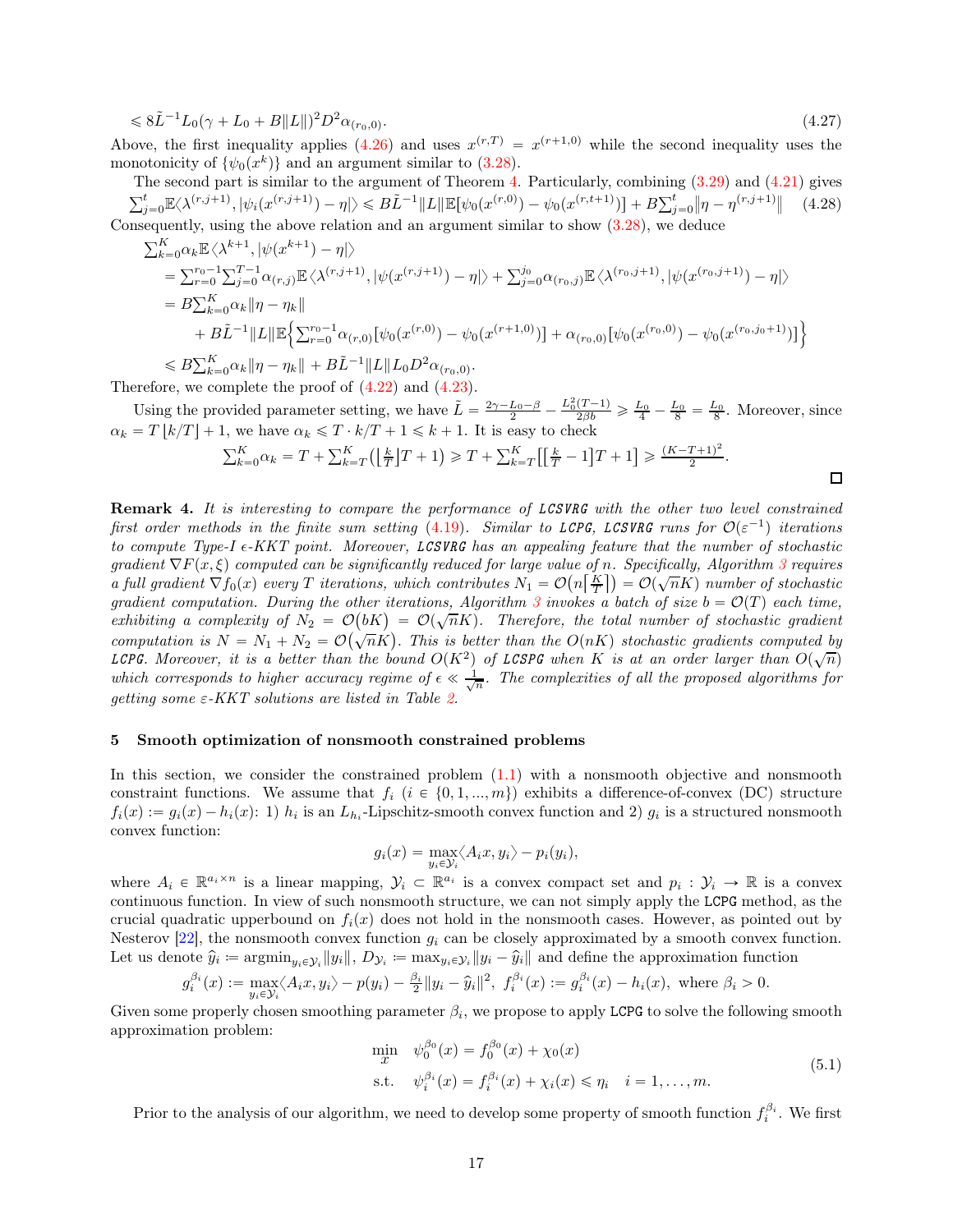$$\leqslant 8\tilde{L}^{-1}L_0(\gamma + L_0 + B\|L\|)^2 D^2 \alpha_{(r_0,0)}. \tag{4.27}$$

Above, the first inequality applies (4.26) and uses $x^{(r,T)} = x^{(r+1,0)}$ while the second inequality uses the monotonicity of $\{\psi_0(x^k)\}$ and an argument similar to (3.28).

The second part is similar to the argument of Theorem 4. Particularly, combining (3.29) and (4.21) gives

$$\sum_{j=0}^{t}\mathbb{E}\langle \lambda^{(r,j+1)}, |\psi_i(x^{(r,j+1)}) - \eta|\rangle \leqslant B\tilde{L}^{-1}\|L\|\mathbb{E}[\psi_0(x^{(r,0)}) - \psi_0(x^{(r,t+1)})] + B\sum_{j=0}^{t}\|\eta - \eta^{(r,j+1)}\| \tag{4.28}$$

Consequently, using the above relation and an argument similar to show (3.28), we deduce

$$\begin{aligned}
&\sum_{k=0}^{K}\alpha_k \mathbb{E}\left\langle \lambda^{k+1}, |\psi(x^{k+1}) - \eta|\right\rangle \\
&= \sum_{r=0}^{r_0-1}\sum_{j=0}^{T-1}\alpha_{(r,j)}\mathbb{E}\left\langle \lambda^{(r,j+1)}, |\psi(x^{(r,j+1)}) - \eta|\right\rangle + \sum_{j=0}^{j_0}\alpha_{(r_0,j)}\mathbb{E}\left\langle \lambda^{(r_0,j+1)}, |\psi(x^{(r_0,j+1)}) - \eta|\right\rangle \\
&= B\sum_{k=0}^{K}\alpha_k\|\eta - \eta_k\| \\
&\quad + B\tilde{L}^{-1}\|L\|\mathbb{E}\Big\{\sum_{r=0}^{r_0-1}\alpha_{(r,0)}\big[\psi_0(x^{(r,0)}) - \psi_0(x^{(r+1,0)})\big] + \alpha_{(r_0,0)}\big[\psi_0(x^{(r_0,0)}) - \psi_0(x^{(r_0,j_0+1)})\big]\Big\} \\
&\leqslant B\sum_{k=0}^{K}\alpha_k\|\eta - \eta_k\| + B\tilde{L}^{-1}\|L\|L_0 D^2\alpha_{(r_0,0)}.
\end{aligned}$$

Therefore, we complete the proof of (4.22) and (4.23).

Using the provided parameter setting, we have $\tilde{L} = \frac{2\gamma - L_0 - \beta}{2} - \frac{L_0^2(T-1)}{2\beta b} \geqslant \frac{L_0}{4} - \frac{L_0}{8} = \frac{L_0}{8}$. Moreover, since $\alpha_k = T\lfloor k/T\rfloor + 1$, we have $\alpha_k \leqslant T \cdot k/T + 1 \leqslant k + 1$. It is easy to check

$$\sum_{k=0}^{K}\alpha_k = T + \sum_{k=T}^{K}\left(\left\lfloor \tfrac{k}{T}\right\rfloor T + 1\right) \geqslant T + \sum_{k=T}^{K}\left[\left[\tfrac{k}{T} - 1\right]T + 1\right] \geqslant \tfrac{(K-T+1)^2}{2}.$$

□

**Remark 4.** *It is interesting to compare the performance of* **LCSVRG** *with the other two level constrained first order methods in the finite sum setting (4.19). Similar to* **LCPG**, **LCSVRG** *runs for $\mathcal{O}(\varepsilon^{-1})$ iterations to compute Type-I $\epsilon$-KKT point. Moreover,* **LCSVRG** *has an appealing feature that the number of stochastic gradient $\nabla F(x,\xi)$ computed can be significantly reduced for large value of $n$. Specifically, Algorithm 3 requires a full gradient $\nabla f_0(x)$ every $T$ iterations, which contributes $N_1 = \mathcal{O}\big(n\big\lceil\frac{K}{T}\big\rceil\big) = \mathcal{O}(\sqrt{n}K)$ number of stochastic gradient computation. During the other iterations, Algorithm 3 invokes a batch of size $b = \mathcal{O}(T)$ each time, exhibiting a complexity of $N_2 = \mathcal{O}\big(bK\big) = \mathcal{O}(\sqrt{n}K)$. Therefore, the total number of stochastic gradient computation is $N = N_1 + N_2 = \mathcal{O}\big(\sqrt{n}K\big)$. This is better than the $O(nK)$ stochastic gradients computed by* **LCPG**. *Moreover, it is a better than the bound $O(K^2)$ of* **LCSPG** *when $K$ is at an order larger than $O(\sqrt{n})$ which corresponds to higher accuracy regime of $\epsilon \ll \frac{1}{\sqrt{n}}$. The complexities of all the proposed algorithms for getting some $\varepsilon$-KKT solutions are listed in Table 2.*

## 5 Smooth optimization of nonsmooth constrained problems

In this section, we consider the constrained problem (1.1) with a nonsmooth objective and nonsmooth constraint functions. We assume that $f_i$ ($i \in \{0, 1, ..., m\}$) exhibits a difference-of-convex (DC) structure $f_i(x) := g_i(x) - h_i(x)$: 1) $h_i$ is an $L_{h_i}$-Lipschitz-smooth convex function and 2) $g_i$ is a structured nonsmooth convex function:

$$g_i(x) = \max_{y_i \in \mathcal{Y}_i}\langle A_i x, y_i\rangle - p_i(y_i),$$

where $A_i \in \mathbb{R}^{a_i \times n}$ is a linear mapping, $\mathcal{Y}_i \subset \mathbb{R}^{a_i}$ is a convex compact set and $p_i : \mathcal{Y}_i \to \mathbb{R}$ is a convex continuous function. In view of such nonsmooth structure, we can not simply apply the LCPG method, as the crucial quadratic upperbound on $f_i(x)$ does not hold in the nonsmooth cases. However, as pointed out by Nesterov [22], the nonsmooth convex function $g_i$ can be closely approximated by a smooth convex function. Let us denote $\widehat{y}_i := \mathrm{argmin}_{y_i \in \mathcal{Y}_i}\|y_i\|$, $D_{\mathcal{Y}_i} := \max_{y_i \in \mathcal{Y}_i}\|y_i - \widehat{y}_i\|$ and define the approximation function

$$g_i^{\beta_i}(x) := \max_{y_i \in \mathcal{Y}_i}\langle A_i x, y_i\rangle - p(y_i) - \tfrac{\beta_i}{2}\|y_i - \widehat{y}_i\|^2,\ f_i^{\beta_i}(x) := g_i^{\beta_i}(x) - h_i(x),\ \text{where } \beta_i > 0.$$

Given some properly chosen smoothing parameter $\beta_i$, we propose to apply LCPG to solve the following smooth approximation problem:

$$\begin{aligned}
\min_{x}\quad & \psi_0^{\beta_0}(x) = f_0^{\beta_0}(x) + \chi_0(x) \\
\text{s.t.}\quad & \psi_i^{\beta_i}(x) = f_i^{\beta_i}(x) + \chi_i(x) \leqslant \eta_i \quad i = 1, \ldots, m.
\end{aligned} \tag{5.1}$$

Prior to the analysis of our algorithm, we need to develop some property of smooth function $f_i^{\beta_i}$. We first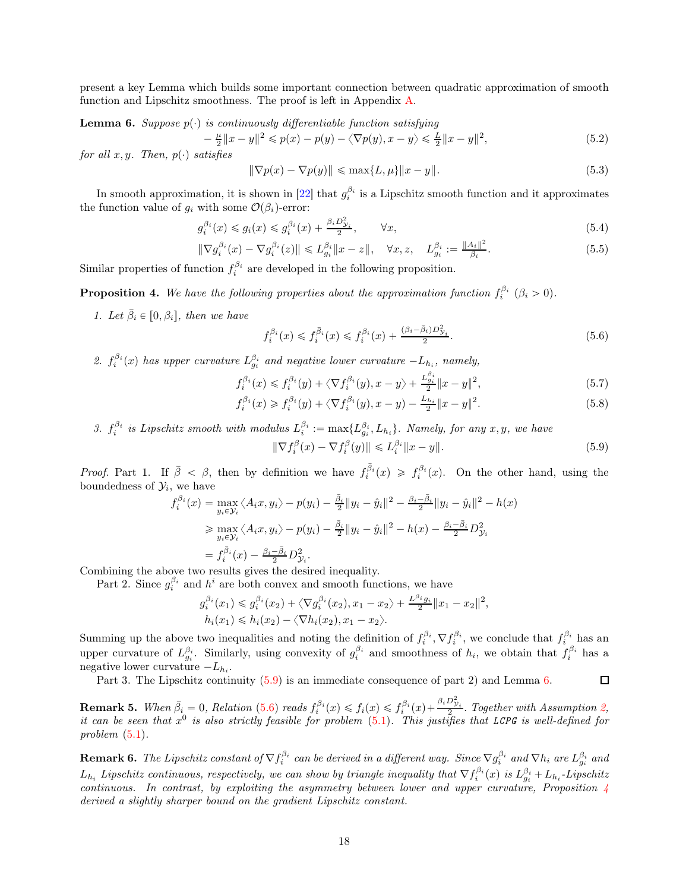present a key Lemma which builds some important connection between quadratic approximation of smooth function and Lipschitz smoothness. The proof is left in Appendix A.

**Lemma 6.** *Suppose $p(\cdot)$ is continuously differentiable function satisfying*

$$-\tfrac{\mu}{2}\|x-y\|^2 \leqslant p(x) - p(y) - \langle \nabla p(y), x-y\rangle \leqslant \tfrac{L}{2}\|x-y\|^2, \tag{5.2}$$

*for all $x, y$. Then, $p(\cdot)$ satisfies*

$$\|\nabla p(x) - \nabla p(y)\| \leqslant \max\{L, \mu\}\|x-y\|. \tag{5.3}$$

In smooth approximation, it is shown in [22] that $g_i^{\beta_i}$ is a Lipschitz smooth function and it approximates the function value of $g_i$ with some $\mathcal{O}(\beta_i)$-error:

$$g_i^{\beta_i}(x) \leqslant g_i(x) \leqslant g_i^{\beta_i}(x) + \tfrac{\beta_i D_{\mathcal{Y}_i}^2}{2}, \qquad \forall x, \tag{5.4}$$

$$\|\nabla g_i^{\beta_i}(x) - \nabla g_i^{\beta_i}(z)\| \leqslant L_{g_i}^{\beta_i}\|x-z\|, \quad \forall x, z, \quad L_{g_i}^{\beta_i} := \tfrac{\|A_i\|^2}{\beta_i}. \tag{5.5}$$

Similar properties of function $f_i^{\beta_i}$ are developed in the following proposition.

**Proposition 4.** *We have the following properties about the approximation function $f_i^{\beta_i}$ ($\beta_i > 0$).*

1. *Let $\bar{\beta}_i \in [0, \beta_i]$, then we have*

$$f_i^{\beta_i}(x) \leqslant f_i^{\bar{\beta}_i}(x) \leqslant f_i^{\beta_i}(x) + \tfrac{(\beta_i - \bar{\beta}_i)D_{\mathcal{Y}_i}^2}{2}. \tag{5.6}$$

2. *$f_i^{\beta_i}(x)$ has upper curvature $L_{g_i}^{\beta_i}$ and negative lower curvature $-L_{h_i}$, namely,*

$$f_i^{\beta_i}(x) \leqslant f_i^{\beta_i}(y) + \langle \nabla f_i^{\beta_i}(y), x-y\rangle + \tfrac{L_{g_i}^{\beta_i}}{2}\|x-y\|^2, \tag{5.7}$$

$$f_i^{\beta_i}(x) \geqslant f_i^{\beta_i}(y) + \langle \nabla f_i^{\beta_i}(y), x-y\rangle - \tfrac{L_{h_i}}{2}\|x-y\|^2. \tag{5.8}$$

3. *$f_i^{\beta_i}$ is Lipschitz smooth with modulus $L_i^{\beta_i} := \max\{L_{g_i}^{\beta_i}, L_{h_i}\}$. Namely, for any $x, y$, we have*

$$\|\nabla f_i^{\beta}(x) - \nabla f_i^{\beta}(y)\| \leqslant L_i^{\beta_i}\|x-y\|. \tag{5.9}$$

*Proof.* Part 1. If $\bar{\beta} < \beta$, then by definition we have $f_i^{\bar{\beta}_i}(x) \geqslant f_i^{\beta_i}(x)$. On the other hand, using the boundedness of $\mathcal{Y}_i$, we have

$$\begin{aligned}
f_i^{\beta_i}(x) &= \max_{y_i \in \mathcal{Y}_i} \langle A_i x, y_i\rangle - p(y_i) - \tfrac{\bar{\beta}_i}{2}\|y_i - \hat{y}_i\|^2 - \tfrac{\beta_i - \bar{\beta}_i}{2}\|y_i - \hat{y}_i\|^2 - h(x) \\
&\geqslant \max_{y_i \in \mathcal{Y}_i} \langle A_i x, y_i\rangle - p(y_i) - \tfrac{\bar{\beta}_i}{2}\|y_i - \hat{y}_i\|^2 - h(x) - \tfrac{\beta_i - \bar{\beta}_i}{2}D_{\mathcal{Y}_i}^2 \\
&= f_i^{\bar{\beta}_i}(x) - \tfrac{\beta_i - \bar{\beta}_i}{2}D_{\mathcal{Y}_i}^2.
\end{aligned}$$

Combining the above two results gives the desired inequality.

Part 2. Since $g_i^{\beta_i}$ and $h^i$ are both convex and smooth functions, we have

$$\begin{aligned}
g_i^{\beta_i}(x_1) &\leqslant g_i^{\beta_i}(x_2) + \langle \nabla g_i^{\beta_i}(x_2), x_1 - x_2\rangle + \tfrac{L^{\beta_i}{}_{g_i}}{2}\|x_1 - x_2\|^2, \\
h_i(x_1) &\leqslant h_i(x_2) - \langle \nabla h_i(x_2), x_1 - x_2\rangle.
\end{aligned}$$

Summing up the above two inequalities and noting the definition of $f_i^{\beta_i}, \nabla f_i^{\beta_i}$, we conclude that $f_i^{\beta_i}$ has an upper curvature of $L_{g_i}^{\beta_i}$. Similarly, using convexity of $g_i^{\beta_i}$ and smoothness of $h_i$, we obtain that $f_i^{\beta_i}$ has a negative lower curvature $-L_{h_i}$.

Part 3. The Lipschitz continuity (5.9) is an immediate consequence of part 2) and Lemma 6. $\square$

**Remark 5.** *When $\bar{\beta}_i = 0$, Relation (5.6) reads $f_i^{\beta_i}(x) \leqslant f_i(x) \leqslant f_i^{\beta_i}(x) + \frac{\beta_i D_{\mathcal{Y}_i}^2}{2}$. Together with Assumption 2, it can be seen that $x^0$ is also strictly feasible for problem (5.1). This justifies that* `LCPG` *is well-defined for problem (5.1).*

**Remark 6.** *The Lipschitz constant of $\nabla f_i^{\beta_i}$ can be derived in a different way. Since $\nabla g_i^{\beta_i}$ and $\nabla h_i$ are $L_{g_i}^{\beta_i}$ and $L_{h_i}$ Lipschitz continuous, respectively, we can show by triangle inequality that $\nabla f_i^{\beta_i}(x)$ is $L_{g_i}^{\beta_i} + L_{h_i}$-Lipschitz continuous. In contrast, by exploiting the asymmetry between lower and upper curvature, Proposition 4 derived a slightly sharper bound on the gradient Lipschitz constant.*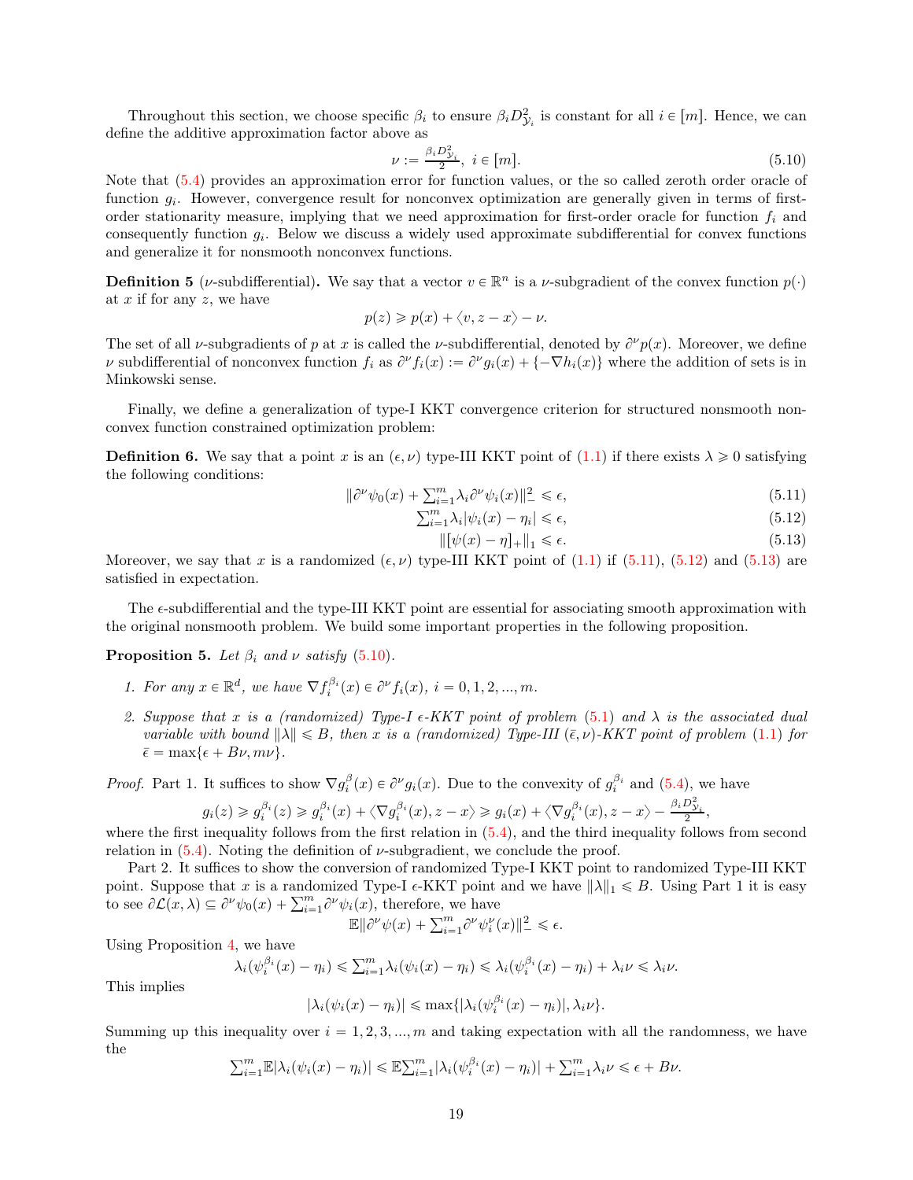Throughout this section, we choose specific $\beta_i$ to ensure $\beta_i D_{\mathcal{Y}_i}^2$ is constant for all $i \in [m]$. Hence, we can define the additive approximation factor above as

$$\nu := \tfrac{\beta_i D_{\mathcal{Y}_i}^2}{2}, \ i \in [m]. \tag{5.10}$$

Note that (5.4) provides an approximation error for function values, or the so called zeroth order oracle of function $g_i$. However, convergence result for nonconvex optimization are generally given in terms of first-order stationarity measure, implying that we need approximation for first-order oracle for function $f_i$ and consequently function $g_i$. Below we discuss a widely used approximate subdifferential for convex functions and generalize it for nonsmooth nonconvex functions.

**Definition 5** ($\nu$-subdifferential)**.** We say that a vector $v \in \mathbb{R}^n$ is a $\nu$-subgradient of the convex function $p(\cdot)$ at $x$ if for any $z$, we have

$$p(z) \geqslant p(x) + \langle v, z - x \rangle - \nu.$$

The set of all $\nu$-subgradients of $p$ at $x$ is called the $\nu$-subdifferential, denoted by $\partial^\nu p(x)$. Moreover, we define $\nu$ subdifferential of nonconvex function $f_i$ as $\partial^\nu f_i(x) := \partial^\nu g_i(x) + \{-\nabla h_i(x)\}$ where the addition of sets is in Minkowski sense.

Finally, we define a generalization of type-I KKT convergence criterion for structured nonsmooth nonconvex function constrained optimization problem:

**Definition 6.** We say that a point $x$ is an $(\epsilon, \nu)$ type-III KKT point of (1.1) if there exists $\lambda \geqslant 0$ satisfying the following conditions:

$$\|\partial^\nu \psi_0(x) + \textstyle\sum_{i=1}^m \lambda_i \partial^\nu \psi_i(x)\|_-^2 \leqslant \epsilon, \tag{5.11}$$

$$\textstyle\sum_{i=1}^m \lambda_i |\psi_i(x) - \eta_i| \leqslant \epsilon, \tag{5.12}$$

$$\|[\psi(x) - \eta]_+\|_1 \leqslant \epsilon. \tag{5.13}$$

Moreover, we say that $x$ is a randomized $(\epsilon, \nu)$ type-III KKT point of (1.1) if (5.11), (5.12) and (5.13) are satisfied in expectation.

The $\epsilon$-subdifferential and the type-III KKT point are essential for associating smooth approximation with the original nonsmooth problem. We build some important properties in the following proposition.

**Proposition 5.** *Let $\beta_i$ and $\nu$ satisfy (5.10).*

1. *For any $x \in \mathbb{R}^d$, we have $\nabla f_i^{\beta_i}(x) \in \partial^\nu f_i(x)$, $i = 0, 1, 2, ..., m$.*
2. *Suppose that $x$ is a (randomized) Type-I $\epsilon$-KKT point of problem (5.1) and $\lambda$ is the associated dual variable with bound $\|\lambda\| \leqslant B$, then $x$ is a (randomized) Type-III $(\bar{\epsilon}, \nu)$-KKT point of problem (1.1) for $\bar{\epsilon} = \max\{\epsilon + B\nu, m\nu\}$.*

*Proof.* Part 1. It suffices to show $\nabla g_i^\beta(x) \in \partial^\nu g_i(x)$. Due to the convexity of $g_i^{\beta_i}$ and (5.4), we have

$$g_i(z) \geqslant g_i^{\beta_i}(z) \geqslant g_i^{\beta_i}(x) + \langle \nabla g_i^{\beta_i}(x), z - x \rangle \geqslant g_i(x) + \langle \nabla g_i^{\beta_i}(x), z - x \rangle - \tfrac{\beta_i D_{\mathcal{Y}_i}^2}{2},$$

where the first inequality follows from the first relation in (5.4), and the third inequality follows from second relation in (5.4). Noting the definition of $\nu$-subgradient, we conclude the proof.

Part 2. It suffices to show the conversion of randomized Type-I KKT point to randomized Type-III KKT point. Suppose that $x$ is a randomized Type-I $\epsilon$-KKT point and we have $\|\lambda\|_1 \leqslant B$. Using Part 1 it is easy to see $\partial \mathcal{L}(x, \lambda) \subseteq \partial^\nu \psi_0(x) + \sum_{i=1}^m \partial^\nu \psi_i(x)$, therefore, we have

$$\mathbb{E}\|\partial^\nu \psi(x) + \textstyle\sum_{i=1}^m \partial^\nu \psi_i^\nu(x)\|_-^2 \leqslant \epsilon.$$

Using Proposition 4, we have

$$\lambda_i(\psi_i^{\beta_i}(x) - \eta_i) \leqslant \textstyle\sum_{i=1}^m \lambda_i(\psi_i(x) - \eta_i) \leqslant \lambda_i(\psi_i^{\beta_i}(x) - \eta_i) + \lambda_i \nu \leqslant \lambda_i \nu.$$

This implies

$$|\lambda_i(\psi_i(x) - \eta_i)| \leqslant \max\{|\lambda_i(\psi_i^{\beta_i}(x) - \eta_i)|, \lambda_i \nu\}.$$

Summing up this inequality over $i = 1, 2, 3, ..., m$ and taking expectation with all the randomness, we have the

$$\textstyle\sum_{i=1}^m \mathbb{E}|\lambda_i(\psi_i(x) - \eta_i)| \leqslant \mathbb{E}\sum_{i=1}^m |\lambda_i(\psi_i^{\beta_i}(x) - \eta_i)| + \sum_{i=1}^m \lambda_i \nu \leqslant \epsilon + B\nu.$$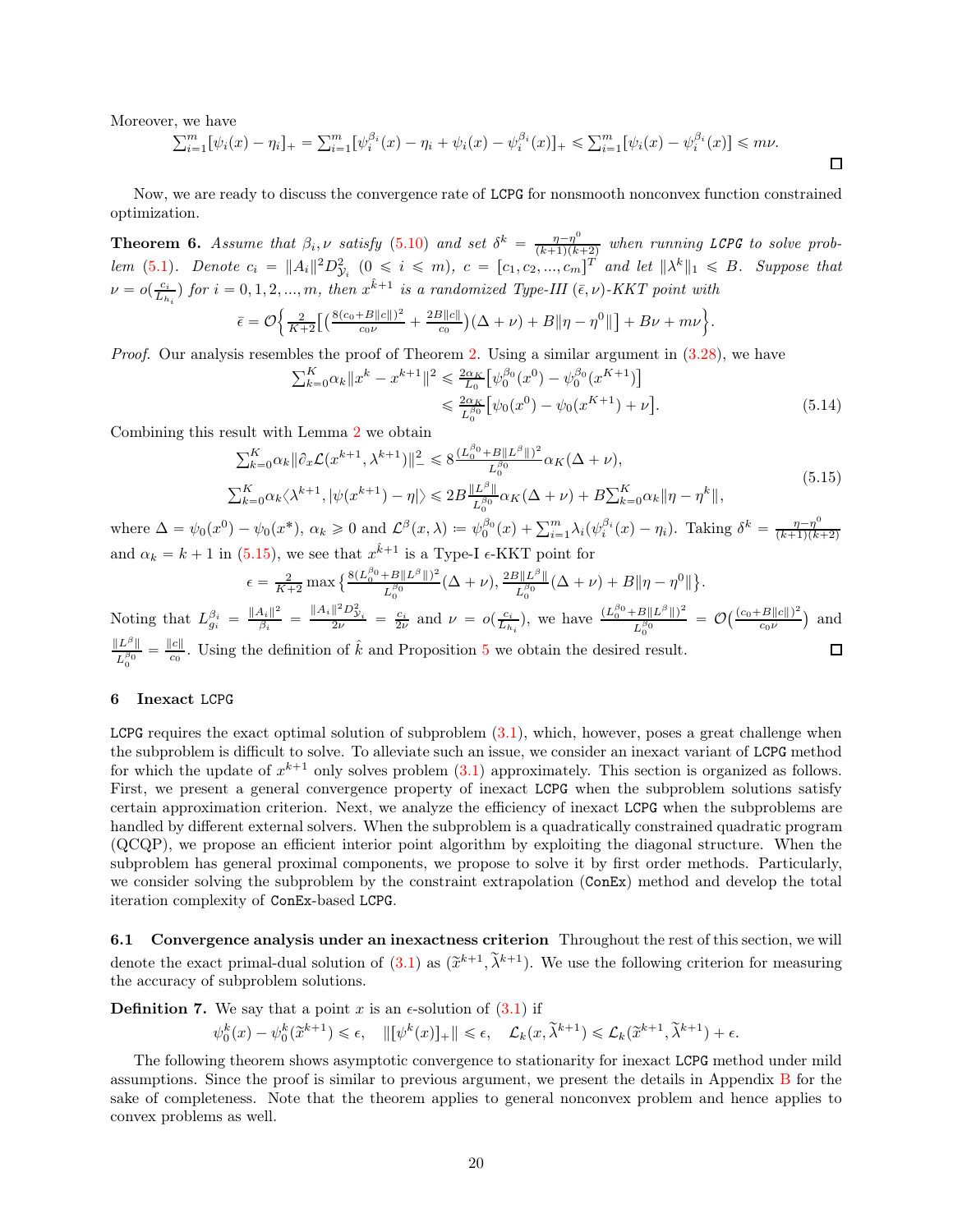Moreover, we have

$$\sum_{i=1}^m [\psi_i(x) - \eta_i]_+ = \sum_{i=1}^m [\psi_i^{\beta_i}(x) - \eta_i + \psi_i(x) - \psi_i^{\beta_i}(x)]_+ \leqslant \sum_{i=1}^m [\psi_i(x) - \psi_i^{\beta_i}(x)] \leqslant m\nu.$$

□

Now, we are ready to discuss the convergence rate of LCPG for nonsmooth nonconvex function constrained optimization.

**Theorem 6.** *Assume that $\beta_i, \nu$ satisfy (5.10) and set $\delta^k = \frac{\eta - \eta^0}{(k+1)(k+2)}$ when running* LCPG *to solve problem (5.1). Denote $c_i = \|A_i\|^2 D_{\mathcal{Y}_i}^2$ $(0 \leqslant i \leqslant m)$, $c = [c_1, c_2, ..., c_m]^T$ and let $\|\lambda^k\|_1 \leqslant B$. Suppose that $\nu = o(\frac{c_i}{L_{h_i}})$ for $i = 0, 1, 2, ..., m$, then $x^{\hat{k}+1}$ is a randomized Type-III $(\bar{\epsilon}, \nu)$-KKT point with*

$$\bar{\epsilon} = \mathcal{O}\Big\{ \tfrac{2}{K+2}\Big[ \big( \tfrac{8(c_0 + B\|c\|)^2}{c_0 \nu} + \tfrac{2B\|c\|}{c_0} \big)(\Delta + \nu) + B\|\eta - \eta^0\| \Big] + B\nu + m\nu \Big\}.$$

*Proof.* Our analysis resembles the proof of Theorem 2. Using a similar argument in (3.28), we have

$$\begin{aligned} \textstyle\sum_{k=0}^K \alpha_k \|x^k - x^{k+1}\|^2 &\leqslant \tfrac{2\alpha_K}{L_0} \big[ \psi_0^{\beta_0}(x^0) - \psi_0^{\beta_0}(x^{K+1}) \big] \\ &\leqslant \tfrac{2\alpha_K}{L_0^{\beta_0}} \big[ \psi_0(x^0) - \psi_0(x^{K+1}) + \nu \big]. \end{aligned} \tag{5.14}$$

Combining this result with Lemma 2 we obtain

$$\begin{aligned} &\textstyle\sum_{k=0}^K \alpha_k \|\partial_x \mathcal{L}(x^{k+1}, \lambda^{k+1})\|_-^2 \leqslant 8 \tfrac{(L_0^{\beta_0} + B\|L^\beta\|)^2}{L_0^{\beta_0}} \alpha_K (\Delta + \nu), \\ &\textstyle\sum_{k=0}^K \alpha_k \langle \lambda^{k+1}, |\psi(x^{k+1}) - \eta| \rangle \leqslant 2B \tfrac{\|L^\beta\|}{L_0^{\beta_0}} \alpha_K (\Delta + \nu) + B \sum_{k=0}^K \alpha_k \|\eta - \eta^k\|, \end{aligned} \tag{5.15}$$

where $\Delta = \psi_0(x^0) - \psi_0(x^*)$, $\alpha_k \geqslant 0$ and $\mathcal{L}^\beta(x, \lambda) \coloneqq \psi_0^{\beta_0}(x) + \sum_{i=1}^m \lambda_i (\psi_i^{\beta_i}(x) - \eta_i)$. Taking $\delta^k = \frac{\eta - \eta^0}{(k+1)(k+2)}$ and $\alpha_k = k + 1$ in (5.15), we see that $x^{\hat{k}+1}$ is a Type-I $\epsilon$-KKT point for

$$\epsilon = \tfrac{2}{K+2} \max\big\{ \tfrac{8(L_0^{\beta_0} + B\|L^\beta\|)^2}{L_0^{\beta_0}} (\Delta + \nu), \tfrac{2B\|L^\beta\|}{L_0^{\beta_0}} (\Delta + \nu) + B\|\eta - \eta^0\| \big\}.$$

Noting that $L_{g_i}^{\beta_i} = \frac{\|A_i\|^2}{\beta_i} = \frac{\|A_i\|^2 D_{\mathcal{Y}_i}^2}{2\nu} = \frac{c_i}{2\nu}$ and $\nu = o(\frac{c_i}{L_{h_i}})$, we have $\frac{(L_0^{\beta_0} + B\|L^\beta\|)^2}{L_0^{\beta_0}} = \mathcal{O}\big( \frac{(c_0 + B\|c\|)^2}{c_0 \nu} \big)$ and $\frac{\|L^\beta\|}{L_0^{\beta_0}} = \frac{\|c\|}{c_0}$. Using the definition of $\hat{k}$ and Proposition 5 we obtain the desired result. □

## 6 Inexact LCPG

LCPG requires the exact optimal solution of subproblem (3.1), which, however, poses a great challenge when the subproblem is difficult to solve. To alleviate such an issue, we consider an inexact variant of LCPG method for which the update of $x^{k+1}$ only solves problem (3.1) approximately. This section is organized as follows. First, we present a general convergence property of inexact LCPG when the subproblem solutions satisfy certain approximation criterion. Next, we analyze the efficiency of inexact LCPG when the subproblems are handled by different external solvers. When the subproblem is a quadratically constrained quadratic program (QCQP), we propose an efficient interior point algorithm by exploiting the diagonal structure. When the subproblem has general proximal components, we propose to solve it by first order methods. Particularly, we consider solving the subproblem by the constraint extrapolation (ConEx) method and develop the total iteration complexity of ConEx-based LCPG.

**6.1 Convergence analysis under an inexactness criterion** Throughout the rest of this section, we will denote the exact primal-dual solution of (3.1) as $(\widetilde{x}^{k+1}, \widetilde{\lambda}^{k+1})$. We use the following criterion for measuring the accuracy of subproblem solutions.

**Definition 7.** We say that a point $x$ is an $\epsilon$-solution of (3.1) if

$$\psi_0^k(x) - \psi_0^k(\widetilde{x}^{k+1}) \leqslant \epsilon, \quad \|[\psi^k(x)]_+\| \leqslant \epsilon, \quad \mathcal{L}_k(x, \widetilde{\lambda}^{k+1}) \leqslant \mathcal{L}_k(\widetilde{x}^{k+1}, \widetilde{\lambda}^{k+1}) + \epsilon.$$

The following theorem shows asymptotic convergence to stationarity for inexact LCPG method under mild assumptions. Since the proof is similar to previous argument, we present the details in Appendix B for the sake of completeness. Note that the theorem applies to general nonconvex problem and hence applies to convex problems as well.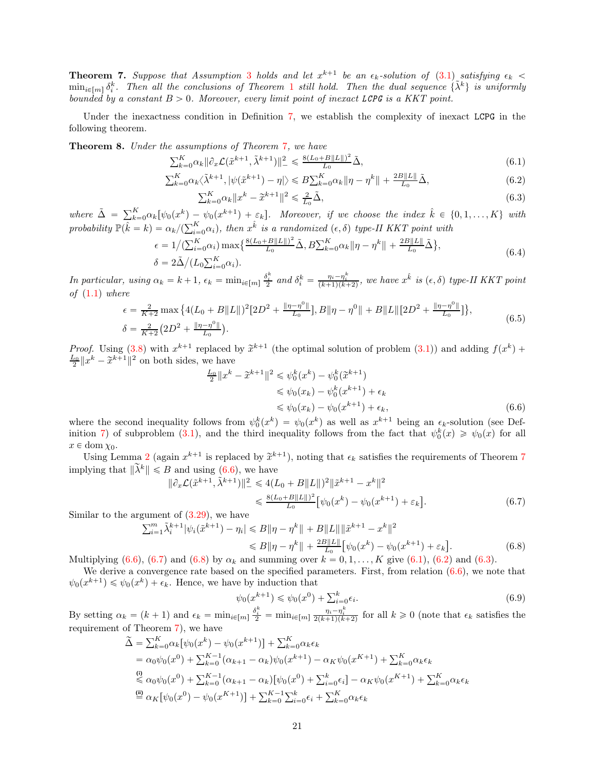**Theorem 7.** *Suppose that Assumption 3 holds and let $x^{k+1}$ be an $\epsilon_k$-solution of (3.1) satisfying $\epsilon_k < \min_{i\in[m]} \delta_i^k$. Then all the conclusions of Theorem 1 still hold. Then the dual sequence $\{\tilde{\lambda}^k\}$ is uniformly bounded by a constant $B > 0$. Moreover, every limit point of inexact* `LCPG` *is a KKT point.*

Under the inexactness condition in Definition 7, we establish the complexity of inexact `LCPG` in the following theorem.

**Theorem 8.** *Under the assumptions of Theorem 7, we have*

$$\textstyle\sum_{k=0}^{K}\alpha_k\|\partial_x\mathcal{L}(\tilde{x}^{k+1},\tilde{\lambda}^{k+1})\|_-^2 \leqslant \frac{8(L_0+B\|L\|)^2}{L_0}\tilde{\Delta}, \tag{6.1}$$

$$\textstyle\sum_{k=0}^{K}\alpha_k\langle\tilde{\lambda}^{k+1},|\psi(\tilde{x}^{k+1})-\eta|\rangle \leqslant B\sum_{k=0}^{K}\alpha_k\|\eta-\eta^k\| + \frac{2B\|L\|}{L_0}\tilde{\Delta}, \tag{6.2}$$

$$\textstyle\sum_{k=0}^{K}\alpha_k\|x^k-\tilde{x}^{k+1}\|^2 \leqslant \frac{2}{L_0}\tilde{\Delta}, \tag{6.3}$$

*where $\tilde{\Delta} = \sum_{k=0}^{K}\alpha_k[\psi_0(x^k)-\psi_0(x^{k+1})+\varepsilon_k]$. Moreover, if we choose the index $\hat{k}\in\{0,1,\dots,K\}$ with probability $\mathbb{P}(\hat{k}=k)=\alpha_k/(\sum_{i=0}^{K}\alpha_i)$, then $x^{\hat{k}}$ is a randomized $(\epsilon,\delta)$ type-II KKT point with*

$$\begin{aligned}
\epsilon &= 1/(\textstyle\sum_{i=0}^{K}\alpha_i)\max\big\{\frac{8(L_0+B\|L\|)^2}{L_0}\tilde{\Delta}, B\sum_{k=0}^{K}\alpha_k\|\eta-\eta^k\| + \frac{2B\|L\|}{L_0}\tilde{\Delta}\big\},\\
\delta &= 2\tilde{\Delta}/(L_0\textstyle\sum_{i=0}^{K}\alpha_i).
\end{aligned} \tag{6.4}$$

*In particular, using $\alpha_k = k+1$, $\epsilon_k = \min_{i\in[m]}\frac{\delta_i^k}{2}$ and $\delta_i^k = \frac{\eta_i-\eta_i^k}{(k+1)(k+2)}$, we have $x^{\hat{k}}$ is $(\epsilon,\delta)$ type-II KKT point of (1.1) where*

$$\begin{aligned}
\epsilon &= \tfrac{2}{K+2}\max\big\{4(L_0+B\|L\|)^2[2D^2+\tfrac{\|\eta-\eta^0\|}{L_0}], B\|\eta-\eta^0\| + B\|L\|[2D^2+\tfrac{\|\eta-\eta^0\|}{L_0}]\big\},\\
\delta &= \tfrac{2}{K+2}\big(2D^2+\tfrac{\|\eta-\eta^0\|}{L_0}\big).
\end{aligned} \tag{6.5}$$

*Proof.* Using (3.8) with $x^{k+1}$ replaced by $\tilde{x}^{k+1}$ (the optimal solution of problem (3.1)) and adding $f(x^k) + \frac{L_0}{2}\|x^k-\tilde{x}^{k+1}\|^2$ on both sides, we have

$$\begin{aligned}
\tfrac{L_0}{2}\|x^k-\tilde{x}^{k+1}\|^2 &\leqslant \psi_0^k(x^k)-\psi_0^k(\tilde{x}^{k+1})\\
&\leqslant \psi_0(x_k)-\psi_0^k(x^{k+1})+\epsilon_k\\
&\leqslant \psi_0(x_k)-\psi_0(x^{k+1})+\epsilon_k,
\end{aligned} \tag{6.6}$$

where the second inequality follows from $\psi_0^k(x^k)=\psi_0(x^k)$ as well as $x^{k+1}$ being an $\epsilon_k$-solution (see Definition 7) of subproblem (3.1), and the third inequality follows from the fact that $\psi_0^k(x)\geqslant\psi_0(x)$ for all $x\in\operatorname{dom}\chi_0$.

Using Lemma 2 (again $x^{k+1}$ is replaced by $\tilde{x}^{k+1}$), noting that $\epsilon_k$ satisfies the requirements of Theorem 7 implying that $\|\tilde{\lambda}^k\|\leqslant B$ and using (6.6), we have

$$\begin{aligned}
\|\partial_x\mathcal{L}(\tilde{x}^{k+1},\tilde{\lambda}^{k+1})\|_-^2 &\leqslant 4(L_0+B\|L\|)^2\|\tilde{x}^{k+1}-x^k\|^2\\
&\leqslant \tfrac{8(L_0+B\|L\|)^2}{L_0}\big[\psi_0(x^k)-\psi_0(x^{k+1})+\varepsilon_k\big].
\end{aligned} \tag{6.7}$$

Similar to the argument of (3.29), we have

$$\begin{aligned}
\textstyle\sum_{i=1}^{m}\tilde{\lambda}_i^{k+1}|\psi_i(\tilde{x}^{k+1})-\eta_i| &\leqslant B\|\eta-\eta^k\| + B\|L\|\|\tilde{x}^{k+1}-x^k\|^2\\
&\leqslant B\|\eta-\eta^k\| + \tfrac{2B\|L\|}{L_0}\big[\psi_0(x^k)-\psi_0(x^{k+1})+\varepsilon_k\big].
\end{aligned} \tag{6.8}$$

Multiplying (6.6), (6.7) and (6.8) by $\alpha_k$ and summing over $k=0,1,\dots,K$ give (6.1), (6.2) and (6.3).

We derive a convergence rate based on the specified parameters. First, from relation (6.6), we note that $\psi_0(x^{k+1})\leqslant\psi_0(x^k)+\epsilon_k$. Hence, we have by induction that

$$\psi_0(x^{k+1})\leqslant\psi_0(x^0)+\textstyle\sum_{i=0}^{k}\epsilon_i. \tag{6.9}$$

By setting $\alpha_k=(k+1)$ and $\epsilon_k=\min_{i\in[m]}\frac{\delta_i^k}{2}=\min_{i\in[m]}\frac{\eta_i-\eta_i^k}{2(k+1)(k+2)}$ for all $k\geqslant 0$ (note that $\epsilon_k$ satisfies the requirement of Theorem 7), we have

$$\begin{aligned}
\tilde{\Delta} &= \textstyle\sum_{k=0}^{K}\alpha_k[\psi_0(x^k)-\psi_0(x^{k+1})]+\sum_{k=0}^{K}\alpha_k\epsilon_k\\
&= \alpha_0\psi_0(x^0)+\textstyle\sum_{k=0}^{K-1}(\alpha_{k+1}-\alpha_k)\psi_0(x^{k+1})-\alpha_K\psi_0(x^{K+1})+\sum_{k=0}^{K}\alpha_k\epsilon_k\\
&\overset{\text{(i)}}{\leqslant} \alpha_0\psi_0(x^0)+\textstyle\sum_{k=0}^{K-1}(\alpha_{k+1}-\alpha_k)[\psi_0(x^0)+\sum_{i=0}^{k}\epsilon_i]-\alpha_K\psi_0(x^{K+1})+\sum_{k=0}^{K}\alpha_k\epsilon_k\\
&\overset{\text{(ii)}}{=} \alpha_K[\psi_0(x^0)-\psi_0(x^{K+1})]+\textstyle\sum_{k=0}^{K-1}\sum_{i=0}^{k}\epsilon_i+\sum_{k=0}^{K}\alpha_k\epsilon_k
\end{aligned}$$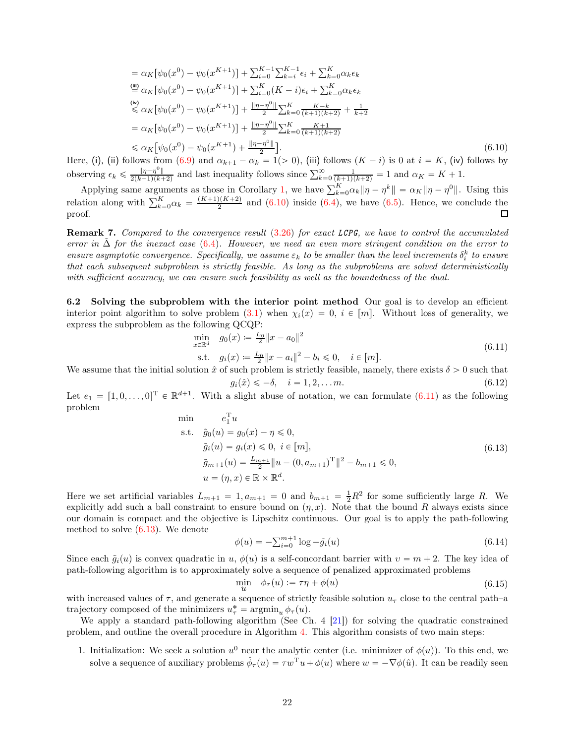$$
\begin{aligned}
&= \alpha_K[\psi_0(x^0) - \psi_0(x^{K+1})] + \textstyle\sum_{i=0}^{K-1}\sum_{k=i}^{K-1}\epsilon_i + \sum_{k=0}^{K}\alpha_k\epsilon_k \\
&\overset{\text{(iii)}}{=} \alpha_K[\psi_0(x^0) - \psi_0(x^{K+1})] + \textstyle\sum_{i=0}^{K}(K-i)\epsilon_i + \sum_{k=0}^{K}\alpha_k\epsilon_k \\
&\overset{\text{(iv)}}{\leqslant} \alpha_K[\psi_0(x^0) - \psi_0(x^{K+1})] + \tfrac{\|\eta-\eta^0\|}{2}\textstyle\sum_{k=0}^{K}\frac{K-k}{(k+1)(k+2)} + \frac{1}{k+2} \\
&= \alpha_K[\psi_0(x^0) - \psi_0(x^{K+1})] + \tfrac{\|\eta-\eta^0\|}{2}\textstyle\sum_{k=0}^{K}\frac{K+1}{(k+1)(k+2)} \\
&\leqslant \alpha_K\big[\psi_0(x^0) - \psi_0(x^{K+1}) + \tfrac{\|\eta-\eta^0\|}{2}\big].
\end{aligned} \tag{6.10}
$$

Here, (i), (ii) follows from (6.9) and $\alpha_{k+1} - \alpha_k = 1 (> 0)$, (iii) follows $(K-i)$ is 0 at $i = K$, (iv) follows by observing $\epsilon_k \leqslant \frac{\|\eta-\eta^0\|}{2(k+1)(k+2)}$ and last inequality follows since $\sum_{k=0}^{\infty}\frac{1}{(k+1)(k+2)} = 1$ and $\alpha_K = K+1$.

Applying same arguments as those in Corollary 1, we have $\sum_{k=0}^{K}\alpha_k\|\eta - \eta^k\| = \alpha_K\|\eta - \eta^0\|$. Using this relation along with $\sum_{k=0}^{K}\alpha_k = \frac{(K+1)(K+2)}{2}$ and (6.10) inside (6.4), we have (6.5). Hence, we conclude the proof. ☐

**Remark 7.** *Compared to the convergence result (3.26) for exact* LCPG*, we have to control the accumulated error in $\tilde{\Delta}$ for the inexact case (6.4). However, we need an even more stringent condition on the error to ensure asymptotic convergence. Specifically, we assume $\varepsilon_k$ to be smaller than the level increments $\delta_i^k$ to ensure that each subsequent subproblem is strictly feasible. As long as the subproblems are solved deterministically with sufficient accuracy, we can ensure such feasibility as well as the boundedness of the dual.*

### 6.2 Solving the subproblem with the interior point method

Our goal is to develop an efficient interior point algorithm to solve problem (3.1) when $\chi_i(x) = 0,\ i \in [m]$. Without loss of generality, we express the subproblem as the following QCQP:

$$
\begin{aligned}
\min_{x\in\mathbb{R}^d} \quad & g_0(x) := \tfrac{L_0}{2}\|x - a_0\|^2 \\
\text{s.t.} \quad & g_i(x) := \tfrac{L_0}{2}\|x - a_i\|^2 - b_i \leqslant 0, \quad i \in [m].
\end{aligned} \tag{6.11}
$$

We assume that the initial solution $\hat{x}$ of such problem is strictly feasible, namely, there exists $\delta > 0$ such that

$$
g_i(\hat{x}) \leqslant -\delta, \quad i = 1, 2, \ldots m. \tag{6.12}
$$

Let $e_1 = [1, 0, \ldots, 0]^{\mathrm{T}} \in \mathbb{R}^{d+1}$. With a slight abuse of notation, we can formulate (6.11) as the following problem

$$
\begin{aligned}
\min \quad & e_1^{\mathrm{T}} u \\
\text{s.t.} \quad & \tilde{g}_0(u) = g_0(x) - \eta \leqslant 0, \\
& \tilde{g}_i(u) = g_i(x) \leqslant 0,\ i \in [m], \\
& \tilde{g}_{m+1}(u) = \tfrac{L_{m+1}}{2}\|u - (0, a_{m+1})^{\mathrm{T}}\|^2 - b_{m+1} \leqslant 0, \\
& u = (\eta, x) \in \mathbb{R} \times \mathbb{R}^d.
\end{aligned} \tag{6.13}
$$

Here we set artificial variables $L_{m+1} = 1, a_{m+1} = 0$ and $b_{m+1} = \frac{1}{2}R^2$ for some sufficiently large $R$. We explicitly add such a ball constraint to ensure bound on $(\eta, x)$. Note that the bound $R$ always exists since our domain is compact and the objective is Lipschitz continuous. Our goal is to apply the path-following method to solve (6.13). We denote

$$
\phi(u) = -\textstyle\sum_{i=0}^{m+1}\log -\tilde{g}_i(u) \tag{6.14}
$$

Since each $\tilde{g}_i(u)$ is convex quadratic in $u$, $\phi(u)$ is a self-concordant barrier with $\upsilon = m+2$. The key idea of path-following algorithm is to approximately solve a sequence of penalized approximated problems

$$
\min_u \quad \phi_\tau(u) := \tau\eta + \phi(u) \tag{6.15}
$$

with increased values of $\tau$, and generate a sequence of strictly feasible solution $u_\tau$ close to the central path–a trajectory composed of the minimizers $u_\tau^* = \operatorname{argmin}_u \phi_\tau(u)$.

We apply a standard path-following algorithm (See Ch. 4 [21]) for solving the quadratic constrained problem, and outline the overall procedure in Algorithm 4. This algorithm consists of two main steps:

1. Initialization: We seek a solution $u^0$ near the analytic center (i.e. minimizer of $\phi(u)$). To this end, we solve a sequence of auxiliary problems $\hat{\phi}_\tau(u) = \tau w^{\mathrm{T}} u + \phi(u)$ where $w = -\nabla\phi(\hat{u})$. It can be readily seen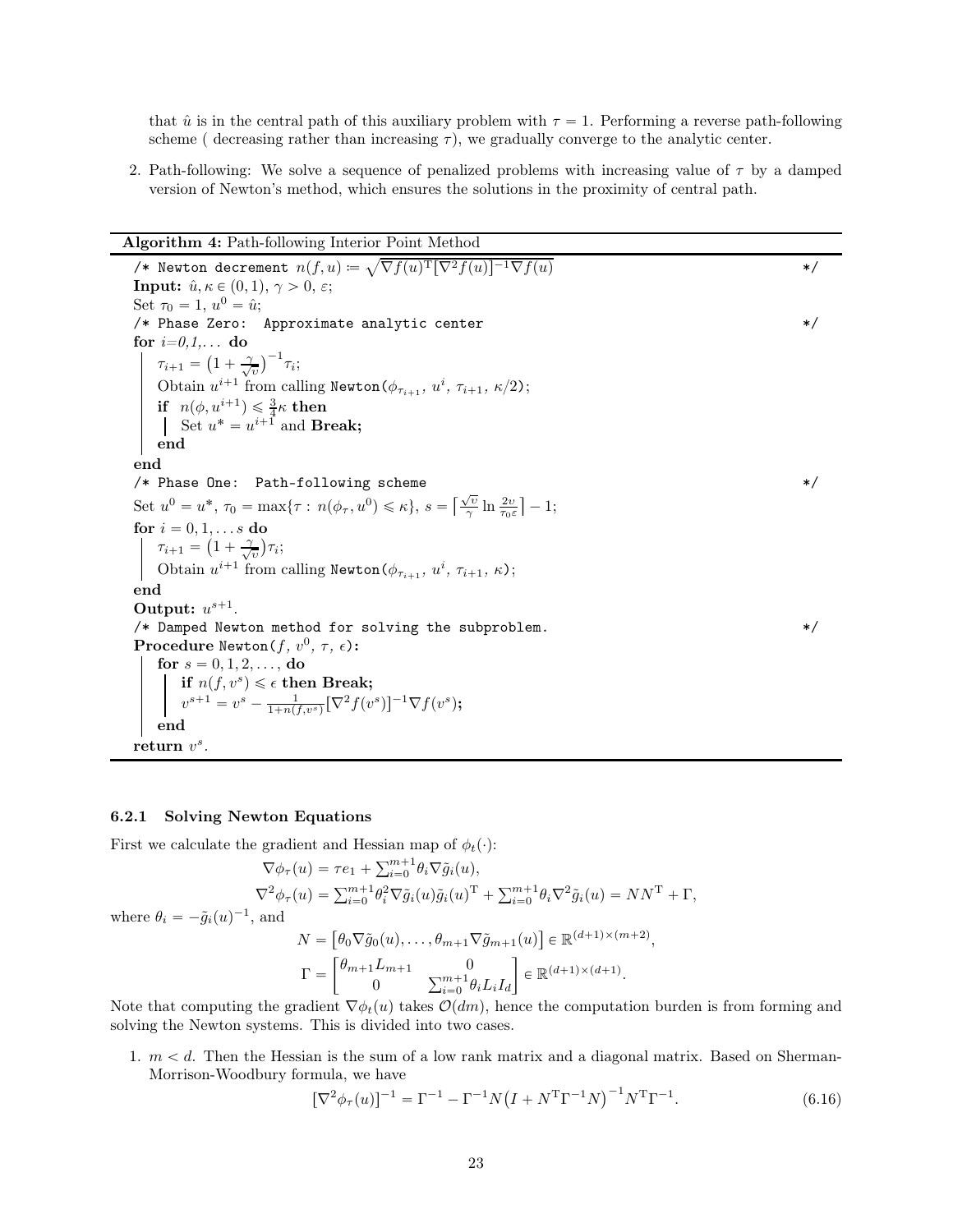that $\hat{u}$ is in the central path of this auxiliary problem with $\tau = 1$. Performing a reverse path-following scheme ( decreasing rather than increasing $\tau$), we gradually converge to the analytic center.

2. Path-following: We solve a sequence of penalized problems with increasing value of $\tau$ by a damped version of Newton's method, which ensures the solutions in the proximity of central path.

---

**Algorithm 4:** Path-following Interior Point Method

---

/* Newton decrement $n(f, u) := \sqrt{\nabla f(u)^{\mathrm{T}} [\nabla^2 f(u)]^{-1} \nabla f(u)}$ */

**Input:** $\hat{u}, \kappa \in (0, 1)$, $\gamma > 0$, $\varepsilon$;

Set $\tau_0 = 1$, $u^0 = \hat{u}$;

/* Phase Zero: Approximate analytic center */

**for** $i$=0,1,... **do**

  $\tau_{i+1} = \left(1 + \frac{\gamma}{\sqrt{\upsilon}}\right)^{-1} \tau_i$;

  Obtain $u^{i+1}$ from calling Newton($\phi_{\tau_{i+1}}$, $u^i$, $\tau_{i+1}$, $\kappa/2$);

  **if** $n(\phi, u^{i+1}) \leqslant \frac{3}{4}\kappa$ **then**

    Set $u^* = u^{i+1}$ and **Break;**

  **end**

**end**

/* Phase One: Path-following scheme */

Set $u^0 = u^*$, $\tau_0 = \max\{\tau : n(\phi_\tau, u^0) \leqslant \kappa\}$, $s = \left\lceil \frac{\sqrt{\upsilon}}{\gamma} \ln \frac{2\upsilon}{\tau_0 \varepsilon} \right\rceil - 1$;

**for** $i = 0, 1, \ldots s$ **do**

  $\tau_{i+1} = \left(1 + \frac{\gamma}{\sqrt{\upsilon}}\right)\tau_i$;

  Obtain $u^{i+1}$ from calling Newton($\phi_{\tau_{i+1}}$, $u^i$, $\tau_{i+1}$, $\kappa$);

**end**

**Output:** $u^{s+1}$.

/* Damped Newton method for solving the subproblem. */

**Procedure** Newton($f$, $v^0$, $\tau$, $\epsilon$)**:**

  **for** $s = 0, 1, 2, \ldots,$ **do**

    **if** $n(f, v^s) \leqslant \epsilon$ **then Break;**

    $v^{s+1} = v^s - \frac{1}{1+n(f,v^s)} [\nabla^2 f(v^s)]^{-1} \nabla f(v^s)$**;**

  **end**

**return** $v^s$.

---

#### 6.2.1 Solving Newton Equations

First we calculate the gradient and Hessian map of $\phi_t(\cdot)$:

$$\nabla \phi_\tau(u) = \tau e_1 + \textstyle\sum_{i=0}^{m+1} \theta_i \nabla \tilde{g}_i(u),$$

$$\nabla^2 \phi_\tau(u) = \textstyle\sum_{i=0}^{m+1} \theta_i^2 \nabla \tilde{g}_i(u) \tilde{g}_i(u)^{\mathrm{T}} + \textstyle\sum_{i=0}^{m+1} \theta_i \nabla^2 \tilde{g}_i(u) = NN^{\mathrm{T}} + \Gamma,$$

where $\theta_i = -\tilde{g}_i(u)^{-1}$, and

$$N = \left[\theta_0 \nabla \tilde{g}_0(u), \ldots, \theta_{m+1} \nabla \tilde{g}_{m+1}(u)\right] \in \mathbb{R}^{(d+1)\times(m+2)},$$

$$\Gamma = \begin{bmatrix} \theta_{m+1} L_{m+1} & 0 \\ 0 & \sum_{i=0}^{m+1} \theta_i L_i I_d \end{bmatrix} \in \mathbb{R}^{(d+1)\times(d+1)}.$$

Note that computing the gradient $\nabla \phi_t(u)$ takes $\mathcal{O}(dm)$, hence the computation burden is from forming and solving the Newton systems. This is divided into two cases.

1. $m < d$. Then the Hessian is the sum of a low rank matrix and a diagonal matrix. Based on Sherman-Morrison-Woodbury formula, we have

$$[\nabla^2 \phi_\tau(u)]^{-1} = \Gamma^{-1} - \Gamma^{-1} N \left(I + N^{\mathrm{T}} \Gamma^{-1} N\right)^{-1} N^{\mathrm{T}} \Gamma^{-1}. \tag{6.16}$$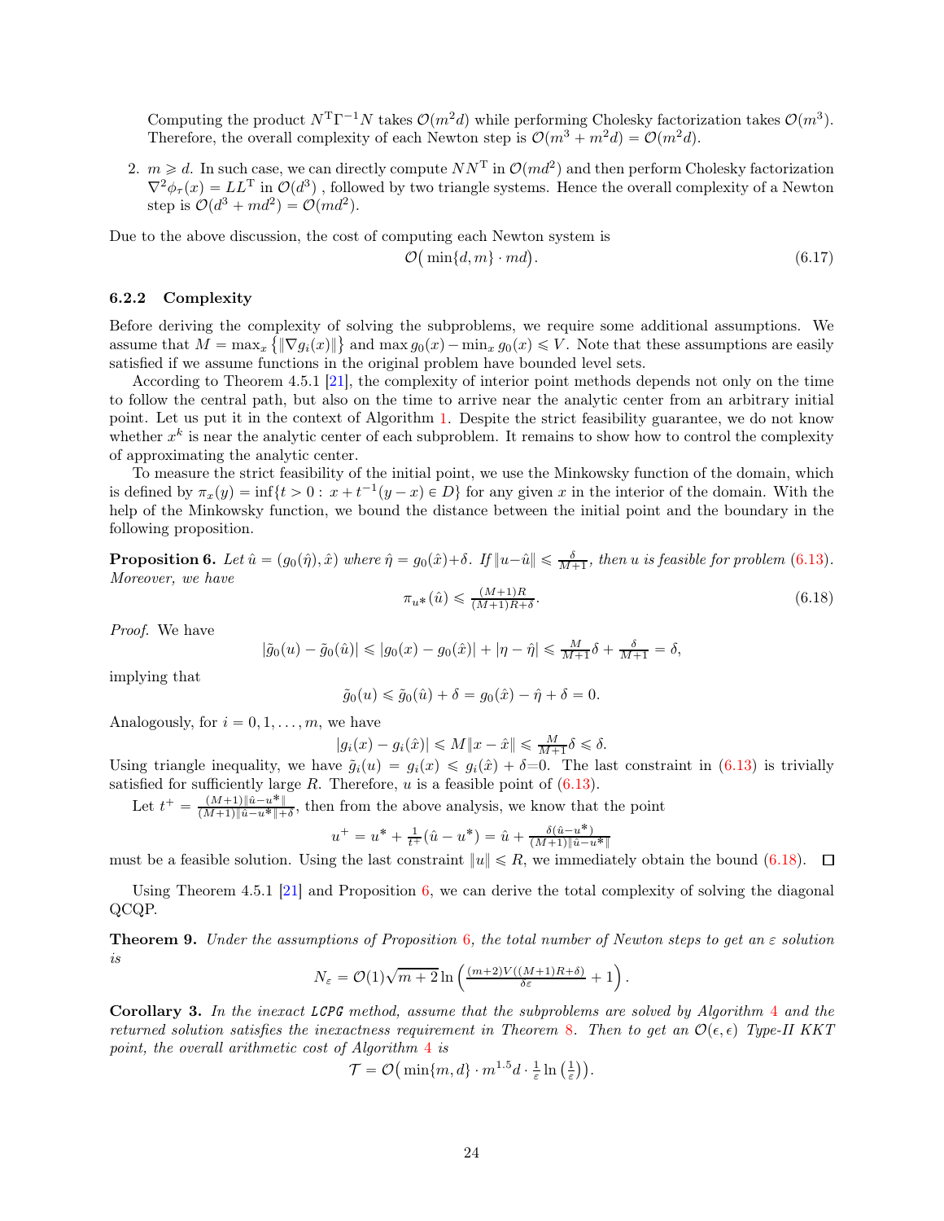Computing the product $N^{\mathrm{T}}\Gamma^{-1}N$ takes $\mathcal{O}(m^2 d)$ while performing Cholesky factorization takes $\mathcal{O}(m^3)$. Therefore, the overall complexity of each Newton step is $\mathcal{O}(m^3 + m^2 d) = \mathcal{O}(m^2 d)$.

2. $m \geqslant d$. In such case, we can directly compute $NN^{\mathrm{T}}$ in $\mathcal{O}(md^2)$ and then perform Cholesky factorization $\nabla^2 \phi_\tau(x) = LL^{\mathrm{T}}$ in $\mathcal{O}(d^3)$ , followed by two triangle systems. Hence the overall complexity of a Newton step is $\mathcal{O}(d^3 + md^2) = \mathcal{O}(md^2)$.

Due to the above discussion, the cost of computing each Newton system is

$$\mathcal{O}\big(\min\{d, m\} \cdot md\big). \tag{6.17}$$

### 6.2.2 Complexity

Before deriving the complexity of solving the subproblems, we require some additional assumptions. We assume that $M = \max_x \big\{\|\nabla g_i(x)\|\big\}$ and $\max g_0(x) - \min_x g_0(x) \leqslant V$. Note that these assumptions are easily satisfied if we assume functions in the original problem have bounded level sets.

According to Theorem 4.5.1 [21], the complexity of interior point methods depends not only on the time to follow the central path, but also on the time to arrive near the analytic center from an arbitrary initial point. Let us put it in the context of Algorithm 1. Despite the strict feasibility guarantee, we do not know whether $x^k$ is near the analytic center of each subproblem. It remains to show how to control the complexity of approximating the analytic center.

To measure the strict feasibility of the initial point, we use the Minkowsky function of the domain, which is defined by $\pi_x(y) = \inf\{t > 0 : x + t^{-1}(y - x) \in D\}$ for any given $x$ in the interior of the domain. With the help of the Minkowsky function, we bound the distance between the initial point and the boundary in the following proposition.

**Proposition 6.** *Let $\hat{u} = (g_0(\hat{\eta}), \hat{x})$ where $\hat{\eta} = g_0(\hat{x}) + \delta$. If $\|u - \hat{u}\| \leqslant \frac{\delta}{M+1}$, then $u$ is feasible for problem (6.13). Moreover, we have*

$$\pi_{u^*}(\hat{u}) \leqslant \tfrac{(M+1)R}{(M+1)R+\delta}. \tag{6.18}$$

*Proof.* We have

$$|\tilde{g}_0(u) - \tilde{g}_0(\hat{u})| \leqslant |g_0(x) - g_0(\hat{x})| + |\eta - \hat{\eta}| \leqslant \tfrac{M}{M+1}\delta + \tfrac{\delta}{M+1} = \delta,$$

implying that

$$\tilde{g}_0(u) \leqslant \tilde{g}_0(\hat{u}) + \delta = g_0(\hat{x}) - \hat{\eta} + \delta = 0.$$

Analogously, for $i = 0, 1, \ldots, m$, we have

$$|g_i(x) - g_i(\hat{x})| \leqslant M\|x - \hat{x}\| \leqslant \tfrac{M}{M+1}\delta \leqslant \delta.$$

Using triangle inequality, we have $\tilde{g}_i(u) = g_i(x) \leqslant g_i(\hat{x}) + \delta = 0$. The last constraint in (6.13) is trivially satisfied for sufficiently large $R$. Therefore, $u$ is a feasible point of (6.13).

Let $t^+ = \frac{(M+1)\|\hat{u} - u^*\|}{(M+1)\|\hat{u} - u^*\| + \delta}$, then from the above analysis, we know that the point

$$u^+ = u^* + \tfrac{1}{t^+}(\hat{u} - u^*) = \hat{u} + \tfrac{\delta(\hat{u} - u^*)}{(M+1)\|\hat{u} - u^*\|}$$

must be a feasible solution. Using the last constraint $\|u\| \leqslant R$, we immediately obtain the bound (6.18). $\square$

Using Theorem 4.5.1 [21] and Proposition 6, we can derive the total complexity of solving the diagonal QCQP.

**Theorem 9.** *Under the assumptions of Proposition 6, the total number of Newton steps to get an $\varepsilon$ solution is*

$$N_\varepsilon = \mathcal{O}(1)\sqrt{m+2}\ln\left(\tfrac{(m+2)V((M+1)R+\delta)}{\delta\varepsilon} + 1\right).$$

**Corollary 3.** *In the inexact LCPG method, assume that the subproblems are solved by Algorithm 4 and the returned solution satisfies the inexactness requirement in Theorem 8. Then to get an $\mathcal{O}(\epsilon, \epsilon)$ Type-II KKT point, the overall arithmetic cost of Algorithm 4 is*

$$\mathcal{T} = \mathcal{O}\big(\min\{m, d\} \cdot m^{1.5} d \cdot \tfrac{1}{\varepsilon}\ln\big(\tfrac{1}{\varepsilon}\big)\big).$$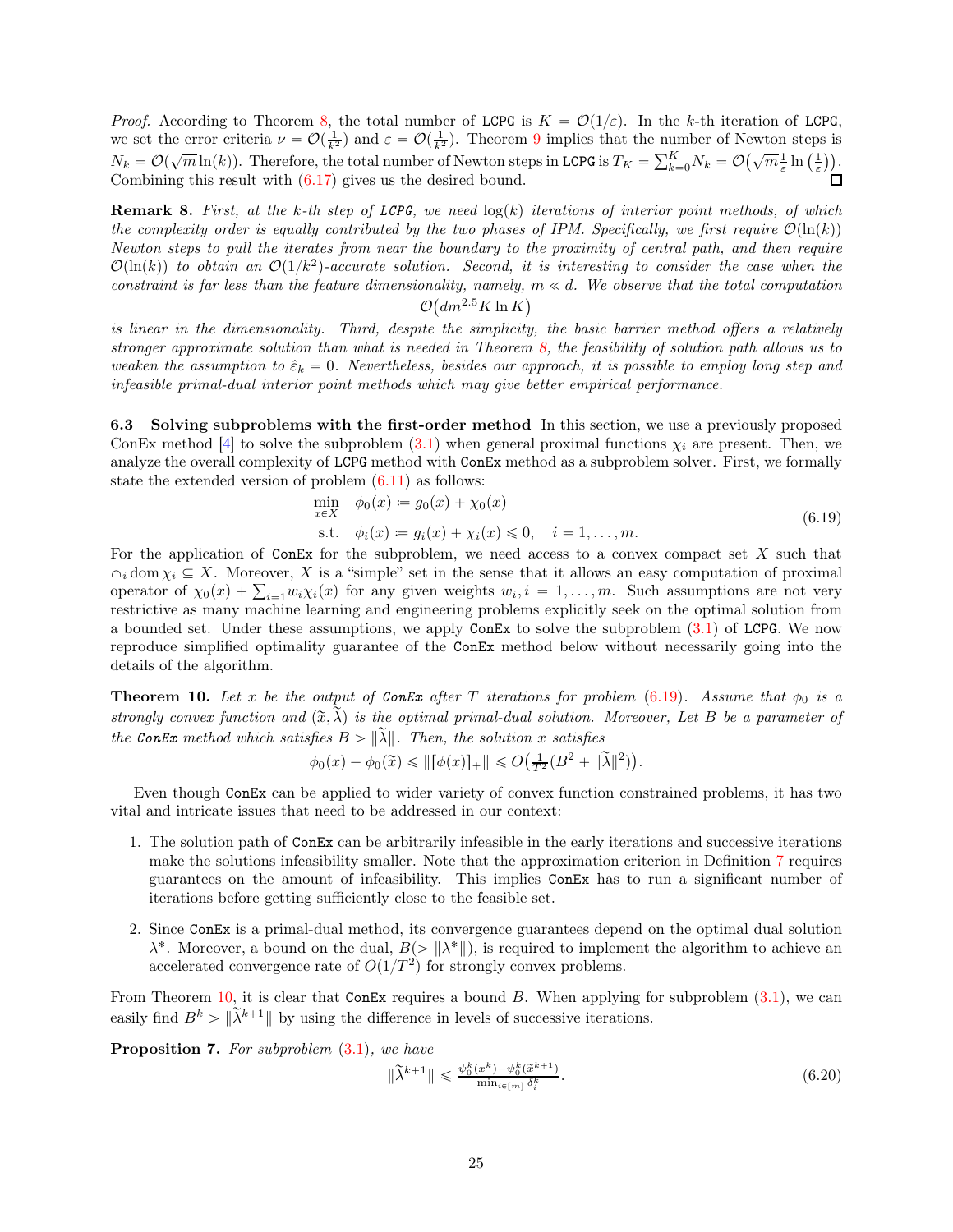*Proof.* According to Theorem 8, the total number of `LCPG` is $K = \mathcal{O}(1/\varepsilon)$. In the $k$-th iteration of `LCPG`, we set the error criteria $\nu = \mathcal{O}(\frac{1}{k^2})$ and $\varepsilon = \mathcal{O}(\frac{1}{k^2})$. Theorem 9 implies that the number of Newton steps is $N_k = \mathcal{O}(\sqrt{m}\ln(k))$. Therefore, the total number of Newton steps in `LCPG` is $T_K = \sum_{k=0}^{K} N_k = \mathcal{O}\big(\sqrt{m}\frac{1}{\varepsilon}\ln\big(\frac{1}{\varepsilon}\big)\big)$. Combining this result with (6.17) gives us the desired bound. $\square$

**Remark 8.** *First, at the $k$-th step of LCPG, we need $\log(k)$ iterations of interior point methods, of which the complexity order is equally contributed by the two phases of IPM. Specifically, we first require $\mathcal{O}(\ln(k))$ Newton steps to pull the iterates from near the boundary to the proximity of central path, and then require $\mathcal{O}(\ln(k))$ to obtain an $\mathcal{O}(1/k^2)$-accurate solution. Second, it is interesting to consider the case when the constraint is far less than the feature dimensionality, namely, $m \ll d$. We observe that the total computation*

$$\mathcal{O}\big(dm^{2.5}K\ln K\big)$$

*is linear in the dimensionality. Third, despite the simplicity, the basic barrier method offers a relatively stronger approximate solution than what is needed in Theorem 8, the feasibility of solution path allows us to weaken the assumption to $\hat{\varepsilon}_k = 0$. Nevertheless, besides our approach, it is possible to employ long step and infeasible primal-dual interior point methods which may give better empirical performance.*

### 6.3 Solving subproblems with the first-order method

In this section, we use a previously proposed ConEx method [4] to solve the subproblem (3.1) when general proximal functions $\chi_i$ are present. Then, we analyze the overall complexity of `LCPG` method with `ConEx` method as a subproblem solver. First, we formally state the extended version of problem (6.11) as follows:

$$\begin{aligned}
\min_{x\in X} \quad & \phi_0(x) \coloneqq g_0(x) + \chi_0(x) \\
\text{s.t.} \quad & \phi_i(x) \coloneqq g_i(x) + \chi_i(x) \leqslant 0, \quad i = 1, \ldots, m.
\end{aligned} \tag{6.19}$$

For the application of `ConEx` for the subproblem, we need access to a convex compact set $X$ such that $\cap_i \operatorname{dom} \chi_i \subseteq X$. Moreover, $X$ is a "simple" set in the sense that it allows an easy computation of proximal operator of $\chi_0(x) + \sum_{i=1} w_i \chi_i(x)$ for any given weights $w_i, i = 1, \ldots, m$. Such assumptions are not very restrictive as many machine learning and engineering problems explicitly seek on the optimal solution from a bounded set. Under these assumptions, we apply `ConEx` to solve the subproblem (3.1) of `LCPG`. We now reproduce simplified optimality guarantee of the `ConEx` method below without necessarily going into the details of the algorithm.

**Theorem 10.** *Let $x$ be the output of ConEx after $T$ iterations for problem (6.19). Assume that $\phi_0$ is a strongly convex function and $(\widetilde{x}, \widetilde{\lambda})$ is the optimal primal-dual solution. Moreover, Let $B$ be a parameter of the ConEx method which satisfies $B > \|\widetilde{\lambda}\|$. Then, the solution $x$ satisfies*

$$\phi_0(x) - \phi_0(\widetilde{x}) \leqslant \|[\phi(x)]_+\| \leqslant O\big(\tfrac{1}{T^2}(B^2 + \|\widetilde{\lambda}\|^2)\big).$$

Even though `ConEx` can be applied to wider variety of convex function constrained problems, it has two vital and intricate issues that need to be addressed in our context:

1. The solution path of `ConEx` can be arbitrarily infeasible in the early iterations and successive iterations make the solutions infeasibility smaller. Note that the approximation criterion in Definition 7 requires guarantees on the amount of infeasibility. This implies `ConEx` has to run a significant number of iterations before getting sufficiently close to the feasible set.

2. Since `ConEx` is a primal-dual method, its convergence guarantees depend on the optimal dual solution $\lambda^*$. Moreover, a bound on the dual, $B(> \|\lambda^*\|)$, is required to implement the algorithm to achieve an accelerated convergence rate of $O(1/T^2)$ for strongly convex problems.

From Theorem 10, it is clear that `ConEx` requires a bound $B$. When applying for subproblem (3.1), we can easily find $B^k > \|\widetilde{\lambda}^{k+1}\|$ by using the difference in levels of successive iterations.

**Proposition 7.** *For subproblem (3.1), we have*

$$\|\widetilde{\lambda}^{k+1}\| \leqslant \frac{\psi_0^k(x^k) - \psi_0^k(\widetilde{x}^{k+1})}{\min_{i\in[m]} \delta_i^k}. \tag{6.20}$$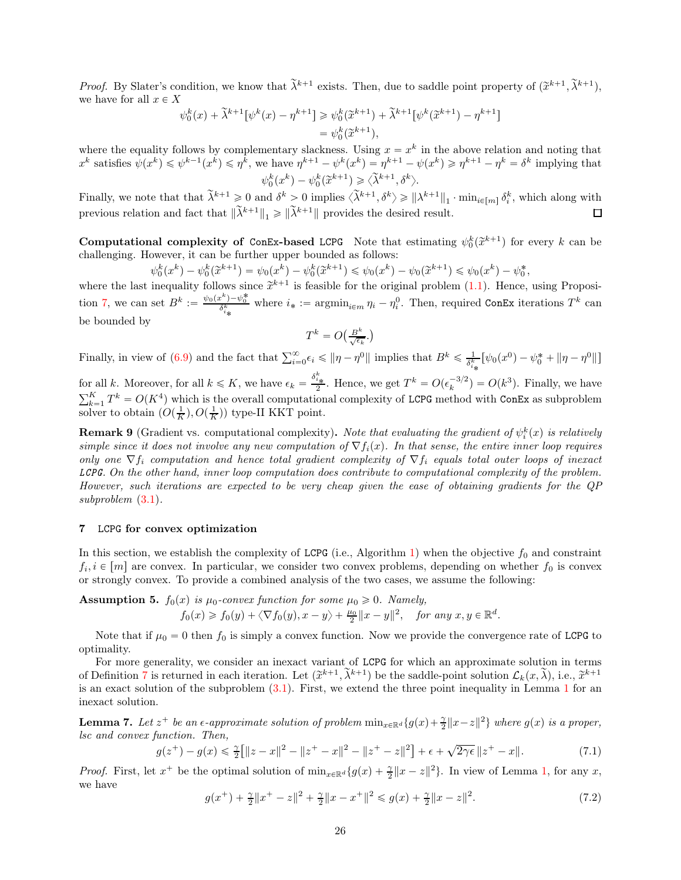*Proof.* By Slater's condition, we know that $\widetilde{\lambda}^{k+1}$ exists. Then, due to saddle point property of $(\widetilde{x}^{k+1}, \widetilde{\lambda}^{k+1})$, we have for all $x \in X$

$$\psi_0^k(x) + \widetilde{\lambda}^{k+1}[\psi^k(x) - \eta^{k+1}] \geqslant \psi_0^k(\widetilde{x}^{k+1}) + \widetilde{\lambda}^{k+1}[\psi^k(\widetilde{x}^{k+1}) - \eta^{k+1}]$$
$$= \psi_0^k(\widetilde{x}^{k+1}),$$

where the equality follows by complementary slackness. Using $x = x^k$ in the above relation and noting that $x^k$ satisfies $\psi(x^k) \leqslant \psi^{k-1}(x^k) \leqslant \eta^k$, we have $\eta^{k+1} - \psi^k(x^k) = \eta^{k+1} - \psi(x^k) \geqslant \eta^{k+1} - \eta^k = \delta^k$ implying that

$$\psi_0^k(x^k) - \psi_0^k(\widetilde{x}^{k+1}) \geqslant \langle \widetilde{\lambda}^{k+1}, \delta^k \rangle.$$

Finally, we note that that $\widetilde{\lambda}^{k+1} \geqslant 0$ and $\delta^k > 0$ implies $\langle \widetilde{\lambda}^{k+1}, \delta^k \rangle \geqslant \|\lambda^{k+1}\|_1 \cdot \min_{i \in [m]} \delta_i^k$, which along with previous relation and fact that $\|\widetilde{\lambda}^{k+1}\|_1 \geqslant \|\widetilde{\lambda}^{k+1}\|$ provides the desired result. $\square$

**Computational complexity of `ConEx`-based `LCPG`** Note that estimating $\psi_0^k(\widetilde{x}^{k+1})$ for every $k$ can be challenging. However, it can be further upper bounded as follows:

$$\psi_0^k(x^k) - \psi_0^k(\widetilde{x}^{k+1}) = \psi_0(x^k) - \psi_0^k(\widetilde{x}^{k+1}) \leqslant \psi_0(x^k) - \psi_0(\widetilde{x}^{k+1}) \leqslant \psi_0(x^k) - \psi_0^*,$$

where the last inequality follows since $\widetilde{x}^{k+1}$ is feasible for the original problem (1.1). Hence, using Proposition 7, we can set $B^k := \frac{\psi_0(x^k) - \psi_0^*}{\delta_{i_*}^k}$ where $i_* := \operatorname{argmin}_{i \in m} \eta_i - \eta_i^0$. Then, required `ConEx` iterations $T^k$ can be bounded by

$$T^k = O\big(\tfrac{B^k}{\sqrt{\epsilon_k}}.\big)$$

Finally, in view of (6.9) and the fact that $\sum_{i=0}^{\infty} \epsilon_i \leqslant \|\eta - \eta^0\|$ implies that $B^k \leqslant \frac{1}{\delta_{i_*}^k}[\psi_0(x^0) - \psi_0^* + \|\eta - \eta^0\|]$ for all $k$. Moreover, for all $k \leqslant K$, we have $\epsilon_k = \frac{\delta_{i_*}^k}{2}$. Hence, we get $T^k = O(\epsilon_k^{-3/2}) = O(k^3)$. Finally, we have $\sum_{k=1}^{K} T^k = O(K^4)$ which is the overall computational complexity of `LCPG` method with `ConEx` as subproblem solver to obtain $(O(\frac{1}{K}), O(\frac{1}{K}))$ type-II KKT point.

**Remark 9** (Gradient vs. computational complexity)**.** *Note that evaluating the gradient of $\psi_i^k(x)$ is relatively simple since it does not involve any new computation of $\nabla f_i(x)$. In that sense, the entire inner loop requires only one $\nabla f_i$ computation and hence total gradient complexity of $\nabla f_i$ equals total outer loops of inexact `LCPG`. On the other hand, inner loop computation does contribute to computational complexity of the problem. However, such iterations are expected to be very cheap given the ease of obtaining gradients for the QP subproblem (3.1).*

## 7 `LCPG` for convex optimization

In this section, we establish the complexity of `LCPG` (i.e., Algorithm 1) when the objective $f_0$ and constraint $f_i, i \in [m]$ are convex. In particular, we consider two convex problems, depending on whether $f_0$ is convex or strongly convex. To provide a combined analysis of the two cases, we assume the following:

**Assumption 5.** *$f_0(x)$ is $\mu_0$-convex function for some $\mu_0 \geqslant 0$. Namely,*

$$f_0(x) \geqslant f_0(y) + \langle \nabla f_0(y), x - y \rangle + \tfrac{\mu_0}{2}\|x - y\|^2, \quad \textit{for any } x, y \in \mathbb{R}^d.$$

Note that if $\mu_0 = 0$ then $f_0$ is simply a convex function. Now we provide the convergence rate of `LCPG` to optimality.

For more generality, we consider an inexact variant of `LCPG` for which an approximate solution in terms of Definition 7 is returned in each iteration. Let $(\widetilde{x}^{k+1}, \widetilde{\lambda}^{k+1})$ be the saddle-point solution $\mathcal{L}_k(x, \widetilde{\lambda})$, i.e., $\widetilde{x}^{k+1}$ is an exact solution of the subproblem (3.1). First, we extend the three point inequality in Lemma 1 for an inexact solution.

**Lemma 7.** *Let $z^+$ be an $\epsilon$-approximate solution of problem $\min_{x \in \mathbb{R}^d}\{g(x) + \frac{\gamma}{2}\|x - z\|^2\}$ where $g(x)$ is a proper, lsc and convex function. Then,*

$$g(z^+) - g(x) \leqslant \tfrac{\gamma}{2}\big[\|z - x\|^2 - \|z^+ - x\|^2 - \|z^+ - z\|^2\big] + \epsilon + \sqrt{2\gamma\epsilon}\,\|z^+ - x\|. \tag{7.1}$$

*Proof.* First, let $x^+$ be the optimal solution of $\min_{x \in \mathbb{R}^d}\{g(x) + \frac{\gamma}{2}\|x - z\|^2\}$. In view of Lemma 1, for any $x$, we have

$$g(x^+) + \tfrac{\gamma}{2}\|x^+ - z\|^2 + \tfrac{\gamma}{2}\|x - x^+\|^2 \leqslant g(x) + \tfrac{\gamma}{2}\|x - z\|^2. \tag{7.2}$$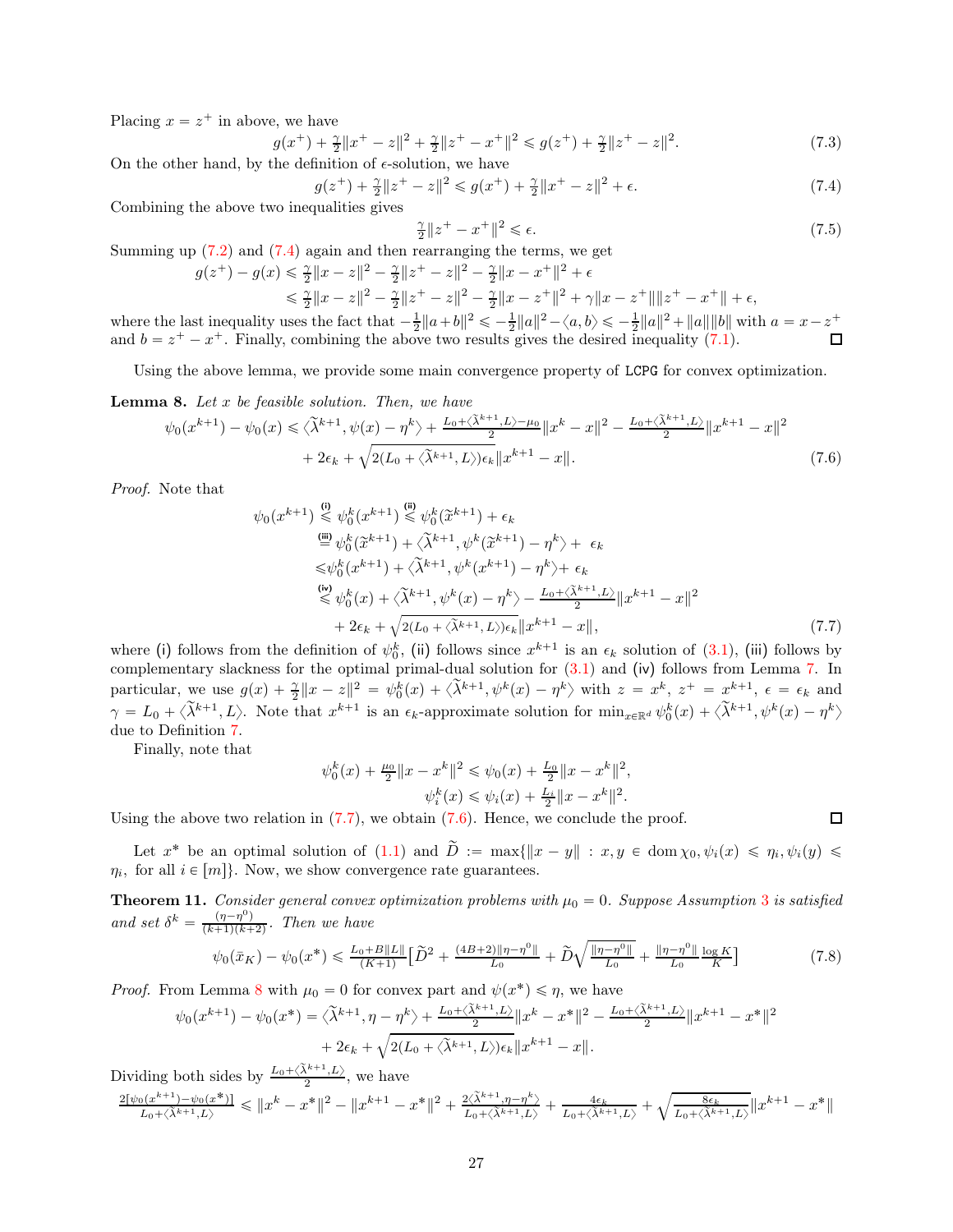Placing $x = z^+$ in above, we have

$$g(x^+) + \tfrac{\gamma}{2}\|x^+ - z\|^2 + \tfrac{\gamma}{2}\|z^+ - x^+\|^2 \leqslant g(z^+) + \tfrac{\gamma}{2}\|z^+ - z\|^2. \tag{7.3}$$

On the other hand, by the definition of $\epsilon$-solution, we have

$$g(z^+) + \tfrac{\gamma}{2}\|z^+ - z\|^2 \leqslant g(x^+) + \tfrac{\gamma}{2}\|x^+ - z\|^2 + \epsilon. \tag{7.4}$$

Combining the above two inequalities gives

$$\tfrac{\gamma}{2}\|z^+ - x^+\|^2 \leqslant \epsilon. \tag{7.5}$$

Summing up (7.2) and (7.4) again and then rearranging the terms, we get

$$\begin{aligned} g(z^+) - g(x) &\leqslant \tfrac{\gamma}{2}\|x - z\|^2 - \tfrac{\gamma}{2}\|z^+ - z\|^2 - \tfrac{\gamma}{2}\|x - x^+\|^2 + \epsilon \\ &\leqslant \tfrac{\gamma}{2}\|x - z\|^2 - \tfrac{\gamma}{2}\|z^+ - z\|^2 - \tfrac{\gamma}{2}\|x - z^+\|^2 + \gamma\|x - z^+\|\|z^+ - x^+\| + \epsilon, \end{aligned}$$

where the last inequality uses the fact that $-\frac{1}{2}\|a+b\|^2 \leqslant -\frac{1}{2}\|a\|^2 - \langle a, b\rangle \leqslant -\frac{1}{2}\|a\|^2 + \|a\|\|b\|$ with $a = x - z^+$ and $b = z^+ - x^+$. Finally, combining the above two results gives the desired inequality (7.1). $\square$

Using the above lemma, we provide some main convergence property of LCPG for convex optimization.

**Lemma 8.** *Let $x$ be feasible solution. Then, we have*

$$\begin{aligned} \psi_0(x^{k+1}) - \psi_0(x) \leqslant \langle \widetilde{\lambda}^{k+1}, \psi(x) - \eta^k\rangle + \tfrac{L_0 + \langle \widetilde{\lambda}^{k+1}, L\rangle - \mu_0}{2}\|x^k - x\|^2 - \tfrac{L_0 + \langle \widetilde{\lambda}^{k+1}, L\rangle}{2}\|x^{k+1} - x\|^2 \\ + 2\epsilon_k + \sqrt{2(L_0 + \langle \widetilde{\lambda}^{k+1}, L\rangle)\epsilon_k}\|x^{k+1} - x\|. \end{aligned} \tag{7.6}$$

*Proof.* Note that

$$\begin{aligned} \psi_0(x^{k+1}) &\overset{\text{(i)}}{\leqslant} \psi_0^k(x^{k+1}) \overset{\text{(ii)}}{\leqslant} \psi_0^k(\widetilde{x}^{k+1}) + \epsilon_k \\ &\overset{\text{(iii)}}{=} \psi_0^k(\widetilde{x}^{k+1}) + \langle \widetilde{\lambda}^{k+1}, \psi^k(\widetilde{x}^{k+1}) - \eta^k\rangle + \ \epsilon_k \\ &\leqslant \psi_0^k(x^{k+1}) + \langle \widetilde{\lambda}^{k+1}, \psi^k(x^{k+1}) - \eta^k\rangle + \epsilon_k \\ &\overset{\text{(iv)}}{\leqslant} \psi_0^k(x) + \langle \widetilde{\lambda}^{k+1}, \psi^k(x) - \eta^k\rangle - \tfrac{L_0 + \langle \widetilde{\lambda}^{k+1}, L\rangle}{2}\|x^{k+1} - x\|^2 \\ &\quad + 2\epsilon_k + \sqrt{2(L_0 + \langle \widetilde{\lambda}^{k+1}, L\rangle)\epsilon_k}\|x^{k+1} - x\|, \end{aligned} \tag{7.7}$$

where (i) follows from the definition of $\psi_0^k$, (ii) follows since $x^{k+1}$ is an $\epsilon_k$ solution of (3.1), (iii) follows by complementary slackness for the optimal primal-dual solution for (3.1) and (iv) follows from Lemma 7. In particular, we use $g(x) + \frac{\gamma}{2}\|x - z\|^2 = \psi_0^k(x) + \langle \widetilde{\lambda}^{k+1}, \psi^k(x) - \eta^k\rangle$ with $z = x^k$, $z^+ = x^{k+1}$, $\epsilon = \epsilon_k$ and $\gamma = L_0 + \langle \widetilde{\lambda}^{k+1}, L\rangle$. Note that $x^{k+1}$ is an $\epsilon_k$-approximate solution for $\min_{x\in\mathbb{R}^d} \psi_0^k(x) + \langle \widetilde{\lambda}^{k+1}, \psi^k(x) - \eta^k\rangle$ due to Definition 7.

Finally, note that

$$\begin{aligned} \psi_0^k(x) + \tfrac{\mu_0}{2}\|x - x^k\|^2 &\leqslant \psi_0(x) + \tfrac{L_0}{2}\|x - x^k\|^2, \\ \psi_i^k(x) &\leqslant \psi_i(x) + \tfrac{L_i}{2}\|x - x^k\|^2. \end{aligned}$$

Using the above two relation in (7.7), we obtain (7.6). Hence, we conclude the proof. $\square$

Let $x^*$ be an optimal solution of (1.1) and $\widetilde{D} := \max\{\|x - y\| : x, y \in \operatorname{dom}\chi_0, \psi_i(x) \leqslant \eta_i, \psi_i(y) \leqslant \eta_i, \text{ for all } i \in [m]\}$. Now, we show convergence rate guarantees.

**Theorem 11.** *Consider general convex optimization problems with $\mu_0 = 0$. Suppose Assumption 3 is satisfied and set $\delta^k = \frac{(\eta - \eta^0)}{(k+1)(k+2)}$. Then we have*

$$\psi_0(\bar{x}_K) - \psi_0(x^*) \leqslant \tfrac{L_0 + B\|L\|}{(K+1)}\Big[\widetilde{D}^2 + \tfrac{(4B+2)\|\eta - \eta^0\|}{L_0} + \widetilde{D}\sqrt{\tfrac{\|\eta - \eta^0\|}{L_0}} + \tfrac{\|\eta - \eta^0\|}{L_0}\tfrac{\log K}{K}\Big] \tag{7.8}$$

*Proof.* From Lemma 8 with $\mu_0 = 0$ for convex part and $\psi(x^*) \leqslant \eta$, we have

$$\begin{aligned} \psi_0(x^{k+1}) - \psi_0(x^*) = \langle \widetilde{\lambda}^{k+1}, \eta - \eta^k\rangle + \tfrac{L_0 + \langle \widetilde{\lambda}^{k+1}, L\rangle}{2}\|x^k - x^*\|^2 - \tfrac{L_0 + \langle \widetilde{\lambda}^{k+1}, L\rangle}{2}\|x^{k+1} - x^*\|^2 \\ + 2\epsilon_k + \sqrt{2(L_0 + \langle \widetilde{\lambda}^{k+1}, L\rangle)\epsilon_k}\|x^{k+1} - x\|. \end{aligned}$$

Dividing both sides by $\frac{L_0 + \langle \widetilde{\lambda}^{k+1}, L\rangle}{2}$, we have

$$\tfrac{2[\psi_0(x^{k+1}) - \psi_0(x^*)]}{L_0 + \langle \widetilde{\lambda}^{k+1}, L\rangle} \leqslant \|x^k - x^*\|^2 - \|x^{k+1} - x^*\|^2 + \tfrac{2\langle \widetilde{\lambda}^{k+1}, \eta - \eta^k\rangle}{L_0 + \langle \widetilde{\lambda}^{k+1}, L\rangle} + \tfrac{4\epsilon_k}{L_0 + \langle \widetilde{\lambda}^{k+1}, L\rangle} + \sqrt{\tfrac{8\epsilon_k}{L_0 + \langle \widetilde{\lambda}^{k+1}, L\rangle}}\|x^{k+1} - x^*\|$$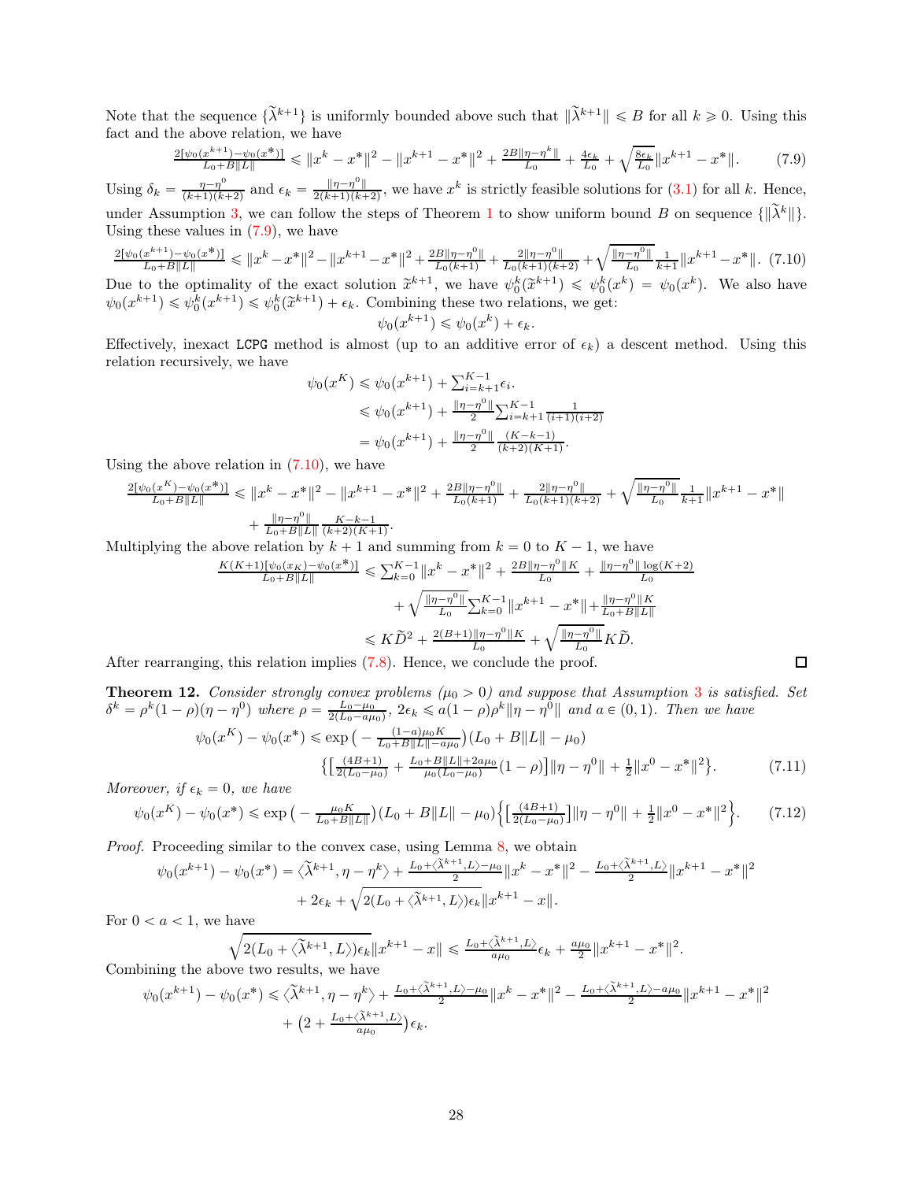Note that the sequence $\{\widetilde{\lambda}^{k+1}\}$ is uniformly bounded above such that $\|\widetilde{\lambda}^{k+1}\| \leqslant B$ for all $k \geqslant 0$. Using this fact and the above relation, we have

$$\tfrac{2[\psi_0(x^{k+1})-\psi_0(x^*)]}{L_0+B\|L\|} \leqslant \|x^k-x^*\|^2 - \|x^{k+1}-x^*\|^2 + \tfrac{2B\|\eta-\eta^k\|}{L_0} + \tfrac{4\epsilon_k}{L_0} + \sqrt{\tfrac{8\epsilon_k}{L_0}}\|x^{k+1}-x^*\|. \tag{7.9}$$

Using $\delta_k = \frac{\eta-\eta^0}{(k+1)(k+2)}$ and $\epsilon_k = \frac{\|\eta-\eta^0\|}{2(k+1)(k+2)}$, we have $x^k$ is strictly feasible solutions for (3.1) for all $k$. Hence, under Assumption 3, we can follow the steps of Theorem 1 to show uniform bound $B$ on sequence $\{\|\widetilde{\lambda}^k\|\}$. Using these values in (7.9), we have

$$\tfrac{2[\psi_0(x^{k+1})-\psi_0(x^*)]}{L_0+B\|L\|} \leqslant \|x^k-x^*\|^2 - \|x^{k+1}-x^*\|^2 + \tfrac{2B\|\eta-\eta^0\|}{L_0(k+1)} + \tfrac{2\|\eta-\eta^0\|}{L_0(k+1)(k+2)} + \sqrt{\tfrac{\|\eta-\eta^0\|}{L_0}}\tfrac{1}{k+1}\|x^{k+1}-x^*\|. \tag{7.10}$$

Due to the optimality of the exact solution $\widetilde{x}^{k+1}$, we have $\psi_0^k(\widetilde{x}^{k+1}) \leqslant \psi_0^k(x^k) = \psi_0(x^k)$. We also have $\psi_0(x^{k+1}) \leqslant \psi_0^k(x^{k+1}) \leqslant \psi_0^k(\widetilde{x}^{k+1}) + \epsilon_k$. Combining these two relations, we get:

$$\psi_0(x^{k+1}) \leqslant \psi_0(x^k) + \epsilon_k.$$

Effectively, inexact LCPG method is almost (up to an additive error of $\epsilon_k$) a descent method. Using this relation recursively, we have

$$\begin{aligned}
\psi_0(x^K) &\leqslant \psi_0(x^{k+1}) + \textstyle\sum_{i=k+1}^{K-1}\epsilon_i. \\
&\leqslant \psi_0(x^{k+1}) + \tfrac{\|\eta-\eta^0\|}{2}\textstyle\sum_{i=k+1}^{K-1}\tfrac{1}{(i+1)(i+2)} \\
&= \psi_0(x^{k+1}) + \tfrac{\|\eta-\eta^0\|}{2}\tfrac{(K-k-1)}{(k+2)(K+1)}.
\end{aligned}$$

Using the above relation in (7.10), we have

$$\begin{aligned}
\tfrac{2[\psi_0(x^K)-\psi_0(x^*)]}{L_0+B\|L\|} \leqslant{}& \|x^k-x^*\|^2 - \|x^{k+1}-x^*\|^2 + \tfrac{2B\|\eta-\eta^0\|}{L_0(k+1)} + \tfrac{2\|\eta-\eta^0\|}{L_0(k+1)(k+2)} + \sqrt{\tfrac{\|\eta-\eta^0\|}{L_0}}\tfrac{1}{k+1}\|x^{k+1}-x^*\| \\
&+ \tfrac{\|\eta-\eta^0\|}{L_0+B\|L\|}\tfrac{K-k-1}{(k+2)(K+1)}.
\end{aligned}$$

Multiplying the above relation by $k+1$ and summing from $k=0$ to $K-1$, we have

$$\begin{aligned}
\tfrac{K(K+1)[\psi_0(x_K)-\psi_0(x^*)]}{L_0+B\|L\|} &\leqslant \textstyle\sum_{k=0}^{K-1}\|x^k-x^*\|^2 + \tfrac{2B\|\eta-\eta^0\|K}{L_0} + \tfrac{\|\eta-\eta^0\|\log(K+2)}{L_0} \\
&\quad + \sqrt{\tfrac{\|\eta-\eta^0\|}{L_0}}\textstyle\sum_{k=0}^{K-1}\|x^{k+1}-x^*\| + \tfrac{\|\eta-\eta^0\|K}{L_0+B\|L\|} \\
&\leqslant K\widetilde{D}^2 + \tfrac{2(B+1)\|\eta-\eta^0\|K}{L_0} + \sqrt{\tfrac{\|\eta-\eta^0\|}{L_0}}K\widetilde{D}.
\end{aligned}$$

After rearranging, this relation implies (7.8). Hence, we conclude the proof. □

**Theorem 12.** *Consider strongly convex problems ($\mu_0 > 0$) and suppose that Assumption 3 is satisfied. Set $\delta^k = \rho^k(1-\rho)(\eta-\eta^0)$ where $\rho = \frac{L_0-\mu_0}{2(L_0-a\mu_0)}$, $2\epsilon_k \leqslant a(1-\rho)\rho^k\|\eta-\eta^0\|$ and $a \in (0,1)$. Then we have*

$$\begin{aligned}
\psi_0(x^K) - \psi_0(x^*) \leqslant{}& \exp\big(-\tfrac{(1-a)\mu_0 K}{L_0+B\|L\|-a\mu_0}\big)(L_0+B\|L\|-\mu_0) \\
&\big\{\big[\tfrac{(4B+1)}{2(L_0-\mu_0)} + \tfrac{L_0+B\|L\|+2a\mu_0}{\mu_0(L_0-\mu_0)}(1-\rho)\big]\|\eta-\eta^0\| + \tfrac{1}{2}\|x^0-x^*\|^2\big\}.
\end{aligned} \tag{7.11}$$

*Moreover, if $\epsilon_k = 0$, we have*

$$\psi_0(x^K) - \psi_0(x^*) \leqslant \exp\big(-\tfrac{\mu_0 K}{L_0+B\|L\|}\big)(L_0+B\|L\|-\mu_0)\Big\{\Big[\tfrac{(4B+1)}{2(L_0-\mu_0)}\Big]\|\eta-\eta^0\| + \tfrac{1}{2}\|x^0-x^*\|^2\Big\}. \tag{7.12}$$

*Proof.* Proceeding similar to the convex case, using Lemma 8, we obtain

$$\begin{aligned}
\psi_0(x^{k+1}) - \psi_0(x^*) ={}& \langle\widetilde{\lambda}^{k+1}, \eta-\eta^k\rangle + \tfrac{L_0+\langle\widetilde{\lambda}^{k+1},L\rangle-\mu_0}{2}\|x^k-x^*\|^2 - \tfrac{L_0+\langle\widetilde{\lambda}^{k+1},L\rangle}{2}\|x^{k+1}-x^*\|^2 \\
&+ 2\epsilon_k + \sqrt{2(L_0+\langle\widetilde{\lambda}^{k+1},L\rangle)\epsilon_k}\|x^{k+1}-x\|.
\end{aligned}$$

For $0 < a < 1$, we have

$$\sqrt{2(L_0+\langle\widetilde{\lambda}^{k+1},L\rangle)\epsilon_k}\|x^{k+1}-x\| \leqslant \tfrac{L_0+\langle\widetilde{\lambda}^{k+1},L\rangle}{a\mu_0}\epsilon_k + \tfrac{a\mu_0}{2}\|x^{k+1}-x^*\|^2.$$

Combining the above two results, we have

$$\begin{aligned}
\psi_0(x^{k+1}) - \psi_0(x^*) \leqslant{}& \langle\widetilde{\lambda}^{k+1}, \eta-\eta^k\rangle + \tfrac{L_0+\langle\widetilde{\lambda}^{k+1},L\rangle-\mu_0}{2}\|x^k-x^*\|^2 - \tfrac{L_0+\langle\widetilde{\lambda}^{k+1},L\rangle-a\mu_0}{2}\|x^{k+1}-x^*\|^2 \\
&+ \big(2 + \tfrac{L_0+\langle\widetilde{\lambda}^{k+1},L\rangle}{a\mu_0}\big)\epsilon_k.
\end{aligned}$$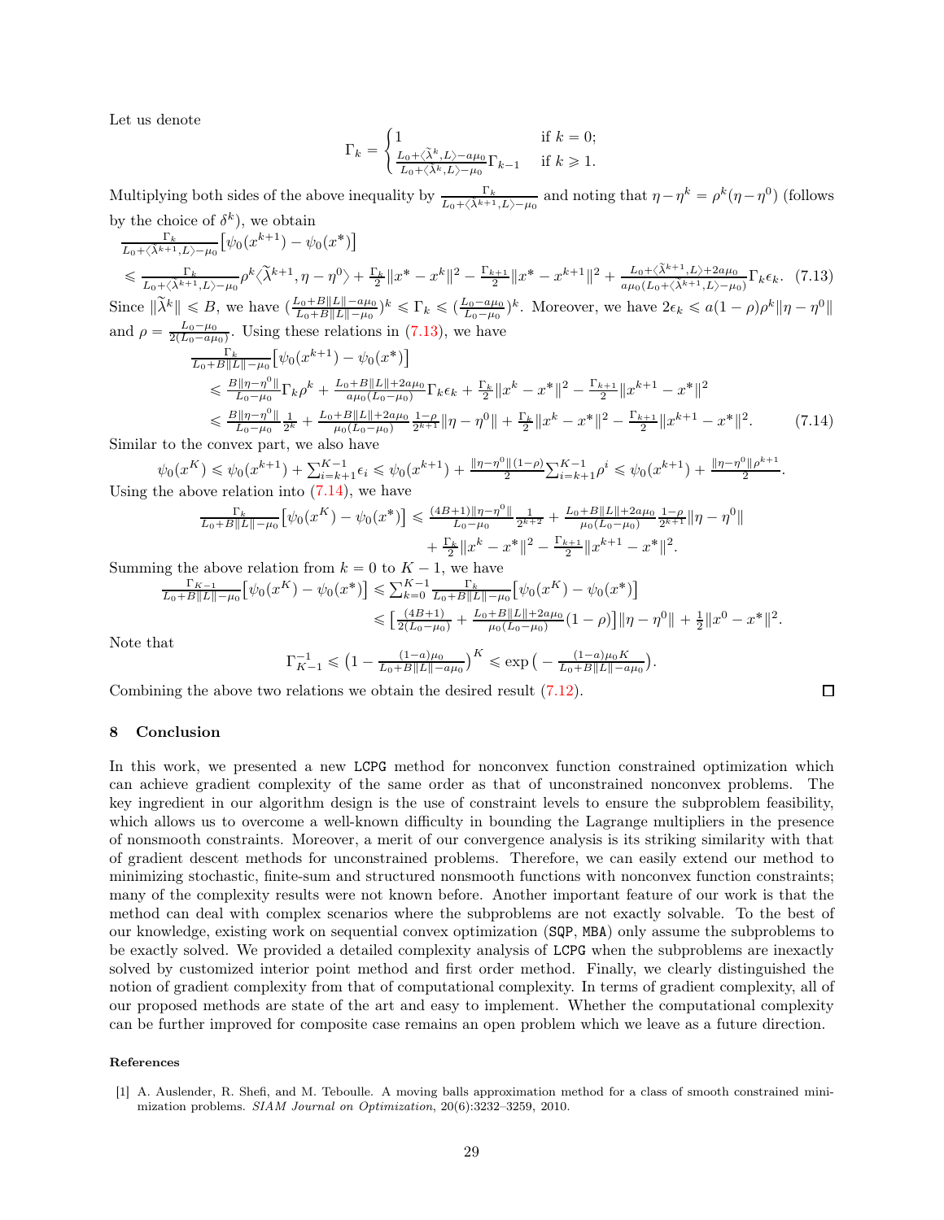Let us denote

$$\Gamma_k = \begin{cases} 1 & \text{if } k = 0; \\ \frac{L_0 + \langle \tilde{\lambda}^k, L \rangle - a\mu_0}{L_0 + \langle \tilde{\lambda}^k, L \rangle - \mu_0} \Gamma_{k-1} & \text{if } k \geqslant 1. \end{cases}$$

Multiplying both sides of the above inequality by $\frac{\Gamma_k}{L_0 + \langle \tilde{\lambda}^{k+1}, L \rangle - \mu_0}$ and noting that $\eta - \eta^k = \rho^k(\eta - \eta^0)$ (follows by the choice of $\delta^k$), we obtain

$$\frac{\Gamma_k}{L_0 + \langle \tilde{\lambda}^{k+1}, L \rangle - \mu_0} \big[ \psi_0(x^{k+1}) - \psi_0(x^*) \big]$$
$$\leqslant \frac{\Gamma_k}{L_0 + \langle \tilde{\lambda}^{k+1}, L \rangle - \mu_0} \rho^k \langle \tilde{\lambda}^{k+1}, \eta - \eta^0 \rangle + \frac{\Gamma_k}{2} \|x^* - x^k\|^2 - \frac{\Gamma_{k+1}}{2} \|x^* - x^{k+1}\|^2 + \frac{L_0 + \langle \tilde{\lambda}^{k+1}, L \rangle + 2a\mu_0}{a\mu_0 (L_0 + \langle \tilde{\lambda}^{k+1}, L \rangle - \mu_0)} \Gamma_k \epsilon_k. \quad (7.13)$$

Since $\|\tilde{\lambda}^k\| \leqslant B$, we have $(\frac{L_0 + B\|L\| - a\mu_0}{L_0 + B\|L\| - \mu_0})^k \leqslant \Gamma_k \leqslant (\frac{L_0 - a\mu_0}{L_0 - \mu_0})^k$. Moreover, we have $2\epsilon_k \leqslant a(1-\rho)\rho^k \|\eta - \eta^0\|$ and $\rho = \frac{L_0 - \mu_0}{2(L_0 - a\mu_0)}$. Using these relations in (7.13), we have

$$\begin{aligned} &\frac{\Gamma_k}{L_0 + B\|L\| - \mu_0} \big[ \psi_0(x^{k+1}) - \psi_0(x^*) \big] \\ &\leqslant \frac{B\|\eta - \eta^0\|}{L_0 - \mu_0} \Gamma_k \rho^k + \frac{L_0 + B\|L\| + 2a\mu_0}{a\mu_0 (L_0 - \mu_0)} \Gamma_k \epsilon_k + \frac{\Gamma_k}{2} \|x^k - x^*\|^2 - \frac{\Gamma_{k+1}}{2} \|x^{k+1} - x^*\|^2 \\ &\leqslant \frac{B\|\eta - \eta^0\|}{L_0 - \mu_0} \frac{1}{2^k} + \frac{L_0 + B\|L\| + 2a\mu_0}{\mu_0 (L_0 - \mu_0)} \frac{1-\rho}{2^{k+1}} \|\eta - \eta^0\| + \frac{\Gamma_k}{2} \|x^k - x^*\|^2 - \frac{\Gamma_{k+1}}{2} \|x^{k+1} - x^*\|^2. \end{aligned} \quad (7.14)$$

Similar to the convex part, we also have

$$\psi_0(x^K) \leqslant \psi_0(x^{k+1}) + \textstyle\sum_{i=k+1}^{K-1} \epsilon_i \leqslant \psi_0(x^{k+1}) + \frac{\|\eta - \eta^0\|(1-\rho)}{2} \textstyle\sum_{i=k+1}^{K-1} \rho^i \leqslant \psi_0(x^{k+1}) + \frac{\|\eta - \eta^0\| \rho^{k+1}}{2}.$$

Using the above relation into (7.14), we have

$$\begin{aligned} \frac{\Gamma_k}{L_0 + B\|L\| - \mu_0} \big[ \psi_0(x^K) - \psi_0(x^*) \big] \leqslant \frac{(4B+1)\|\eta - \eta^0\|}{L_0 - \mu_0} \frac{1}{2^{k+2}} + \frac{L_0 + B\|L\| + 2a\mu_0}{\mu_0 (L_0 - \mu_0)} \frac{1-\rho}{2^{k+1}} \|\eta - \eta^0\| \\ + \frac{\Gamma_k}{2} \|x^k - x^*\|^2 - \frac{\Gamma_{k+1}}{2} \|x^{k+1} - x^*\|^2. \end{aligned}$$

Summing the above relation from $k = 0$ to $K-1$, we have

$$\begin{aligned} \frac{\Gamma_{K-1}}{L_0 + B\|L\| - \mu_0} \big[ \psi_0(x^K) - \psi_0(x^*) \big] &\leqslant \textstyle\sum_{k=0}^{K-1} \frac{\Gamma_k}{L_0 + B\|L\| - \mu_0} \big[ \psi_0(x^K) - \psi_0(x^*) \big] \\ &\leqslant \big[ \frac{(4B+1)}{2(L_0 - \mu_0)} + \frac{L_0 + B\|L\| + 2a\mu_0}{\mu_0 (L_0 - \mu_0)} (1-\rho) \big] \|\eta - \eta^0\| + \frac{1}{2} \|x^0 - x^*\|^2. \end{aligned}$$

Note that

$$\Gamma_{K-1}^{-1} \leqslant \big( 1 - \frac{(1-a)\mu_0}{L_0 + B\|L\| - a\mu_0} \big)^K \leqslant \exp\big( -\frac{(1-a)\mu_0 K}{L_0 + B\|L\| - a\mu_0} \big).$$

Combining the above two relations we obtain the desired result (7.12). □

## 8 Conclusion

In this work, we presented a new LCPG method for nonconvex function constrained optimization which can achieve gradient complexity of the same order as that of unconstrained nonconvex problems. The key ingredient in our algorithm design is the use of constraint levels to ensure the subproblem feasibility, which allows us to overcome a well-known difficulty in bounding the Lagrange multipliers in the presence of nonsmooth constraints. Moreover, a merit of our convergence analysis is its striking similarity with that of gradient descent methods for unconstrained problems. Therefore, we can easily extend our method to minimizing stochastic, finite-sum and structured nonsmooth functions with nonconvex function constraints; many of the complexity results were not known before. Another important feature of our work is that the method can deal with complex scenarios where the subproblems are not exactly solvable. To the best of our knowledge, existing work on sequential convex optimization (SQP, MBA) only assume the subproblems to be exactly solved. We provided a detailed complexity analysis of LCPG when the subproblems are inexactly solved by customized interior point method and first order method. Finally, we clearly distinguished the notion of gradient complexity from that of computational complexity. In terms of gradient complexity, all of our proposed methods are state of the art and easy to implement. Whether the computational complexity can be further improved for composite case remains an open problem which we leave as a future direction.

### References

[1] A. Auslender, R. Shefi, and M. Teboulle. A moving balls approximation method for a class of smooth constrained minimization problems. *SIAM Journal on Optimization*, 20(6):3232–3259, 2010.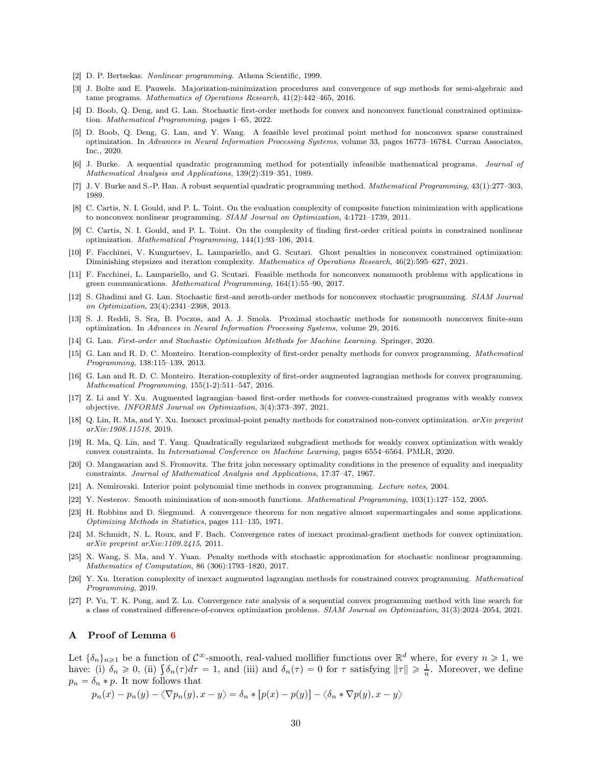[2] D. P. Bertsekas. *Nonlinear programming.* Athena Scientific, 1999.

[3] J. Bolte and E. Pauwels. Majorization-minimization procedures and convergence of sqp methods for semi-algebraic and tame programs. *Mathematics of Operations Research*, 41(2):442–465, 2016.

[4] D. Boob, Q. Deng, and G. Lan. Stochastic first-order methods for convex and nonconvex functional constrained optimization. *Mathematical Programming*, pages 1–65, 2022.

[5] D. Boob, Q. Deng, G. Lan, and Y. Wang. A feasible level proximal point method for nonconvex sparse constrained optimization. In *Advances in Neural Information Processing Systems*, volume 33, pages 16773–16784. Curran Associates, Inc., 2020.

[6] J. Burke. A sequential quadratic programming method for potentially infeasible mathematical programs. *Journal of Mathematical Analysis and Applications*, 139(2):319–351, 1989.

[7] J. V. Burke and S.-P. Han. A robust sequential quadratic programming method. *Mathematical Programming*, 43(1):277–303, 1989.

[8] C. Cartis, N. I. Gould, and P. L. Toint. On the evaluation complexity of composite function minimization with applications to nonconvex nonlinear programming. *SIAM Journal on Optimization*, 4:1721–1739, 2011.

[9] C. Cartis, N. I. Gould, and P. L. Toint. On the complexity of finding first-order critical points in constrained nonlinear optimization. *Mathematical Programming*, 144(1):93–106, 2014.

[10] F. Facchinei, V. Kungurtsev, L. Lampariello, and G. Scutari. Ghost penalties in nonconvex constrained optimization: Diminishing stepsizes and iteration complexity. *Mathematics of Operations Research*, 46(2):595–627, 2021.

[11] F. Facchinei, L. Lampariello, and G. Scutari. Feasible methods for nonconvex nonsmooth problems with applications in green communications. *Mathematical Programming*, 164(1):55–90, 2017.

[12] S. Ghadimi and G. Lan. Stochastic first-and zeroth-order methods for nonconvex stochastic programming. *SIAM Journal on Optimization*, 23(4):2341–2368, 2013.

[13] S. J. Reddi, S. Sra, B. Poczos, and A. J. Smola. Proximal stochastic methods for nonsmooth nonconvex finite-sum optimization. In *Advances in Neural Information Processing Systems*, volume 29, 2016.

[14] G. Lan. *First-order and Stochastic Optimization Methods for Machine Learning.* Springer, 2020.

[15] G. Lan and R. D. C. Monteiro. Iteration-complexity of first-order penalty methods for convex programming. *Mathematical Programming*, 138:115–139, 2013.

[16] G. Lan and R. D. C. Monteiro. Iteration-complexity of first-order augmented lagrangian methods for convex programming. *Mathematical Programming*, 155(1-2):511–547, 2016.

[17] Z. Li and Y. Xu. Augmented lagrangian–based first-order methods for convex-constrained programs with weakly convex objective. *INFORMS Journal on Optimization*, 3(4):373–397, 2021.

[18] Q. Lin, R. Ma, and Y. Xu. Inexact proximal-point penalty methods for constrained non-convex optimization. *arXiv preprint arXiv:1908.11518*, 2019.

[19] R. Ma, Q. Lin, and T. Yang. Quadratically regularized subgradient methods for weakly convex optimization with weakly convex constraints. In *International Conference on Machine Learning*, pages 6554–6564. PMLR, 2020.

[20] O. Mangasarian and S. Fromovitz. The fritz john necessary optimality conditions in the presence of equality and inequality constraints. *Journal of Mathematical Analysis and Applications*, 17:37–47, 1967.

[21] A. Nemirovski. Interior point polynomial time methods in convex programming. *Lecture notes*, 2004.

[22] Y. Nesterov. Smooth minimization of non-smooth functions. *Mathematical Programming*, 103(1):127–152, 2005.

[23] H. Robbins and D. Siegmund. A convergence theorem for non negative almost supermartingales and some applications. *Optimizing Methods in Statistics*, pages 111–135, 1971.

[24] M. Schmidt, N. L. Roux, and F. Bach. Convergence rates of inexact proximal-gradient methods for convex optimization. *arXiv preprint arXiv:1109.2415*, 2011.

[25] X. Wang, S. Ma, and Y. Yuan. Penalty methods with stochastic approximation for stochastic nonlinear programming. *Mathematics of Computation*, 86 (306):1793–1820, 2017.

[26] Y. Xu. Iteration complexity of inexact augmented lagrangian methods for constrained convex programming. *Mathematical Programming*, 2019.

[27] P. Yu, T. K. Pong, and Z. Lu. Convergence rate analysis of a sequential convex programming method with line search for a class of constrained difference-of-convex optimization problems. *SIAM Journal on Optimization*, 31(3):2024–2054, 2021.

## A Proof of Lemma 6

Let $\{\delta_n\}_{n\geqslant 1}$ be a function of $\mathcal{C}^\infty$-smooth, real-valued mollifier functions over $\mathbb{R}^d$ where, for every $n \geqslant 1$, we have: (i) $\delta_n \geqslant 0$, (ii) $\int \delta_n(\tau)d\tau = 1$, and (iii) and $\delta_n(\tau) = 0$ for $\tau$ satisfying $\|\tau\| \geqslant \frac{1}{n}$. Moreover, we define $p_n = \delta_n * p$. It now follows that

$$p_n(x) - p_n(y) - \langle \nabla p_n(y), x - y\rangle = \delta_n * [p(x) - p(y)] - \langle \delta_n * \nabla p(y), x - y\rangle$$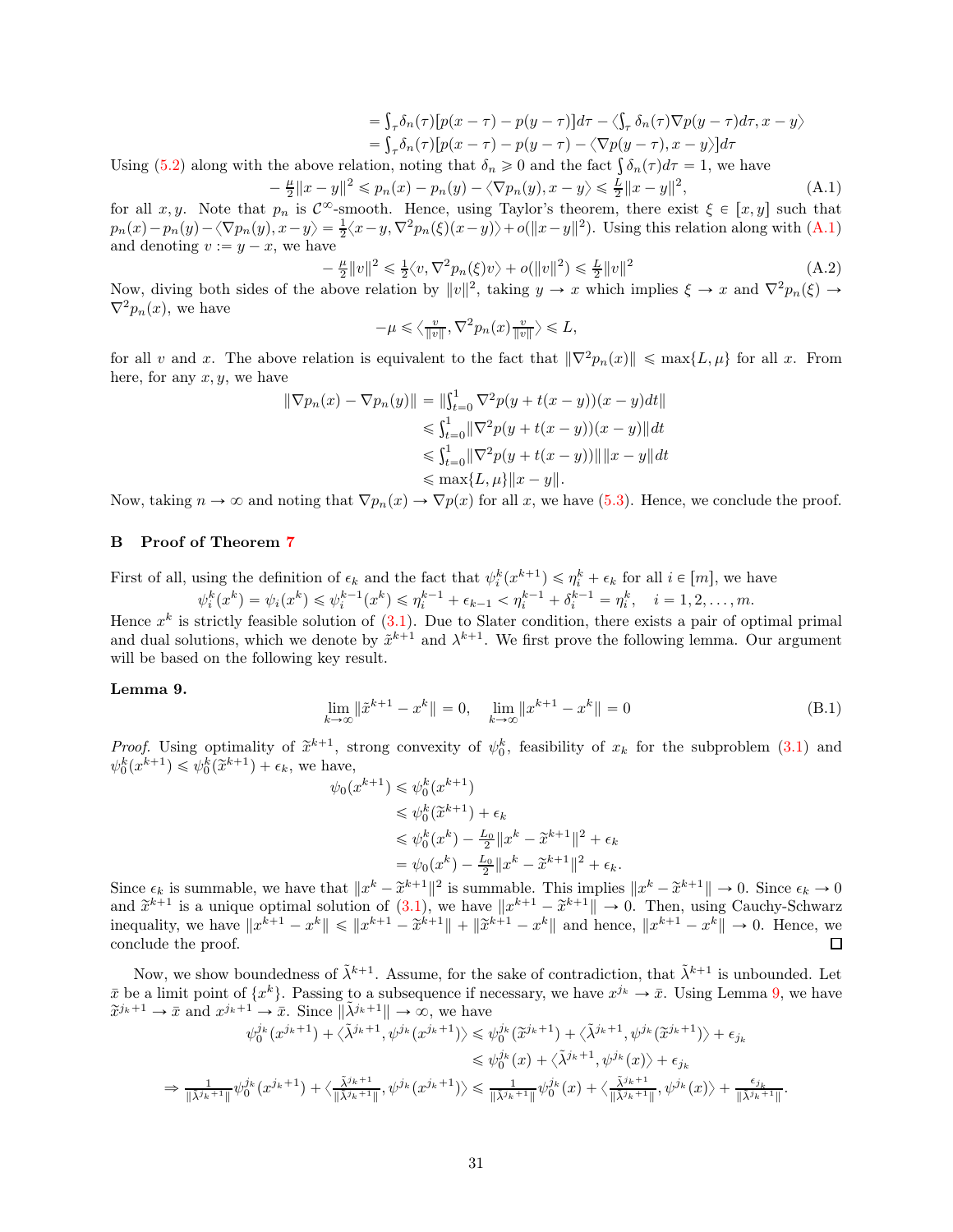$$
\begin{aligned}
&= \textstyle\int_\tau \delta_n(\tau)[p(x-\tau) - p(y-\tau)]d\tau - \langle \int_\tau \delta_n(\tau)\nabla p(y-\tau)d\tau, x-y\rangle \\
&= \textstyle\int_\tau \delta_n(\tau)[p(x-\tau) - p(y-\tau) - \langle \nabla p(y-\tau), x-y\rangle]d\tau
\end{aligned}
$$

Using (5.2) along with the above relation, noting that $\delta_n \geqslant 0$ and the fact $\int \delta_n(\tau)d\tau = 1$, we have

$$
-\tfrac{\mu}{2}\|x-y\|^2 \leqslant p_n(x) - p_n(y) - \langle \nabla p_n(y), x-y\rangle \leqslant \tfrac{L}{2}\|x-y\|^2, \tag{A.1}
$$

for all $x, y$. Note that $p_n$ is $\mathcal{C}^\infty$-smooth. Hence, using Taylor's theorem, there exist $\xi \in [x, y]$ such that $p_n(x) - p_n(y) - \langle \nabla p_n(y), x-y\rangle = \frac{1}{2}\langle x-y, \nabla^2 p_n(\xi)(x-y)\rangle + o(\|x-y\|^2)$. Using this relation along with (A.1) and denoting $v := y - x$, we have

$$
-\tfrac{\mu}{2}\|v\|^2 \leqslant \tfrac{1}{2}\langle v, \nabla^2 p_n(\xi)v\rangle + o(\|v\|^2) \leqslant \tfrac{L}{2}\|v\|^2 \tag{A.2}
$$

Now, diving both sides of the above relation by $\|v\|^2$, taking $y \to x$ which implies $\xi \to x$ and $\nabla^2 p_n(\xi) \to \nabla^2 p_n(x)$, we have

$$
-\mu \leqslant \langle \tfrac{v}{\|v\|}, \nabla^2 p_n(x)\tfrac{v}{\|v\|}\rangle \leqslant L,
$$

for all $v$ and $x$. The above relation is equivalent to the fact that $\|\nabla^2 p_n(x)\| \leqslant \max\{L, \mu\}$ for all $x$. From here, for any $x, y$, we have

$$
\begin{aligned}
\|\nabla p_n(x) - \nabla p_n(y)\| &= \|\textstyle\int_{t=0}^1 \nabla^2 p(y + t(x-y))(x-y)dt\| \\
&\leqslant \textstyle\int_{t=0}^1 \|\nabla^2 p(y + t(x-y))(x-y)\|dt \\
&\leqslant \textstyle\int_{t=0}^1 \|\nabla^2 p(y + t(x-y))\|\|x-y\|dt \\
&\leqslant \max\{L, \mu\}\|x-y\|.
\end{aligned}
$$

Now, taking $n \to \infty$ and noting that $\nabla p_n(x) \to \nabla p(x)$ for all $x$, we have (5.3). Hence, we conclude the proof.

## B Proof of Theorem 7

First of all, using the definition of $\epsilon_k$ and the fact that $\psi_i^k(x^{k+1}) \leqslant \eta_i^k + \epsilon_k$ for all $i \in [m]$, we have

$$
\psi_i^k(x^k) = \psi_i(x^k) \leqslant \psi_i^{k-1}(x^k) \leqslant \eta_i^{k-1} + \epsilon_{k-1} < \eta_i^{k-1} + \delta_i^{k-1} = \eta_i^k, \quad i = 1, 2, \ldots, m.
$$

Hence $x^k$ is strictly feasible solution of (3.1). Due to Slater condition, there exists a pair of optimal primal and dual solutions, which we denote by $\tilde{x}^{k+1}$ and $\lambda^{k+1}$. We first prove the following lemma. Our argument will be based on the following key result.

**Lemma 9.**

$$
\lim_{k\to\infty} \|\tilde{x}^{k+1} - x^k\| = 0, \quad \lim_{k\to\infty} \|x^{k+1} - x^k\| = 0 \tag{B.1}
$$

*Proof.* Using optimality of $\tilde{x}^{k+1}$, strong convexity of $\psi_0^k$, feasibility of $x_k$ for the subproblem (3.1) and $\psi_0^k(x^{k+1}) \leqslant \psi_0^k(\tilde{x}^{k+1}) + \epsilon_k$, we have,

$$
\begin{aligned}
\psi_0(x^{k+1}) &\leqslant \psi_0^k(x^{k+1}) \\
&\leqslant \psi_0^k(\tilde{x}^{k+1}) + \epsilon_k \\
&\leqslant \psi_0^k(x^k) - \tfrac{L_0}{2}\|x^k - \tilde{x}^{k+1}\|^2 + \epsilon_k \\
&= \psi_0(x^k) - \tfrac{L_0}{2}\|x^k - \tilde{x}^{k+1}\|^2 + \epsilon_k.
\end{aligned}
$$

Since $\epsilon_k$ is summable, we have that $\|x^k - \tilde{x}^{k+1}\|^2$ is summable. This implies $\|x^k - \tilde{x}^{k+1}\| \to 0$. Since $\epsilon_k \to 0$ and $\tilde{x}^{k+1}$ is a unique optimal solution of (3.1), we have $\|x^{k+1} - \tilde{x}^{k+1}\| \to 0$. Then, using Cauchy-Schwarz inequality, we have $\|x^{k+1} - x^k\| \leqslant \|x^{k+1} - \tilde{x}^{k+1}\| + \|\tilde{x}^{k+1} - x^k\|$ and hence, $\|x^{k+1} - x^k\| \to 0$. Hence, we conclude the proof. ☐

Now, we show boundedness of $\tilde{\lambda}^{k+1}$. Assume, for the sake of contradiction, that $\tilde{\lambda}^{k+1}$ is unbounded. Let $\bar{x}$ be a limit point of $\{x^k\}$. Passing to a subsequence if necessary, we have $x^{j_k} \to \bar{x}$. Using Lemma 9, we have $\tilde{x}^{j_k+1} \to \bar{x}$ and $x^{j_k+1} \to \bar{x}$. Since $\|\tilde{\lambda}^{j_k+1}\| \to \infty$, we have

$$
\begin{aligned}
\psi_0^{j_k}(x^{j_k+1}) + \langle \tilde{\lambda}^{j_k+1}, \psi^{j_k}(x^{j_k+1})\rangle &\leqslant \psi_0^{j_k}(\tilde{x}^{j_k+1}) + \langle \tilde{\lambda}^{j_k+1}, \psi^{j_k}(\tilde{x}^{j_k+1})\rangle + \epsilon_{j_k} \\
&\leqslant \psi_0^{j_k}(x) + \langle \tilde{\lambda}^{j_k+1}, \psi^{j_k}(x)\rangle + \epsilon_{j_k} \\
\Rightarrow \tfrac{1}{\|\tilde{\lambda}^{j_k+1}\|}\psi_0^{j_k}(x^{j_k+1}) + \langle \tfrac{\tilde{\lambda}^{j_k+1}}{\|\tilde{\lambda}^{j_k+1}\|}, \psi^{j_k}(x^{j_k+1})\rangle &\leqslant \tfrac{1}{\|\tilde{\lambda}^{j_k+1}\|}\psi_0^{j_k}(x) + \langle \tfrac{\tilde{\lambda}^{j_k+1}}{\|\tilde{\lambda}^{j_k+1}\|}, \psi^{j_k}(x)\rangle + \tfrac{\epsilon_{j_k}}{\|\tilde{\lambda}^{j_k+1}\|}.
\end{aligned}
$$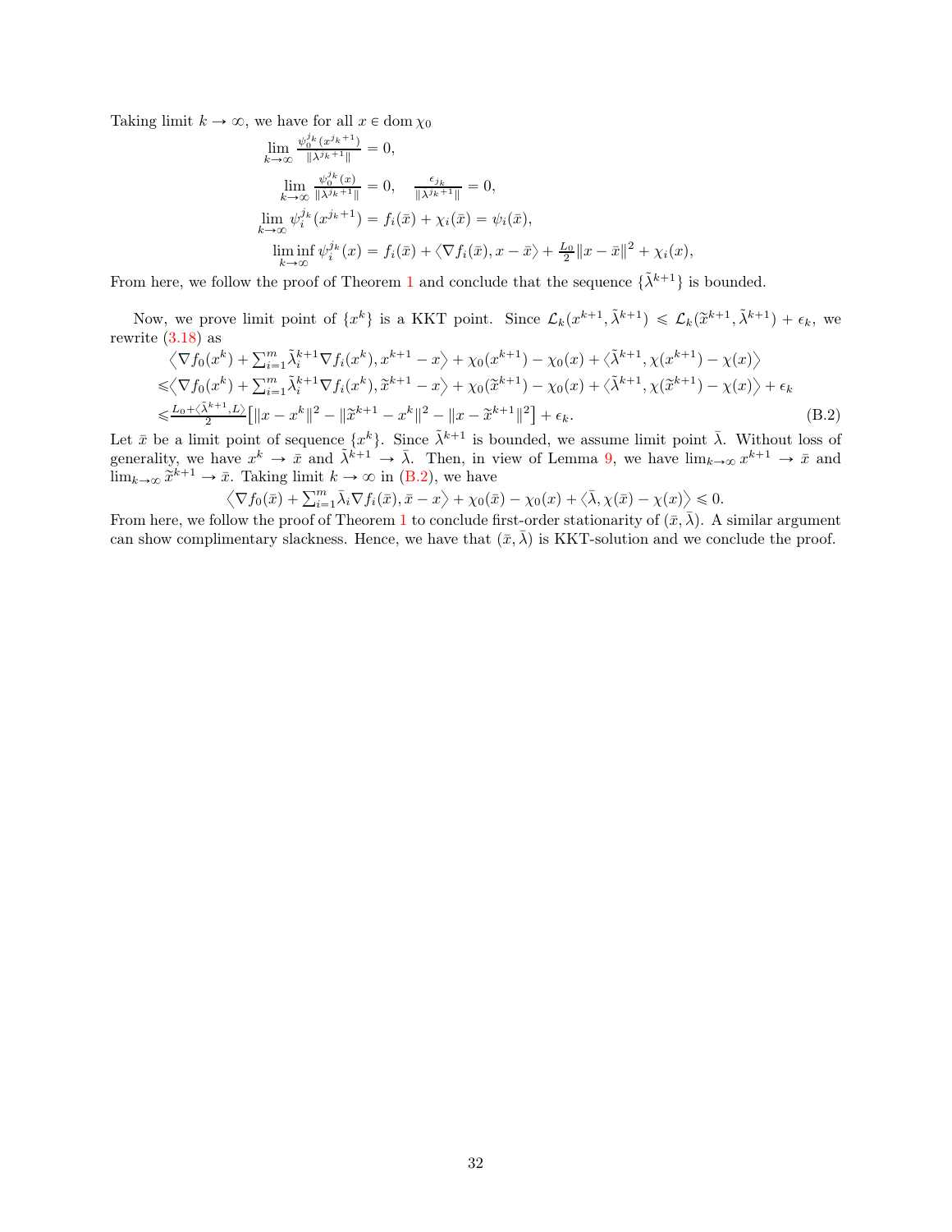Taking limit $k \to \infty$, we have for all $x \in \operatorname{dom} \chi_0$

$$
\begin{aligned}
\lim_{k\to\infty} \tfrac{\psi_0^{j_k}(x^{j_k+1})}{\|\lambda^{j_k+1}\|} &= 0, \\
\lim_{k\to\infty} \tfrac{\psi_0^{j_k}(x)}{\|\lambda^{j_k+1}\|} &= 0, \quad \tfrac{\epsilon_{j_k}}{\|\lambda^{j_k+1}\|} = 0, \\
\lim_{k\to\infty} \psi_i^{j_k}(x^{j_k+1}) &= f_i(\bar{x}) + \chi_i(\bar{x}) = \psi_i(\bar{x}), \\
\liminf_{k\to\infty} \psi_i^{j_k}(x) &= f_i(\bar{x}) + \langle \nabla f_i(\bar{x}), x - \bar{x}\rangle + \tfrac{L_0}{2}\|x - \bar{x}\|^2 + \chi_i(x),
\end{aligned}
$$

From here, we follow the proof of Theorem 1 and conclude that the sequence $\{\tilde{\lambda}^{k+1}\}$ is bounded.

Now, we prove limit point of $\{x^k\}$ is a KKT point. Since $\mathcal{L}_k(x^{k+1}, \tilde{\lambda}^{k+1}) \leqslant \mathcal{L}_k(\widetilde{x}^{k+1}, \tilde{\lambda}^{k+1}) + \epsilon_k$, we rewrite (3.18) as

$$
\begin{aligned}
&\big\langle \nabla f_0(x^k) + \textstyle\sum_{i=1}^m \tilde{\lambda}_i^{k+1} \nabla f_i(x^k), x^{k+1} - x\big\rangle + \chi_0(x^{k+1}) - \chi_0(x) + \big\langle \tilde{\lambda}^{k+1}, \chi(x^{k+1}) - \chi(x)\big\rangle \\
\leqslant& \big\langle \nabla f_0(x^k) + \textstyle\sum_{i=1}^m \tilde{\lambda}_i^{k+1} \nabla f_i(x^k), \widetilde{x}^{k+1} - x\big\rangle + \chi_0(\widetilde{x}^{k+1}) - \chi_0(x) + \big\langle \tilde{\lambda}^{k+1}, \chi(\widetilde{x}^{k+1}) - \chi(x)\big\rangle + \epsilon_k \\
\leqslant& \tfrac{L_0 + \langle \tilde{\lambda}^{k+1}, L\rangle}{2}\big[\|x - x^k\|^2 - \|\widetilde{x}^{k+1} - x^k\|^2 - \|x - \widetilde{x}^{k+1}\|^2\big] + \epsilon_k. \qquad \text{(B.2)}
\end{aligned}
$$

Let $\bar{x}$ be a limit point of sequence $\{x^k\}$. Since $\tilde{\lambda}^{k+1}$ is bounded, we assume limit point $\bar{\lambda}$. Without loss of generality, we have $x^k \to \bar{x}$ and $\tilde{\lambda}^{k+1} \to \bar{\lambda}$. Then, in view of Lemma 9, we have $\lim_{k\to\infty} x^{k+1} \to \bar{x}$ and $\lim_{k\to\infty} \widetilde{x}^{k+1} \to \bar{x}$. Taking limit $k \to \infty$ in (B.2), we have

$$
\big\langle \nabla f_0(\bar{x}) + \textstyle\sum_{i=1}^m \bar{\lambda}_i \nabla f_i(\bar{x}), \bar{x} - x\big\rangle + \chi_0(\bar{x}) - \chi_0(x) + \big\langle \bar{\lambda}, \chi(\bar{x}) - \chi(x)\big\rangle \leqslant 0.
$$

From here, we follow the proof of Theorem 1 to conclude first-order stationarity of $(\bar{x}, \bar{\lambda})$. A similar argument can show complimentary slackness. Hence, we have that $(\bar{x}, \bar{\lambda})$ is KKT-solution and we conclude the proof.